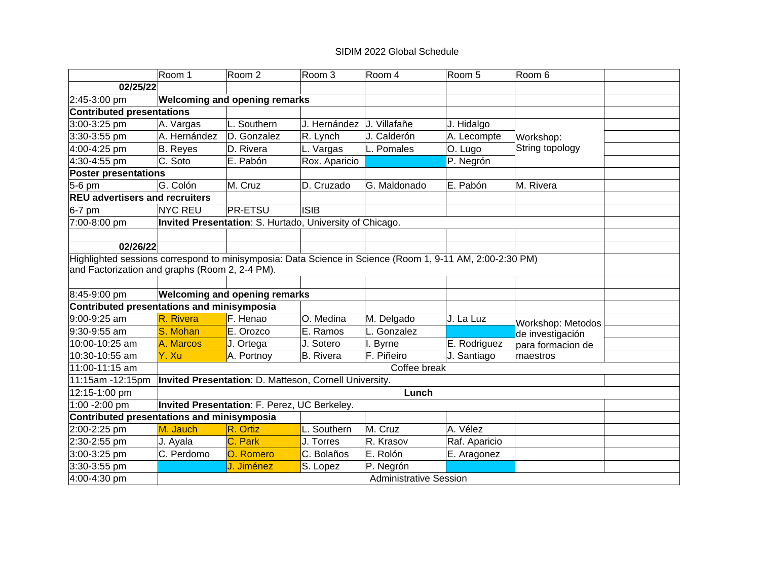SIDIM 2022 Global Schedule

| | Room 1 | Room 2 | Room 3 | Room 4 | Room 5 | Room 6 | |
|---|---|---|---|---|---|---|---|
| **02/25/22** | | | | | | | |
| 2:45-3:00 pm | **Welcoming and opening remarks** | | | | | | |
| **Contributed presentations** | | | | | | | |
| 3:00-3:25 pm | A. Vargas | L. Southern | J. Hernández | J. Villafañe | J. Hidalgo | Workshop: String topology | |
| 3:30-3:55 pm | A. Hernández | D. Gonzalez | R. Lynch | J. Calderón | A. Lecompte | | |
| 4:00-4:25 pm | B. Reyes | D. Rivera | L. Vargas | L. Pomales | O. Lugo | | |
| 4:30-4:55 pm | C. Soto | E. Pabón | Rox. Aparicio | | P. Negrón | | |
| **Poster presentations** | | | | | | | |
| 5-6 pm | G. Colón | M. Cruz | D. Cruzado | G. Maldonado | E. Pabón | M. Rivera | |
| **REU advertisers and recruiters** | | | | | | | |
| 6-7 pm | NYC REU | PR-ETSU | ISIB | | | | |
| 7:00-8:00 pm | **Invited Presentation**: S. Hurtado, University of Chicago. | | | | | | |
| | | | | | | | |
| **02/26/22** | | | | | | | |
| Highlighted sessions correspond to minisymposia: Data Science in Science (Room 1, 9-11 AM, 2:00-2:30 PM) and Factorization and graphs (Room 2, 2-4 PM). | | | | | | | |
| | | | | | | | |
| 8:45-9:00 pm | **Welcoming and opening remarks** | | | | | | |
| **Contributed presentations and minisymposia** | | | | | | | |
| 9:00-9:25 am | R. Rivera | F. Henao | O. Medina | M. Delgado | J. La Luz | Workshop: Metodos de investigación para formacion de maestros | |
| 9:30-9:55 am | S. Mohan | E. Orozco | E. Ramos | L. Gonzalez | | | |
| 10:00-10:25 am | A. Marcos | J. Ortega | J. Sotero | I. Byrne | E. Rodriguez | | |
| 10:30-10:55 am | Y. Xu | A. Portnoy | B. Rivera | F. Piñeiro | J. Santiago | | |
| 11:00-11:15 am | Coffee break | | | | | | |
| 11:15am -12:15pm | **Invited Presentation**: D. Matteson, Cornell University. | | | | | | |
| 12:15-1:00 pm | **Lunch** | | | | | | |
| 1:00 -2:00 pm | **Invited Presentation**: F. Perez, UC Berkeley. | | | | | | |
| **Contributed presentations and minisymposia** | | | | | | | |
| 2:00-2:25 pm | M. Jauch | R. Ortiz | L. Southern | M. Cruz | A. Vélez | | |
| 2:30-2:55 pm | J. Ayala | C. Park | J. Torres | R. Krasov | Raf. Aparicio | | |
| 3:00-3:25 pm | C. Perdomo | O. Romero | C. Bolaños | E. Rolón | E. Aragonez | | |
| 3:30-3:55 pm | | J. Jiménez | S. Lopez | P. Negrón | | | |
| 4:00-4:30 pm | Administrative Session | | | | | | |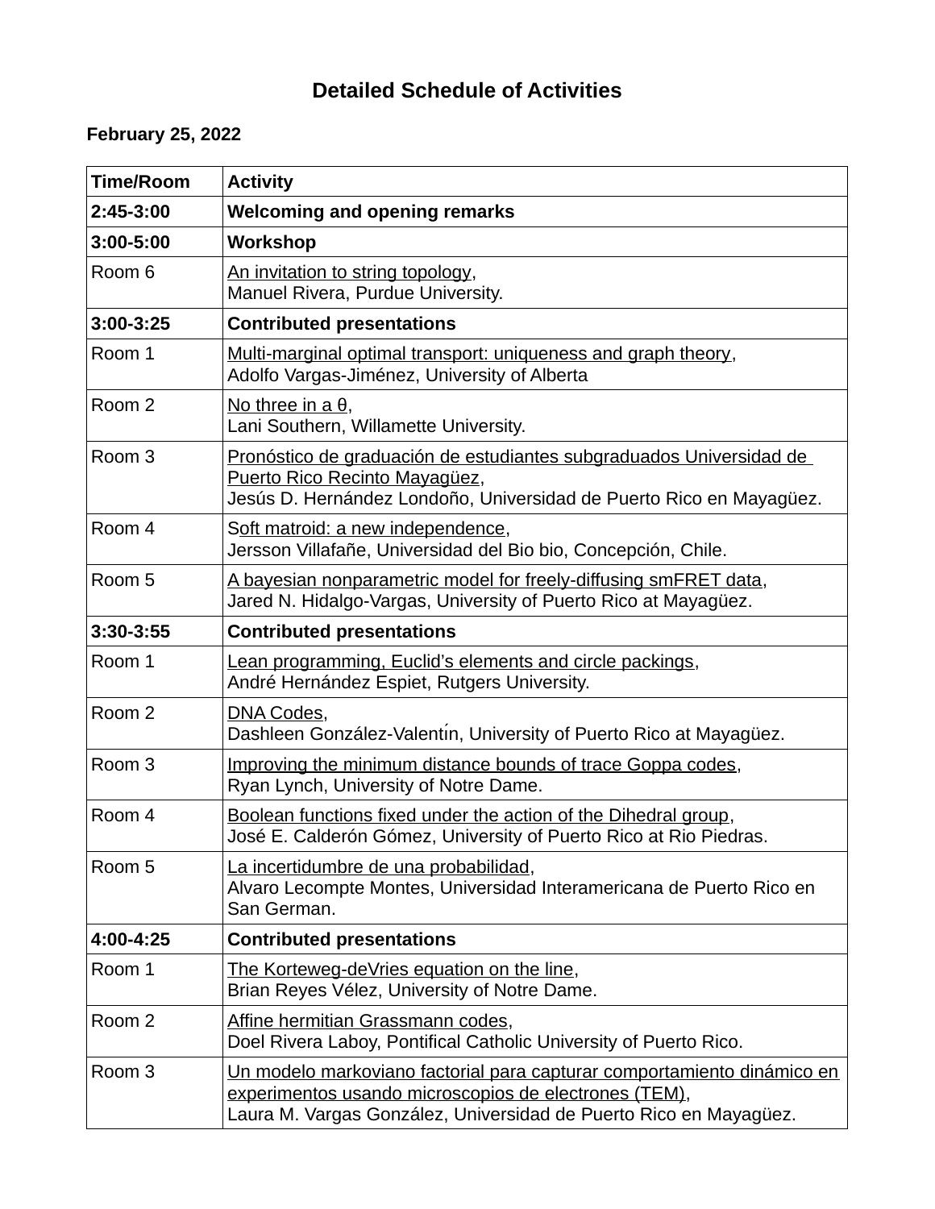# Detailed Schedule of Activities

**February 25, 2022**

| Time/Room | Activity |
|---|---|
| **2:45-3:00** | **Welcoming and opening remarks** |
| **3:00-5:00** | **Workshop** |
| Room 6 | An invitation to string topology,<br>Manuel Rivera, Purdue University. |
| **3:00-3:25** | **Contributed presentations** |
| Room 1 | Multi-marginal optimal transport: uniqueness and graph theory,<br>Adolfo Vargas-Jiménez, University of Alberta |
| Room 2 | No three in a θ,<br>Lani Southern, Willamette University. |
| Room 3 | Pronóstico de graduación de estudiantes subgraduados Universidad de Puerto Rico Recinto Mayagüez,<br>Jesús D. Hernández Londoño, Universidad de Puerto Rico en Mayagüez. |
| Room 4 | Soft matroid: a new independence,<br>Jersson Villafañe, Universidad del Bio bio, Concepción, Chile. |
| Room 5 | A bayesian nonparametric model for freely-diffusing smFRET data,<br>Jared N. Hidalgo-Vargas, University of Puerto Rico at Mayagüez. |
| **3:30-3:55** | **Contributed presentations** |
| Room 1 | Lean programming, Euclid's elements and circle packings,<br>André Hernández Espiet, Rutgers University. |
| Room 2 | DNA Codes,<br>Dashleen González-Valentín, University of Puerto Rico at Mayagüez. |
| Room 3 | Improving the minimum distance bounds of trace Goppa codes,<br>Ryan Lynch, University of Notre Dame. |
| Room 4 | Boolean functions fixed under the action of the Dihedral group,<br>José E. Calderón Gómez, University of Puerto Rico at Rio Piedras. |
| Room 5 | La incertidumbre de una probabilidad,<br>Alvaro Lecompte Montes, Universidad Interamericana de Puerto Rico en San German. |
| **4:00-4:25** | **Contributed presentations** |
| Room 1 | The Korteweg-deVries equation on the line,<br>Brian Reyes Vélez, University of Notre Dame. |
| Room 2 | Affine hermitian Grassmann codes,<br>Doel Rivera Laboy, Pontifical Catholic University of Puerto Rico. |
| Room 3 | Un modelo markoviano factorial para capturar comportamiento dinámico en experimentos usando microscopios de electrones (TEM),<br>Laura M. Vargas González, Universidad de Puerto Rico en Mayagüez. |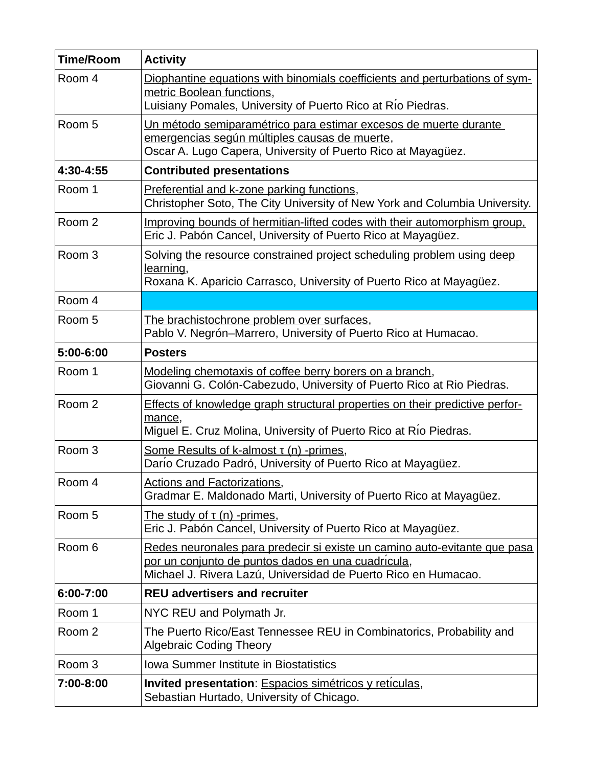| Time/Room | Activity |
|---|---|
| Room 4 | Diophantine equations with binomials coefficients and perturbations of symmetric Boolean functions,<br>Luisiany Pomales, University of Puerto Rico at Río Piedras. |
| Room 5 | Un método semiparamétrico para estimar excesos de muerte durante emergencias según múltiples causas de muerte,<br>Oscar A. Lugo Capera, University of Puerto Rico at Mayagüez. |
| **4:30-4:55** | **Contributed presentations** |
| Room 1 | Preferential and k-zone parking functions,<br>Christopher Soto, The City University of New York and Columbia University. |
| Room 2 | Improving bounds of hermitian-lifted codes with their automorphism group,<br>Eric J. Pabón Cancel, University of Puerto Rico at Mayagüez. |
| Room 3 | Solving the resource constrained project scheduling problem using deep learning,<br>Roxana K. Aparicio Carrasco, University of Puerto Rico at Mayagüez. |
| Room 4 | |
| Room 5 | The brachistochrone problem over surfaces,<br>Pablo V. Negrón–Marrero, University of Puerto Rico at Humacao. |
| **5:00-6:00** | **Posters** |
| Room 1 | Modeling chemotaxis of coffee berry borers on a branch,<br>Giovanni G. Colón-Cabezudo, University of Puerto Rico at Rio Piedras. |
| Room 2 | Effects of knowledge graph structural properties on their predictive performance,<br>Miguel E. Cruz Molina, University of Puerto Rico at Río Piedras. |
| Room 3 | Some Results of k-almost τ (n) -primes,<br>Darío Cruzado Padró, University of Puerto Rico at Mayagüez. |
| Room 4 | Actions and Factorizations,<br>Gradmar E. Maldonado Marti, University of Puerto Rico at Mayagüez. |
| Room 5 | The study of τ (n) -primes,<br>Eric J. Pabón Cancel, University of Puerto Rico at Mayagüez. |
| Room 6 | Redes neuronales para predecir si existe un camino auto-evitante que pasa por un conjunto de puntos dados en una cuadrícula,<br>Michael J. Rivera Lazú, Universidad de Puerto Rico en Humacao. |
| **6:00-7:00** | **REU advertisers and recruiter** |
| Room 1 | NYC REU and Polymath Jr. |
| Room 2 | The Puerto Rico/East Tennessee REU in Combinatorics, Probability and Algebraic Coding Theory |
| Room 3 | Iowa Summer Institute in Biostatistics |
| **7:00-8:00** | **Invited presentation**: Espacios simétricos y retículas,<br>Sebastian Hurtado, University of Chicago. |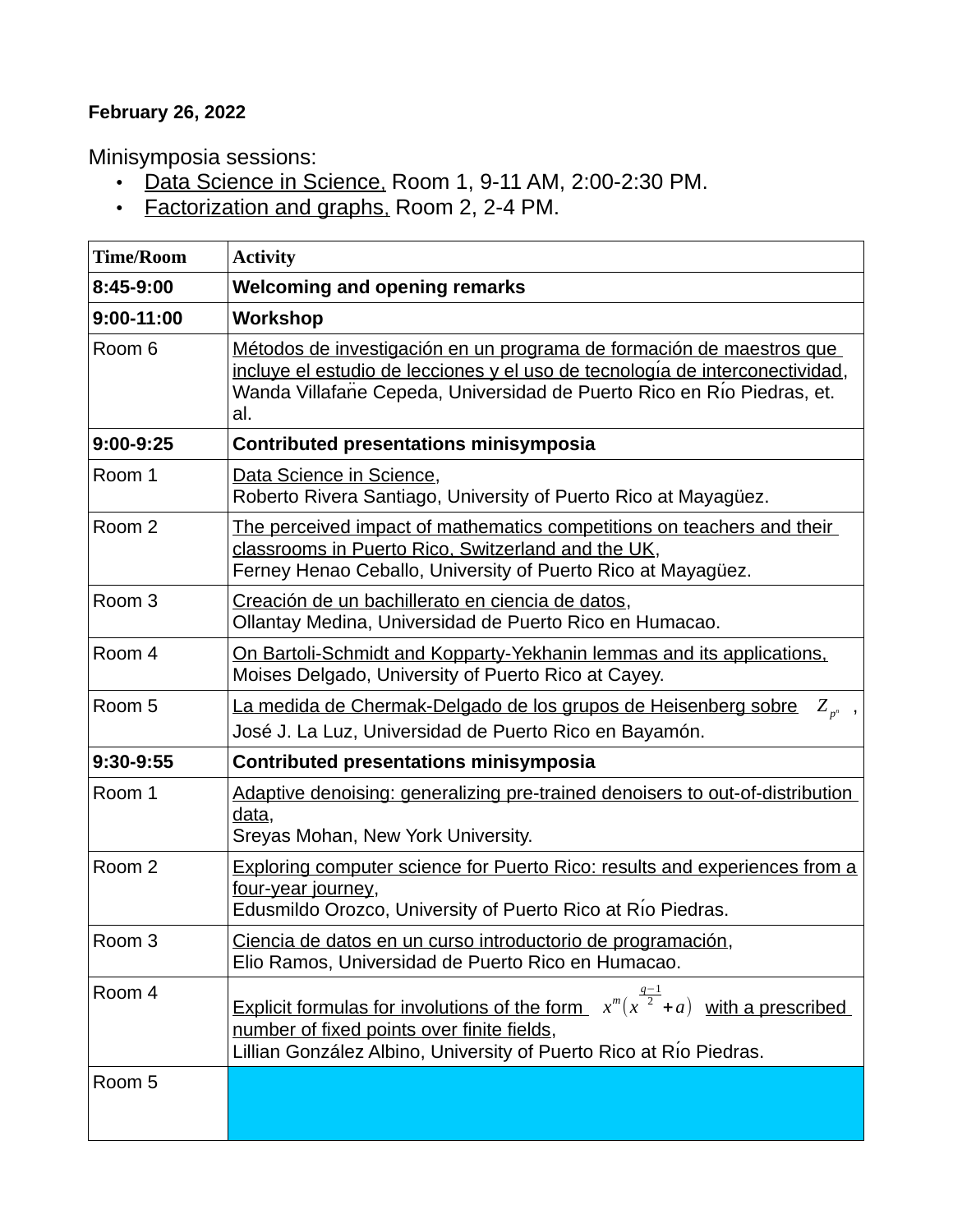**February 26, 2022**

Minisymposia sessions:

- Data Science in Science, Room 1, 9-11 AM, 2:00-2:30 PM.
- Factorization and graphs, Room 2, 2-4 PM.

| Time/Room | Activity |
|---|---|
| **8:45-9:00** | **Welcoming and opening remarks** |
| **9:00-11:00** | **Workshop** |
| Room 6 | Métodos de investigación en un programa de formación de maestros que incluye el estudio de lecciones y el uso de tecnología de interconectividad, Wanda Villafañe Cepeda, Universidad de Puerto Rico en Río Piedras, et. al. |
| **9:00-9:25** | **Contributed presentations minisymposia** |
| Room 1 | Data Science in Science, Roberto Rivera Santiago, University of Puerto Rico at Mayagüez. |
| Room 2 | The perceived impact of mathematics competitions on teachers and their classrooms in Puerto Rico, Switzerland and the UK, Ferney Henao Ceballo, University of Puerto Rico at Mayagüez. |
| Room 3 | Creación de un bachillerato en ciencia de datos, Ollantay Medina, Universidad de Puerto Rico en Humacao. |
| Room 4 | On Bartoli-Schmidt and Kopparty-Yekhanin lemmas and its applications, Moises Delgado, University of Puerto Rico at Cayey. |
| Room 5 | La medida de Chermak-Delgado de los grupos de Heisenberg sobre $Z_{p^n}$, José J. La Luz, Universidad de Puerto Rico en Bayamón. |
| **9:30-9:55** | **Contributed presentations minisymposia** |
| Room 1 | Adaptive denoising: generalizing pre-trained denoisers to out-of-distribution data, Sreyas Mohan, New York University. |
| Room 2 | Exploring computer science for Puerto Rico: results and experiences from a four-year journey, Edusmildo Orozco, University of Puerto Rico at Río Piedras. |
| Room 3 | Ciencia de datos en un curso introductorio de programación, Elio Ramos, Universidad de Puerto Rico en Humacao. |
| Room 4 | Explicit formulas for involutions of the form $x^m(x^{\frac{q-1}{2}}+a)$ with a prescribed number of fixed points over finite fields, Lillian González Albino, University of Puerto Rico at Río Piedras. |
| Room 5 | |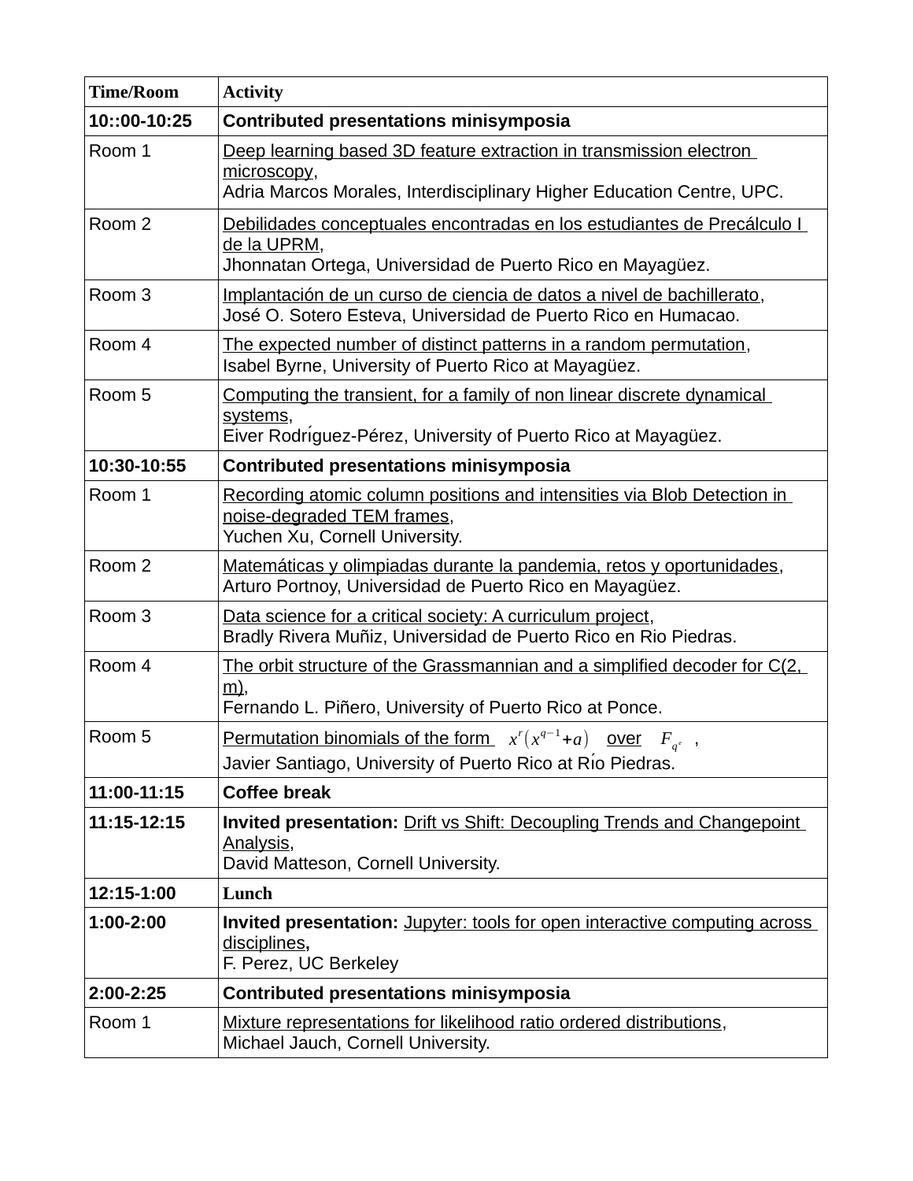| Time/Room | Activity |
|---|---|
| **10::00-10:25** | **Contributed presentations minisymposia** |
| Room 1 | Deep learning based 3D feature extraction in transmission electron microscopy,<br>Adria Marcos Morales, Interdisciplinary Higher Education Centre, UPC. |
| Room 2 | Debilidades conceptuales encontradas en los estudiantes de Precálculo I de la UPRM,<br>Jhonnatan Ortega, Universidad de Puerto Rico en Mayagüez. |
| Room 3 | Implantación de un curso de ciencia de datos a nivel de bachillerato,<br>José O. Sotero Esteva, Universidad de Puerto Rico en Humacao. |
| Room 4 | The expected number of distinct patterns in a random permutation,<br>Isabel Byrne, University of Puerto Rico at Mayagüez. |
| Room 5 | Computing the transient, for a family of non linear discrete dynamical systems,<br>Eiver Rodríguez-Pérez, University of Puerto Rico at Mayagüez. |
| **10:30-10:55** | **Contributed presentations minisymposia** |
| Room 1 | Recording atomic column positions and intensities via Blob Detection in noise-degraded TEM frames,<br>Yuchen Xu, Cornell University. |
| Room 2 | Matemáticas y olimpiadas durante la pandemia, retos y oportunidades,<br>Arturo Portnoy, Universidad de Puerto Rico en Mayagüez. |
| Room 3 | Data science for a critical society: A curriculum project,<br>Bradly Rivera Muñiz, Universidad de Puerto Rico en Rio Piedras. |
| Room 4 | The orbit structure of the Grassmannian and a simplified decoder for C(2, m),<br>Fernando L. Piñero, University of Puerto Rico at Ponce. |
| Room 5 | Permutation binomials of the form $x^r(x^{q-1}+a)$ over $F_{q^e}$,<br>Javier Santiago, University of Puerto Rico at Río Piedras. |
| **11:00-11:15** | **Coffee break** |
| **11:15-12:15** | **Invited presentation:** Drift vs Shift: Decoupling Trends and Changepoint Analysis,<br>David Matteson, Cornell University. |
| **12:15-1:00** | **Lunch** |
| **1:00-2:00** | **Invited presentation:** Jupyter: tools for open interactive computing across disciplines**,**<br>F. Perez, UC Berkeley |
| **2:00-2:25** | **Contributed presentations minisymposia** |
| Room 1 | Mixture representations for likelihood ratio ordered distributions,<br>Michael Jauch, Cornell University. |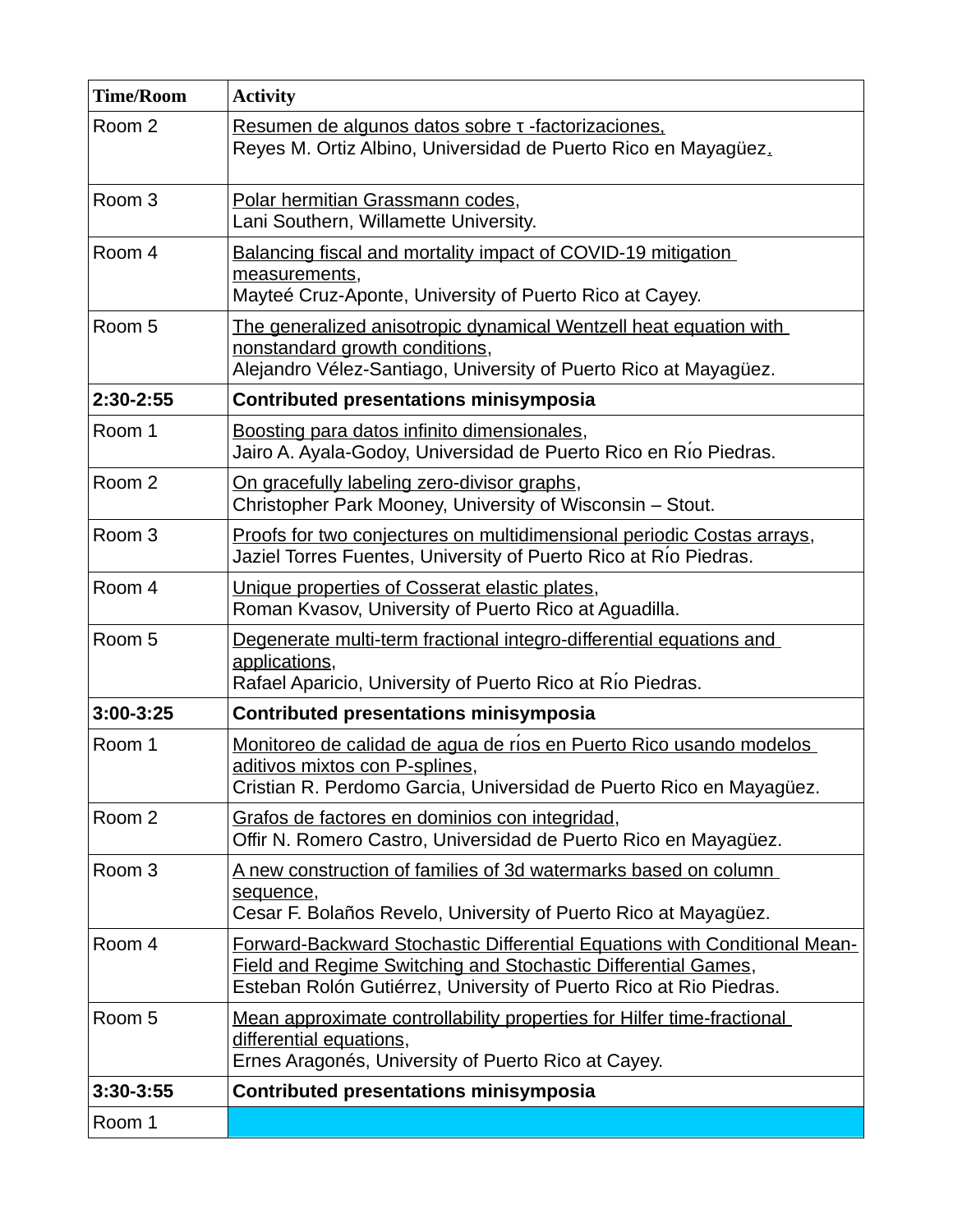| Time/Room | Activity |
|---|---|
| Room 2 | Resumen de algunos datos sobre τ -factorizaciones,<br>Reyes M. Ortiz Albino, Universidad de Puerto Rico en Mayagüez. |
| Room 3 | Polar hermitian Grassmann codes,<br>Lani Southern, Willamette University. |
| Room 4 | Balancing fiscal and mortality impact of COVID-19 mitigation measurements,<br>Mayteé Cruz-Aponte, University of Puerto Rico at Cayey. |
| Room 5 | The generalized anisotropic dynamical Wentzell heat equation with nonstandard growth conditions,<br>Alejandro Vélez-Santiago, University of Puerto Rico at Mayagüez. |
| **2:30-2:55** | **Contributed presentations minisymposia** |
| Room 1 | Boosting para datos infinito dimensionales,<br>Jairo A. Ayala-Godoy, Universidad de Puerto Rico en Río Piedras. |
| Room 2 | On gracefully labeling zero-divisor graphs,<br>Christopher Park Mooney, University of Wisconsin – Stout. |
| Room 3 | Proofs for two conjectures on multidimensional periodic Costas arrays,<br>Jaziel Torres Fuentes, University of Puerto Rico at Río Piedras. |
| Room 4 | Unique properties of Cosserat elastic plates,<br>Roman Kvasov, University of Puerto Rico at Aguadilla. |
| Room 5 | Degenerate multi-term fractional integro-differential equations and applications,<br>Rafael Aparicio, University of Puerto Rico at Río Piedras. |
| **3:00-3:25** | **Contributed presentations minisymposia** |
| Room 1 | Monitoreo de calidad de agua de ríos en Puerto Rico usando modelos aditivos mixtos con P-splines,<br>Cristian R. Perdomo Garcia, Universidad de Puerto Rico en Mayagüez. |
| Room 2 | Grafos de factores en dominios con integridad,<br>Offir N. Romero Castro, Universidad de Puerto Rico en Mayagüez. |
| Room 3 | A new construction of families of 3d watermarks based on column sequence,<br>Cesar F. Bolaños Revelo, University of Puerto Rico at Mayagüez. |
| Room 4 | Forward-Backward Stochastic Differential Equations with Conditional Mean-Field and Regime Switching and Stochastic Differential Games,<br>Esteban Rolón Gutiérrez, University of Puerto Rico at Rio Piedras. |
| Room 5 | Mean approximate controllability properties for Hilfer time-fractional differential equations,<br>Ernes Aragonés, University of Puerto Rico at Cayey. |
| **3:30-3:55** | **Contributed presentations minisymposia** |
| Room 1 | |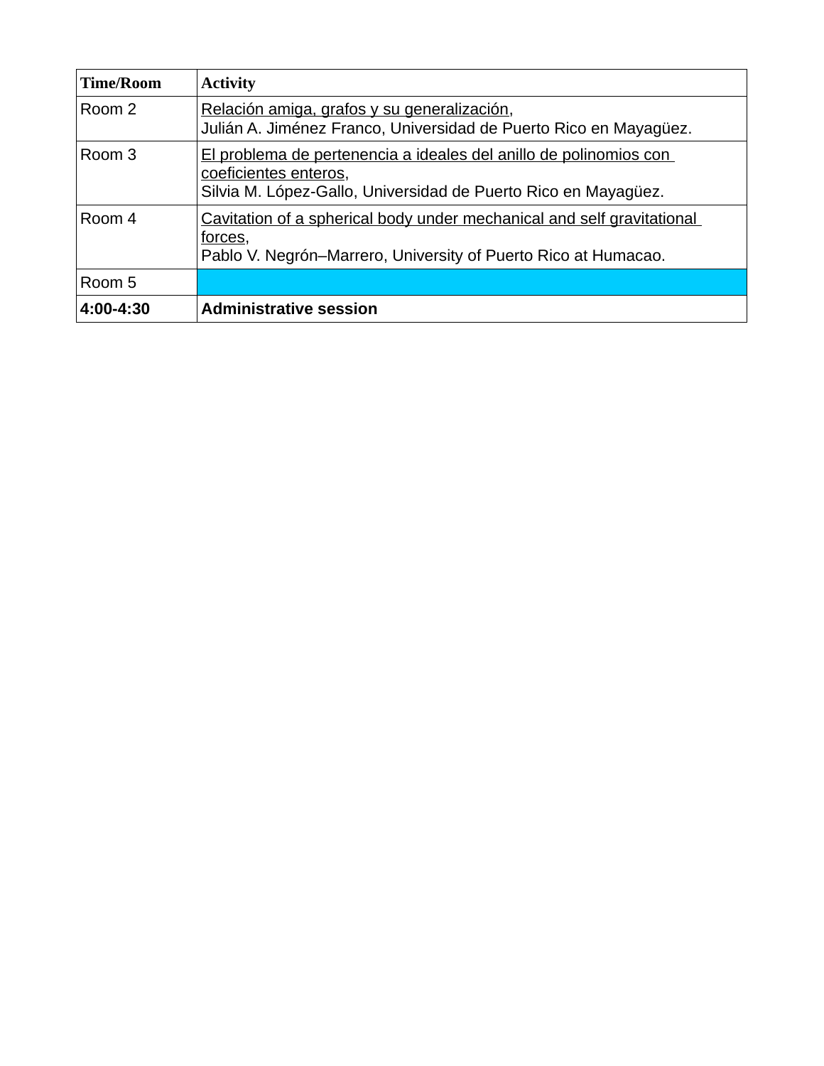| Time/Room | Activity |
|---|---|
| Room 2 | <u>Relación amiga, grafos y su generalización</u>,<br>Julián A. Jiménez Franco, Universidad de Puerto Rico en Mayagüez. |
| Room 3 | <u>El problema de pertenencia a ideales del anillo de polinomios con coeficientes enteros</u>,<br>Silvia M. López-Gallo, Universidad de Puerto Rico en Mayagüez. |
| Room 4 | <u>Cavitation of a spherical body under mechanical and self gravitational forces</u>,<br>Pablo V. Negrón–Marrero, University of Puerto Rico at Humacao. |
| Room 5 | |
| **4:00-4:30** | **Administrative session** |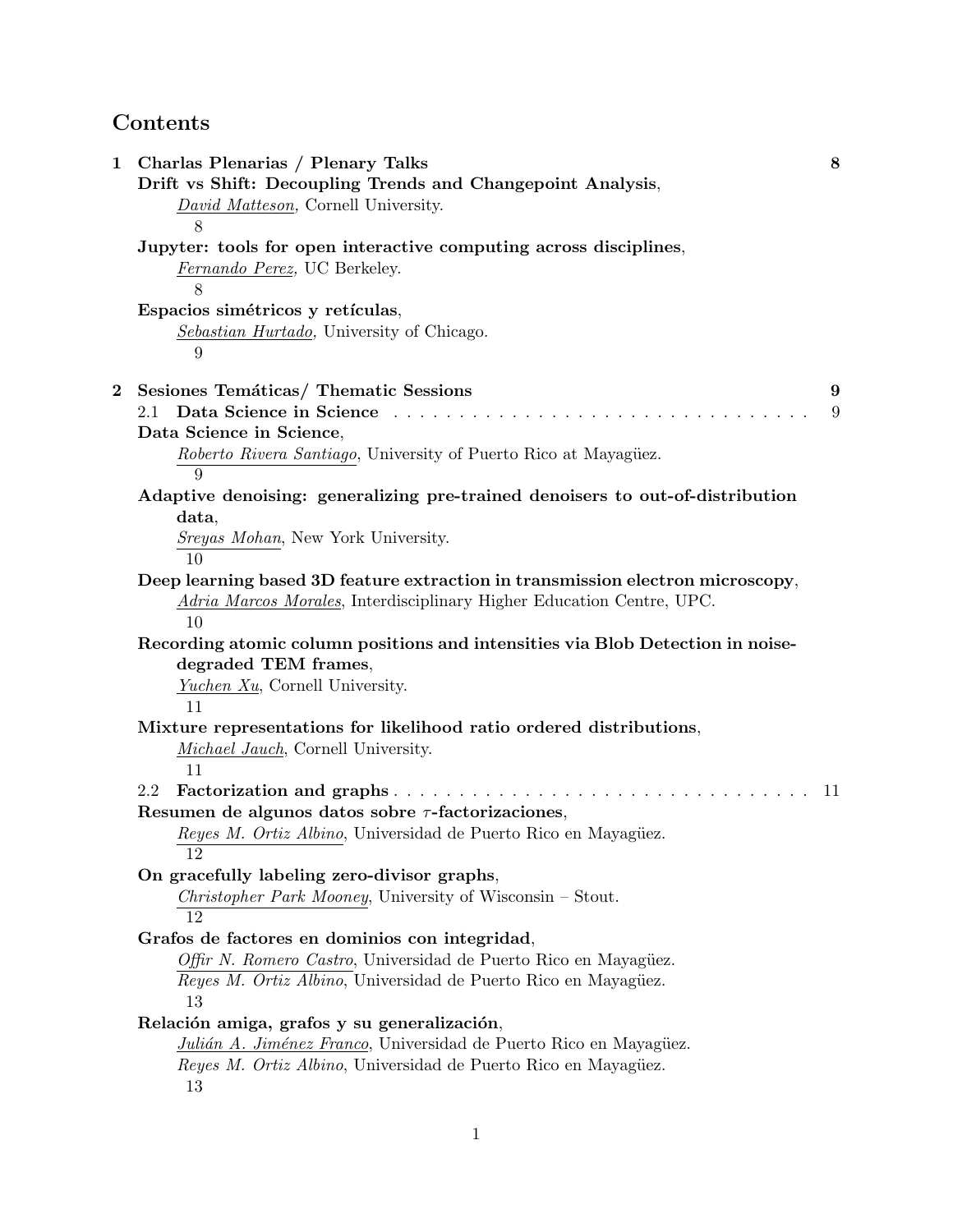# Contents

**1 Charlas Plenarias / Plenary Talks** 8

**Drift vs Shift: Decoupling Trends and Changepoint Analysis**,
*David Matteson*, Cornell University.
8

**Jupyter: tools for open interactive computing across disciplines**,
*Fernando Perez*, UC Berkeley.
8

**Espacios simétricos y retículas**,
*Sebastian Hurtado*, University of Chicago.
9

**2 Sesiones Temáticas/ Thematic Sessions** 9

2.1 **Data Science in Science** . . . . . . . . . . . . . . . . . . . . . . . . . . . . . . . . . 9

**Data Science in Science**,
*Roberto Rivera Santiago*, University of Puerto Rico at Mayagüez.
9

**Adaptive denoising: generalizing pre-trained denoisers to out-of-distribution data**,
*Sreyas Mohan*, New York University.
10

**Deep learning based 3D feature extraction in transmission electron microscopy**,
*Adria Marcos Morales*, Interdisciplinary Higher Education Centre, UPC.
10

**Recording atomic column positions and intensities via Blob Detection in noise-degraded TEM frames**,
*Yuchen Xu*, Cornell University.
11

**Mixture representations for likelihood ratio ordered distributions**,
*Michael Jauch*, Cornell University.
11

2.2 **Factorization and graphs** . . . . . . . . . . . . . . . . . . . . . . . . . . . . . . . . . 11

**Resumen de algunos datos sobre $\tau$-factorizaciones**,
*Reyes M. Ortiz Albino*, Universidad de Puerto Rico en Mayagüez.
12

**On gracefully labeling zero-divisor graphs**,
*Christopher Park Mooney*, University of Wisconsin – Stout.
12

**Grafos de factores en dominios con integridad**,
*Offir N. Romero Castro*, Universidad de Puerto Rico en Mayagüez.
*Reyes M. Ortiz Albino*, Universidad de Puerto Rico en Mayagüez.
13

**Relación amiga, grafos y su generalización**,
*Julián A. Jiménez Franco*, Universidad de Puerto Rico en Mayagüez.
*Reyes M. Ortiz Albino*, Universidad de Puerto Rico en Mayagüez.
13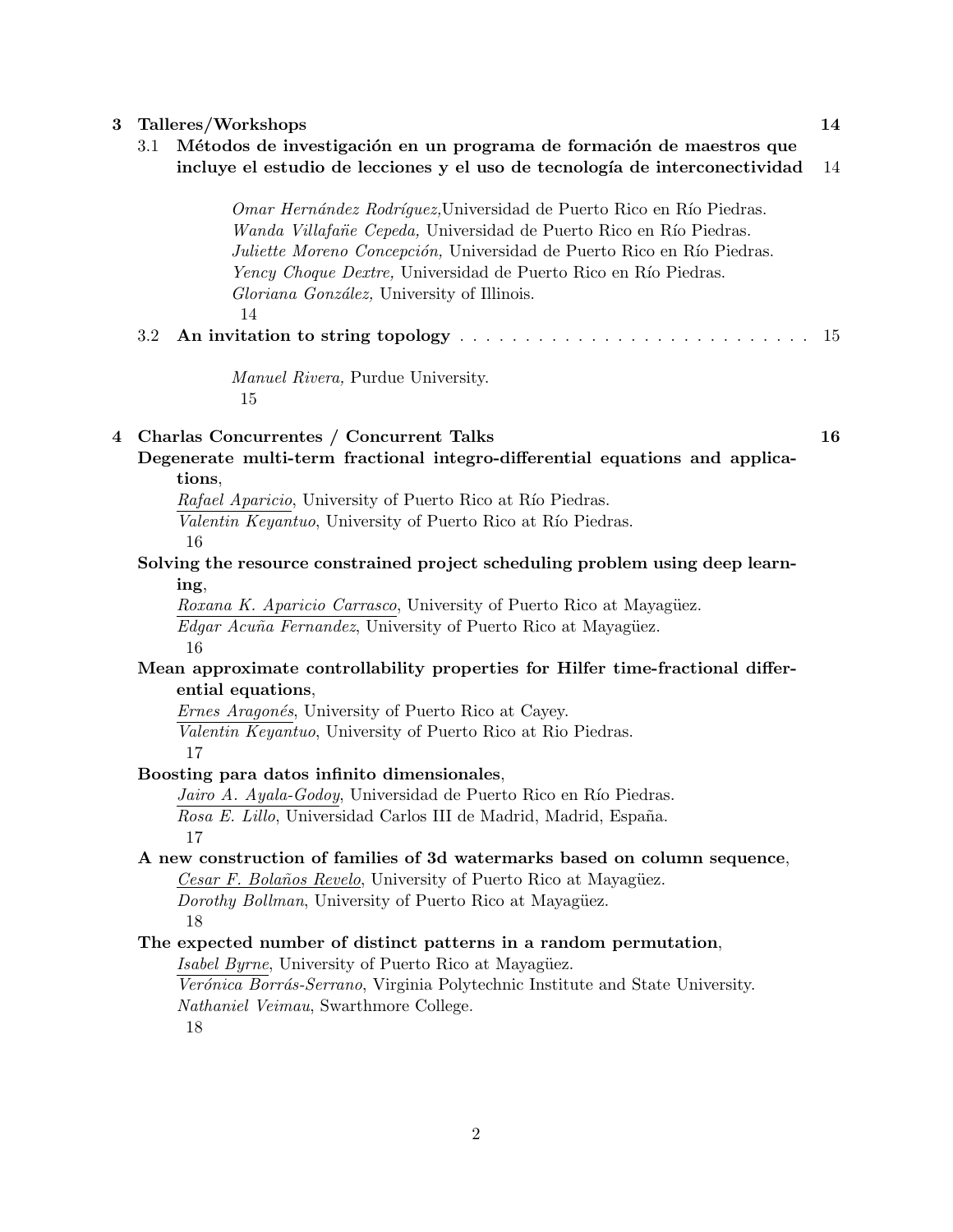**3 Talleres/Workshops** 14

3.1 **Métodos de investigación en un programa de formación de maestros que incluye el estudio de lecciones y el uso de tecnología de interconectividad** 14

*Omar Hernández Rodríguez,* Universidad de Puerto Rico en Río Piedras.
*Wanda Villafañe Cepeda,* Universidad de Puerto Rico en Río Piedras.
*Juliette Moreno Concepción,* Universidad de Puerto Rico en Río Piedras.
*Yency Choque Dextre,* Universidad de Puerto Rico en Río Piedras.
*Gloriana González,* University of Illinois.
14

3.2 **An invitation to string topology** . . . . . . . . . . . . . . . . . . . . . . . . . . 15

*Manuel Rivera,* Purdue University.
15

**4 Charlas Concurrentes / Concurrent Talks** 16

**Degenerate multi-term fractional integro-differential equations and applications**,
*Rafael Aparicio*, University of Puerto Rico at Río Piedras.
*Valentin Keyantuo*, University of Puerto Rico at Río Piedras.
16

**Solving the resource constrained project scheduling problem using deep learning**,
*Roxana K. Aparicio Carrasco*, University of Puerto Rico at Mayagüez.
*Edgar Acuña Fernandez*, University of Puerto Rico at Mayagüez.
16

**Mean approximate controllability properties for Hilfer time-fractional differential equations**,
*Ernes Aragonés*, University of Puerto Rico at Cayey.
*Valentin Keyantuo*, University of Puerto Rico at Rio Piedras.
17

**Boosting para datos infinito dimensionales**,
*Jairo A. Ayala-Godoy*, Universidad de Puerto Rico en Río Piedras.
*Rosa E. Lillo*, Universidad Carlos III de Madrid, Madrid, España.
17

**A new construction of families of 3d watermarks based on column sequence**,
*Cesar F. Bolaños Revelo*, University of Puerto Rico at Mayagüez.
*Dorothy Bollman*, University of Puerto Rico at Mayagüez.
18

**The expected number of distinct patterns in a random permutation**,
*Isabel Byrne*, University of Puerto Rico at Mayagüez.
*Verónica Borrás-Serrano*, Virginia Polytechnic Institute and State University.
*Nathaniel Veimau*, Swarthmore College.
18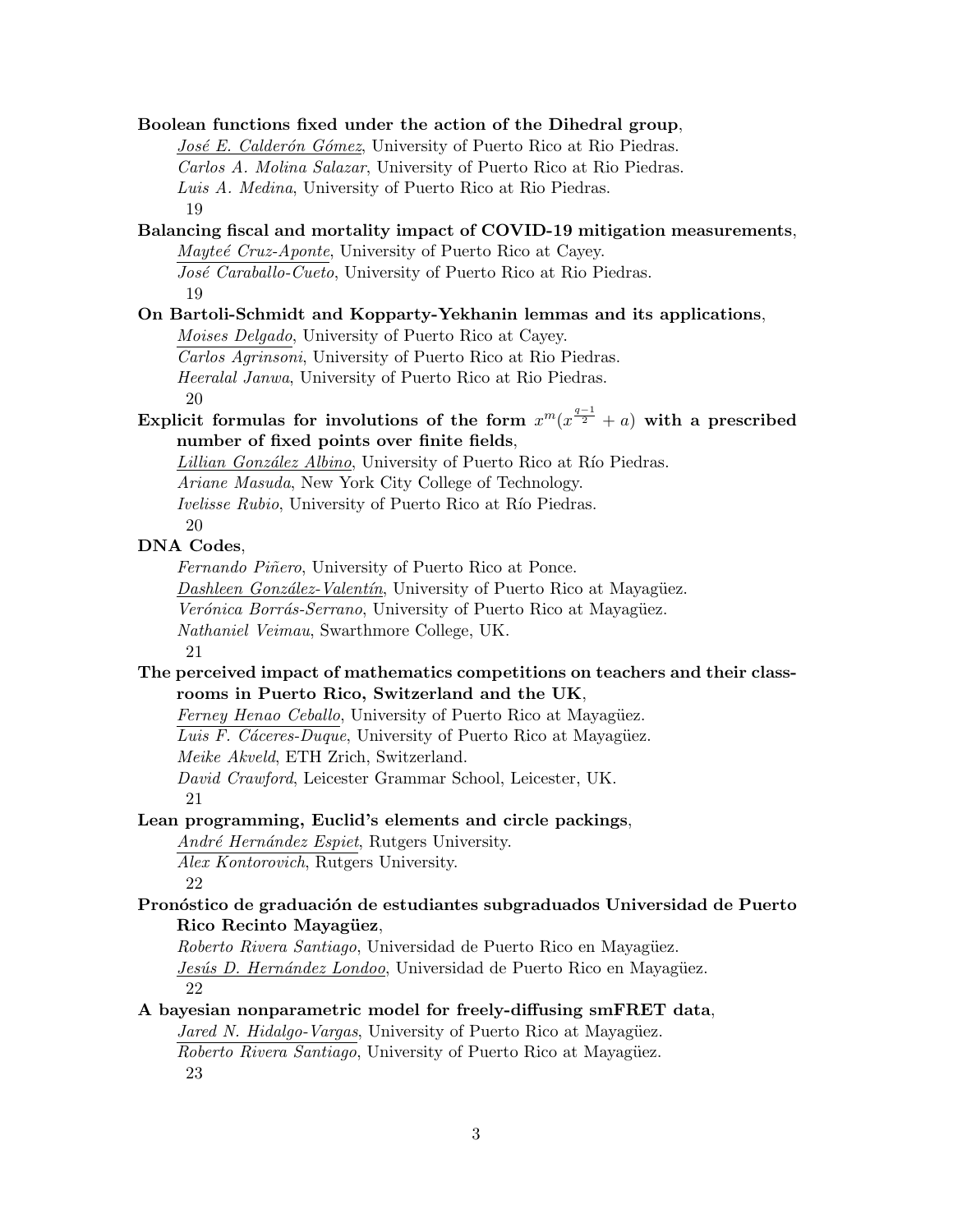**Boolean functions fixed under the action of the Dihedral group**,

*José E. Calderón Gómez*, University of Puerto Rico at Rio Piedras.
*Carlos A. Molina Salazar*, University of Puerto Rico at Rio Piedras.
*Luis A. Medina*, University of Puerto Rico at Rio Piedras.
19

**Balancing fiscal and mortality impact of COVID-19 mitigation measurements**,

*Mayteé Cruz-Aponte*, University of Puerto Rico at Cayey.
*José Caraballo-Cueto*, University of Puerto Rico at Rio Piedras.
19

**On Bartoli-Schmidt and Kopparty-Yekhanin lemmas and its applications**,

*Moises Delgado*, University of Puerto Rico at Cayey.
*Carlos Agrinsoni*, University of Puerto Rico at Rio Piedras.
*Heeralal Janwa*, University of Puerto Rico at Rio Piedras.
20

**Explicit formulas for involutions of the form $x^m(x^{\frac{q-1}{2}} + a)$ with a prescribed number of fixed points over finite fields**,

*Lillian González Albino*, University of Puerto Rico at Río Piedras.
*Ariane Masuda*, New York City College of Technology.
*Ivelisse Rubio*, University of Puerto Rico at Río Piedras.
20

**DNA Codes**,

*Fernando Piñero*, University of Puerto Rico at Ponce.
*Dashleen González-Valentín*, University of Puerto Rico at Mayagüez.
*Verónica Borrás-Serrano*, University of Puerto Rico at Mayagüez.
*Nathaniel Veimau*, Swarthmore College, UK.
21

**The perceived impact of mathematics competitions on teachers and their classrooms in Puerto Rico, Switzerland and the UK**,

*Ferney Henao Ceballo*, University of Puerto Rico at Mayagüez.
*Luis F. Cáceres-Duque*, University of Puerto Rico at Mayagüez.
*Meike Akveld*, ETH Zrich, Switzerland.
*David Crawford*, Leicester Grammar School, Leicester, UK.
21

**Lean programming, Euclid's elements and circle packings**,

*André Hernández Espiet*, Rutgers University.
*Alex Kontorovich*, Rutgers University.
22

**Pronóstico de graduación de estudiantes subgraduados Universidad de Puerto Rico Recinto Mayagüez**,

*Roberto Rivera Santiago*, Universidad de Puerto Rico en Mayagüez.
*Jesús D. Hernández Londoo*, Universidad de Puerto Rico en Mayagüez.
22

**A bayesian nonparametric model for freely-diffusing smFRET data**,

*Jared N. Hidalgo-Vargas*, University of Puerto Rico at Mayagüez.
*Roberto Rivera Santiago*, University of Puerto Rico at Mayagüez.
23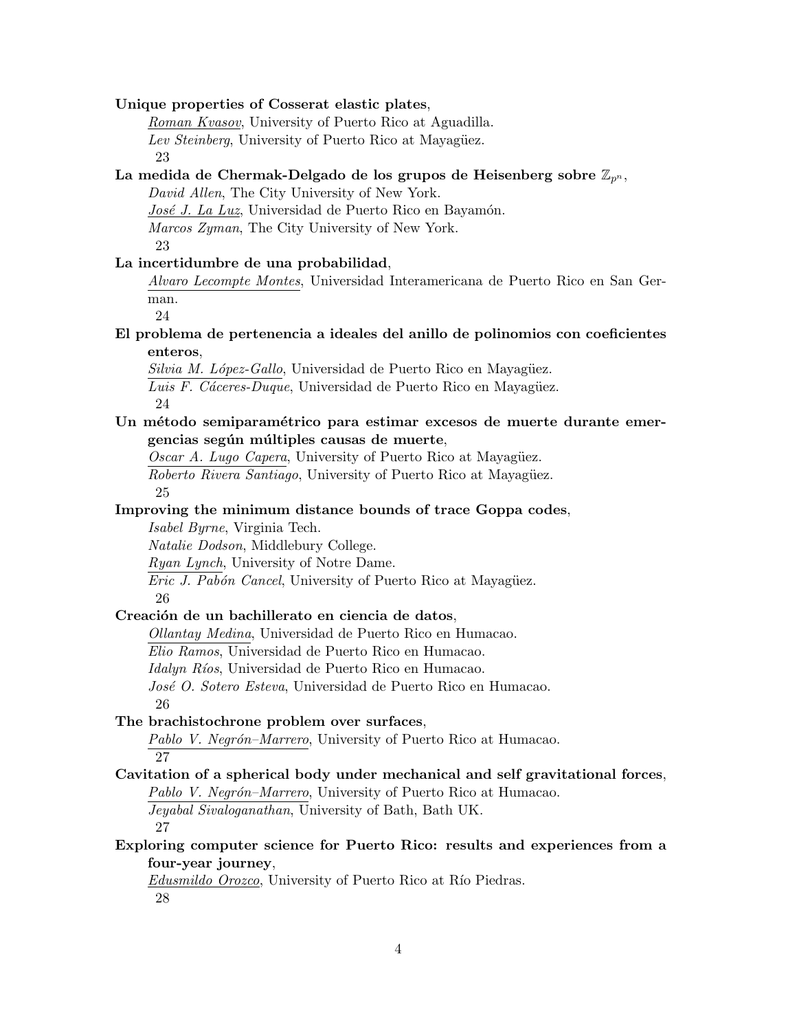**Unique properties of Cosserat elastic plates**,

*Roman Kvasov*, University of Puerto Rico at Aguadilla.
*Lev Steinberg*, University of Puerto Rico at Mayagüez.
23

**La medida de Chermak-Delgado de los grupos de Heisenberg sobre $\mathbb{Z}_{p^n}$**,

*David Allen*, The City University of New York.
*José J. La Luz*, Universidad de Puerto Rico en Bayamón.
*Marcos Zyman*, The City University of New York.
23

**La incertidumbre de una probabilidad**,

*Alvaro Lecompte Montes*, Universidad Interamericana de Puerto Rico en San German.
24

**El problema de pertenencia a ideales del anillo de polinomios con coeficientes enteros**,

*Silvia M. López-Gallo*, Universidad de Puerto Rico en Mayagüez.
*Luis F. Cáceres-Duque*, Universidad de Puerto Rico en Mayagüez.
24

**Un método semiparamétrico para estimar excesos de muerte durante emergencias según múltiples causas de muerte**,

*Oscar A. Lugo Capera*, University of Puerto Rico at Mayagüez.
*Roberto Rivera Santiago*, University of Puerto Rico at Mayagüez.
25

**Improving the minimum distance bounds of trace Goppa codes**,

*Isabel Byrne*, Virginia Tech.
*Natalie Dodson*, Middlebury College.
*Ryan Lynch*, University of Notre Dame.
*Eric J. Pabón Cancel*, University of Puerto Rico at Mayagüez.
26

**Creación de un bachillerato en ciencia de datos**,

*Ollantay Medina*, Universidad de Puerto Rico en Humacao.
*Elio Ramos*, Universidad de Puerto Rico en Humacao.
*Idalyn Ríos*, Universidad de Puerto Rico en Humacao.
*José O. Sotero Esteva*, Universidad de Puerto Rico en Humacao.
26

**The brachistochrone problem over surfaces**,

*Pablo V. Negrón–Marrero*, University of Puerto Rico at Humacao.
27

**Cavitation of a spherical body under mechanical and self gravitational forces**,

*Pablo V. Negrón–Marrero*, University of Puerto Rico at Humacao.
*Jeyabal Sivaloganathan*, University of Bath, Bath UK.
27

**Exploring computer science for Puerto Rico: results and experiences from a four-year journey**,

*Edusmildo Orozco*, University of Puerto Rico at Río Piedras.
28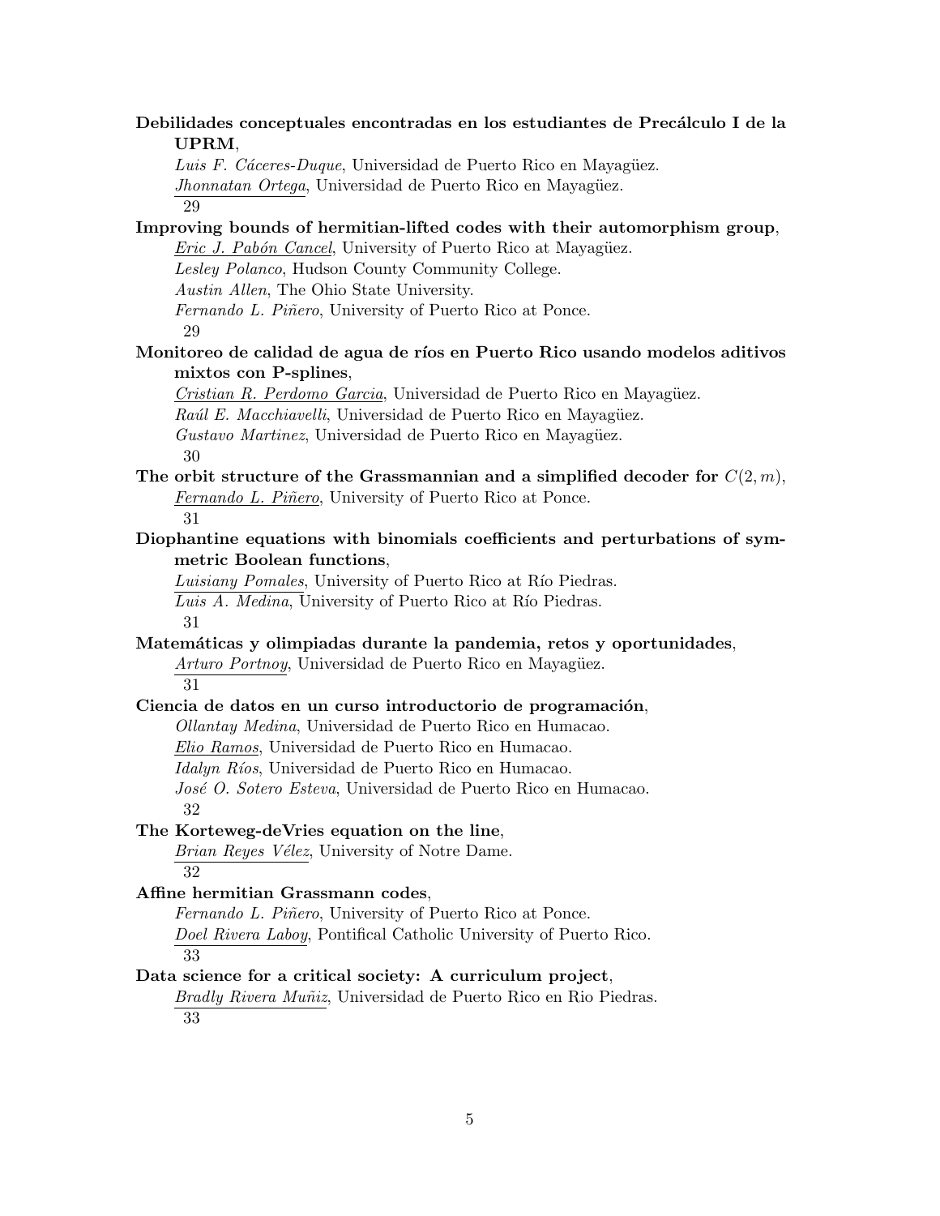**Debilidades conceptuales encontradas en los estudiantes de Precálculo I de la UPRM**,
*Luis F. Cáceres-Duque*, Universidad de Puerto Rico en Mayagüez.
*Jhonnatan Ortega*, Universidad de Puerto Rico en Mayagüez.
29

**Improving bounds of hermitian-lifted codes with their automorphism group**,
*Eric J. Pabón Cancel*, University of Puerto Rico at Mayagüez.
*Lesley Polanco*, Hudson County Community College.
*Austin Allen*, The Ohio State University.
*Fernando L. Piñero*, University of Puerto Rico at Ponce.
29

**Monitoreo de calidad de agua de ríos en Puerto Rico usando modelos aditivos mixtos con P-splines**,
*Cristian R. Perdomo Garcia*, Universidad de Puerto Rico en Mayagüez.
*Raúl E. Macchiavelli*, Universidad de Puerto Rico en Mayagüez.
*Gustavo Martinez*, Universidad de Puerto Rico en Mayagüez.
30

**The orbit structure of the Grassmannian and a simplified decoder for $C(2, m)$**,
*Fernando L. Piñero*, University of Puerto Rico at Ponce.
31

**Diophantine equations with binomials coefficients and perturbations of symmetric Boolean functions**,
*Luisiany Pomales*, University of Puerto Rico at Río Piedras.
*Luis A. Medina*, University of Puerto Rico at Río Piedras.
31

**Matemáticas y olimpiadas durante la pandemia, retos y oportunidades**,
*Arturo Portnoy*, Universidad de Puerto Rico en Mayagüez.
31

**Ciencia de datos en un curso introductorio de programación**,
*Ollantay Medina*, Universidad de Puerto Rico en Humacao.
*Elio Ramos*, Universidad de Puerto Rico en Humacao.
*Idalyn Ríos*, Universidad de Puerto Rico en Humacao.
*José O. Sotero Esteva*, Universidad de Puerto Rico en Humacao.
32

**The Korteweg-deVries equation on the line**,
*Brian Reyes Vélez*, University of Notre Dame.
32

**Affine hermitian Grassmann codes**,
*Fernando L. Piñero*, University of Puerto Rico at Ponce.
*Doel Rivera Laboy*, Pontifical Catholic University of Puerto Rico.
33

**Data science for a critical society: A curriculum project**,
*Bradly Rivera Muñiz*, Universidad de Puerto Rico en Rio Piedras.
33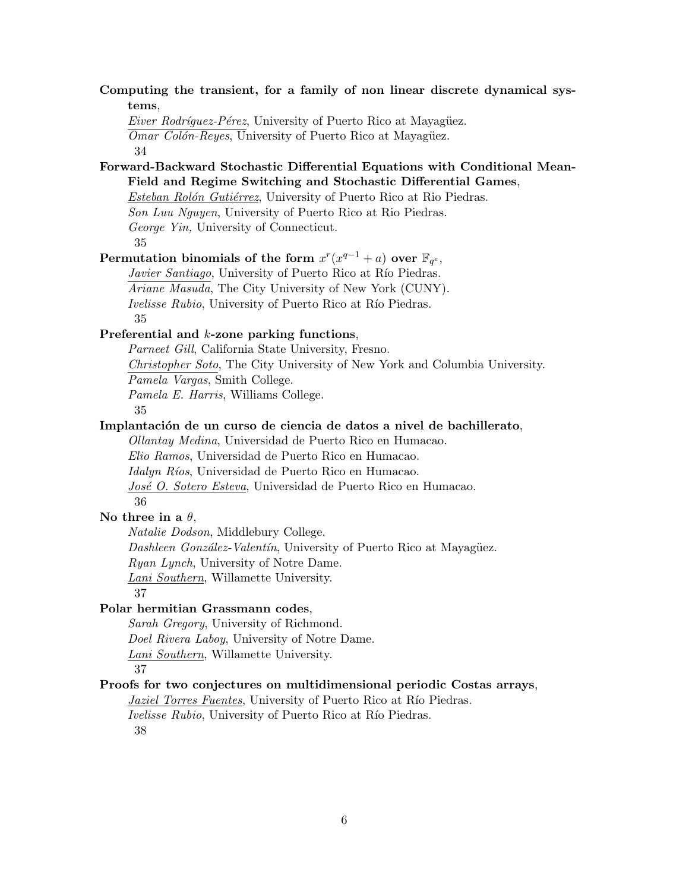**Computing the transient, for a family of non linear discrete dynamical systems**,
*Eiver Rodríguez-Pérez*, University of Puerto Rico at Mayagüez.
*Omar Colón-Reyes*, University of Puerto Rico at Mayagüez.
34

**Forward-Backward Stochastic Differential Equations with Conditional Mean-Field and Regime Switching and Stochastic Differential Games**,
*Esteban Rolón Gutiérrez*, University of Puerto Rico at Rio Piedras.
*Son Luu Nguyen*, University of Puerto Rico at Rio Piedras.
*George Yin,* University of Connecticut.
35

**Permutation binomials of the form $x^r(x^{q-1}+a)$ over $\mathbb{F}_{q^e}$**,
*Javier Santiago*, University of Puerto Rico at Río Piedras.
*Ariane Masuda*, The City University of New York (CUNY).
*Ivelisse Rubio*, University of Puerto Rico at Río Piedras.
35

**Preferential and $k$-zone parking functions**,
*Parneet Gill*, California State University, Fresno.
*Christopher Soto*, The City University of New York and Columbia University.
*Pamela Vargas*, Smith College.
*Pamela E. Harris*, Williams College.
35

**Implantación de un curso de ciencia de datos a nivel de bachillerato**,
*Ollantay Medina*, Universidad de Puerto Rico en Humacao.
*Elio Ramos*, Universidad de Puerto Rico en Humacao.
*Idalyn Ríos*, Universidad de Puerto Rico en Humacao.
*José O. Sotero Esteva*, Universidad de Puerto Rico en Humacao.
36

**No three in a $\theta$**,
*Natalie Dodson*, Middlebury College.
*Dashleen González-Valentín*, University of Puerto Rico at Mayagüez.
*Ryan Lynch*, University of Notre Dame.
*Lani Southern*, Willamette University.
37

**Polar hermitian Grassmann codes**,
*Sarah Gregory*, University of Richmond.
*Doel Rivera Laboy*, University of Notre Dame.
*Lani Southern*, Willamette University.
37

**Proofs for two conjectures on multidimensional periodic Costas arrays**,
*Jaziel Torres Fuentes*, University of Puerto Rico at Río Piedras.
*Ivelisse Rubio*, University of Puerto Rico at Río Piedras.
38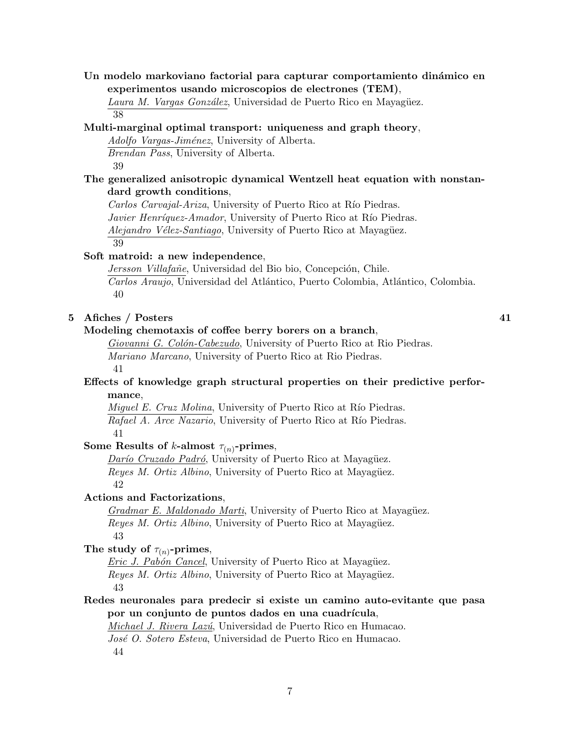**Un modelo markoviano factorial para capturar comportamiento dinámico en experimentos usando microscopios de electrones (TEM)**,
*Laura M. Vargas González*, Universidad de Puerto Rico en Mayagüez.
38

**Multi-marginal optimal transport: uniqueness and graph theory**,
*Adolfo Vargas-Jiménez*, University of Alberta.
*Brendan Pass*, University of Alberta.
39

**The generalized anisotropic dynamical Wentzell heat equation with nonstandard growth conditions**,
*Carlos Carvajal-Ariza*, University of Puerto Rico at Río Piedras.
*Javier Henríquez-Amador*, University of Puerto Rico at Río Piedras.
*Alejandro Vélez-Santiago*, University of Puerto Rico at Mayagüez.
39

**Soft matroid: a new independence**,
*Jersson Villafañe*, Universidad del Bio bio, Concepción, Chile.
*Carlos Araujo*, Universidad del Atlántico, Puerto Colombia, Atlántico, Colombia.
40

## 5 Afiches / Posters 41

**Modeling chemotaxis of coffee berry borers on a branch**,
*Giovanni G. Colón-Cabezudo*, University of Puerto Rico at Rio Piedras.
*Mariano Marcano*, University of Puerto Rico at Rio Piedras.
41

**Effects of knowledge graph structural properties on their predictive performance**,
*Miguel E. Cruz Molina*, University of Puerto Rico at Río Piedras.
*Rafael A. Arce Nazario*, University of Puerto Rico at Río Piedras.
41

**Some Results of $k$-almost $\tau_{(n)}$-primes**,
*Darío Cruzado Padró*, University of Puerto Rico at Mayagüez.
*Reyes M. Ortiz Albino*, University of Puerto Rico at Mayagüez.
42

**Actions and Factorizations**,
*Gradmar E. Maldonado Marti*, University of Puerto Rico at Mayagüez.
*Reyes M. Ortiz Albino*, University of Puerto Rico at Mayagüez.
43

**The study of $\tau_{(n)}$-primes**,
*Eric J. Pabón Cancel*, University of Puerto Rico at Mayagüez.
*Reyes M. Ortiz Albino*, University of Puerto Rico at Mayagüez.
43

**Redes neuronales para predecir si existe un camino auto-evitante que pasa por un conjunto de puntos dados en una cuadrícula**,
*Michael J. Rivera Lazú*, Universidad de Puerto Rico en Humacao.
*José O. Sotero Esteva*, Universidad de Puerto Rico en Humacao.
44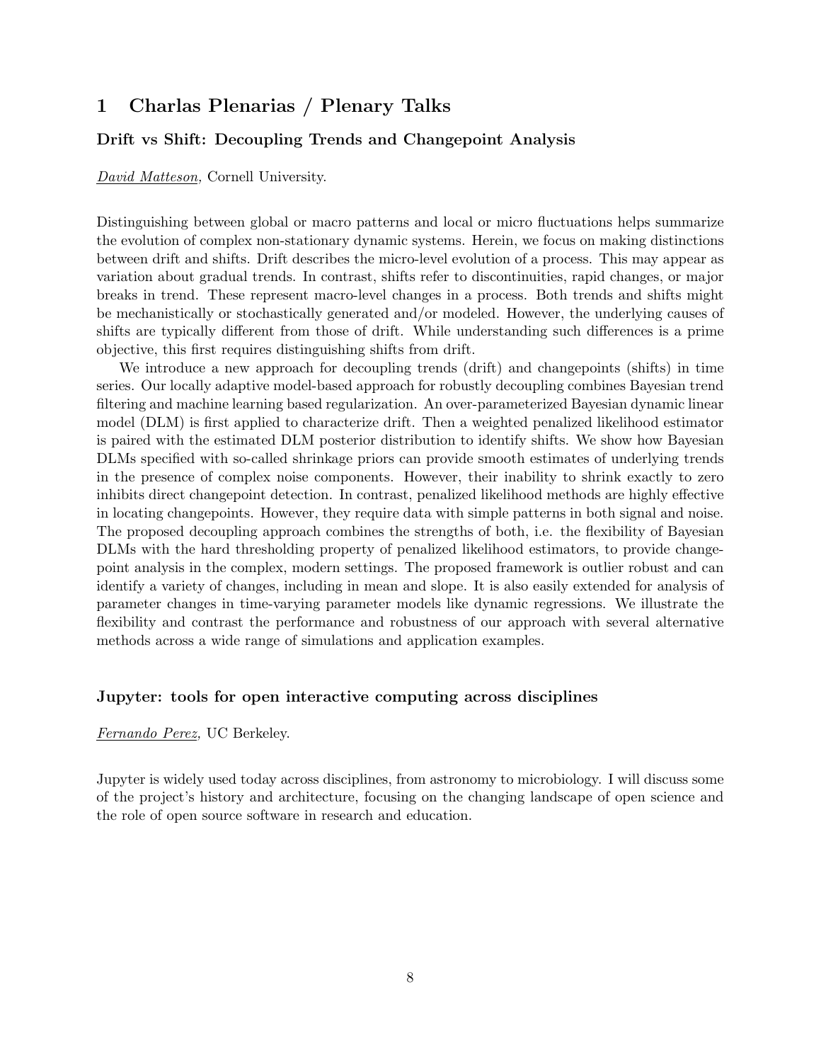# 1 Charlas Plenarias / Plenary Talks

### Drift vs Shift: Decoupling Trends and Changepoint Analysis

*David Matteson*, Cornell University.

Distinguishing between global or macro patterns and local or micro fluctuations helps summarize the evolution of complex non-stationary dynamic systems. Herein, we focus on making distinctions between drift and shifts. Drift describes the micro-level evolution of a process. This may appear as variation about gradual trends. In contrast, shifts refer to discontinuities, rapid changes, or major breaks in trend. These represent macro-level changes in a process. Both trends and shifts might be mechanistically or stochastically generated and/or modeled. However, the underlying causes of shifts are typically different from those of drift. While understanding such differences is a prime objective, this first requires distinguishing shifts from drift.

We introduce a new approach for decoupling trends (drift) and changepoints (shifts) in time series. Our locally adaptive model-based approach for robustly decoupling combines Bayesian trend filtering and machine learning based regularization. An over-parameterized Bayesian dynamic linear model (DLM) is first applied to characterize drift. Then a weighted penalized likelihood estimator is paired with the estimated DLM posterior distribution to identify shifts. We show how Bayesian DLMs specified with so-called shrinkage priors can provide smooth estimates of underlying trends in the presence of complex noise components. However, their inability to shrink exactly to zero inhibits direct changepoint detection. In contrast, penalized likelihood methods are highly effective in locating changepoints. However, they require data with simple patterns in both signal and noise. The proposed decoupling approach combines the strengths of both, i.e. the flexibility of Bayesian DLMs with the hard thresholding property of penalized likelihood estimators, to provide changepoint analysis in the complex, modern settings. The proposed framework is outlier robust and can identify a variety of changes, including in mean and slope. It is also easily extended for analysis of parameter changes in time-varying parameter models like dynamic regressions. We illustrate the flexibility and contrast the performance and robustness of our approach with several alternative methods across a wide range of simulations and application examples.

### Jupyter: tools for open interactive computing across disciplines

*Fernando Perez*, UC Berkeley.

Jupyter is widely used today across disciplines, from astronomy to microbiology. I will discuss some of the project's history and architecture, focusing on the changing landscape of open science and the role of open source software in research and education.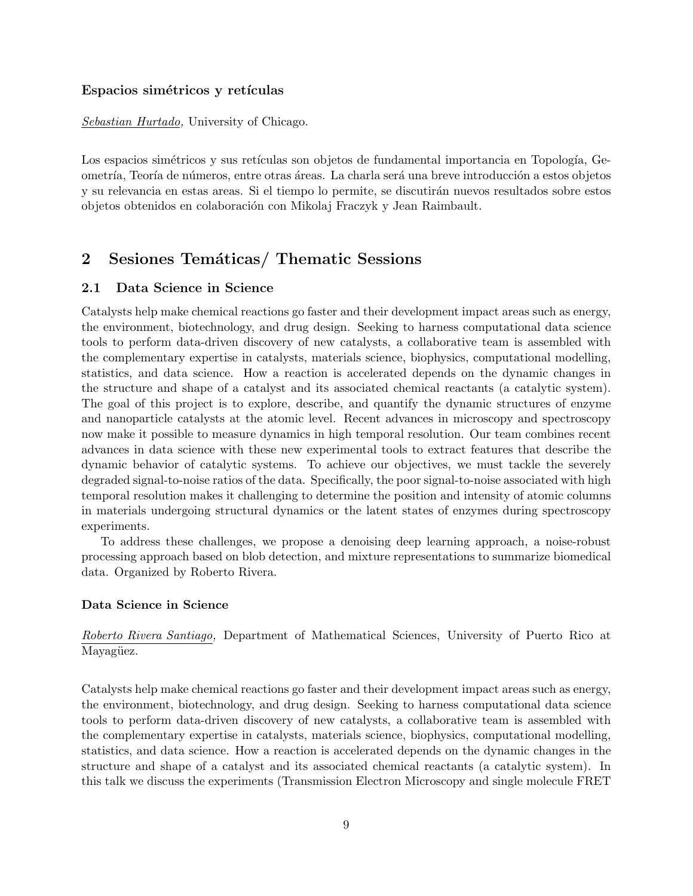**Espacios simétricos y retículas**

Sebastian Hurtado, University of Chicago.

Los espacios simétricos y sus retículas son objetos de fundamental importancia en Topología, Geometría, Teoría de números, entre otras áreas. La charla será una breve introducción a estos objetos y su relevancia en estas areas. Si el tiempo lo permite, se discutirán nuevos resultados sobre estos objetos obtenidos en colaboración con Mikolaj Fraczyk y Jean Raimbault.

## 2 Sesiones Temáticas/ Thematic Sessions

### 2.1 Data Science in Science

Catalysts help make chemical reactions go faster and their development impact areas such as energy, the environment, biotechnology, and drug design. Seeking to harness computational data science tools to perform data-driven discovery of new catalysts, a collaborative team is assembled with the complementary expertise in catalysts, materials science, biophysics, computational modelling, statistics, and data science. How a reaction is accelerated depends on the dynamic changes in the structure and shape of a catalyst and its associated chemical reactants (a catalytic system). The goal of this project is to explore, describe, and quantify the dynamic structures of enzyme and nanoparticle catalysts at the atomic level. Recent advances in microscopy and spectroscopy now make it possible to measure dynamics in high temporal resolution. Our team combines recent advances in data science with these new experimental tools to extract features that describe the dynamic behavior of catalytic systems. To achieve our objectives, we must tackle the severely degraded signal-to-noise ratios of the data. Specifically, the poor signal-to-noise associated with high temporal resolution makes it challenging to determine the position and intensity of atomic columns in materials undergoing structural dynamics or the latent states of enzymes during spectroscopy experiments.

To address these challenges, we propose a denoising deep learning approach, a noise-robust processing approach based on blob detection, and mixture representations to summarize biomedical data. Organized by Roberto Rivera.

**Data Science in Science**

Roberto Rivera Santiago, Department of Mathematical Sciences, University of Puerto Rico at Mayagüez.

Catalysts help make chemical reactions go faster and their development impact areas such as energy, the environment, biotechnology, and drug design. Seeking to harness computational data science tools to perform data-driven discovery of new catalysts, a collaborative team is assembled with the complementary expertise in catalysts, materials science, biophysics, computational modelling, statistics, and data science. How a reaction is accelerated depends on the dynamic changes in the structure and shape of a catalyst and its associated chemical reactants (a catalytic system). In this talk we discuss the experiments (Transmission Electron Microscopy and single molecule FRET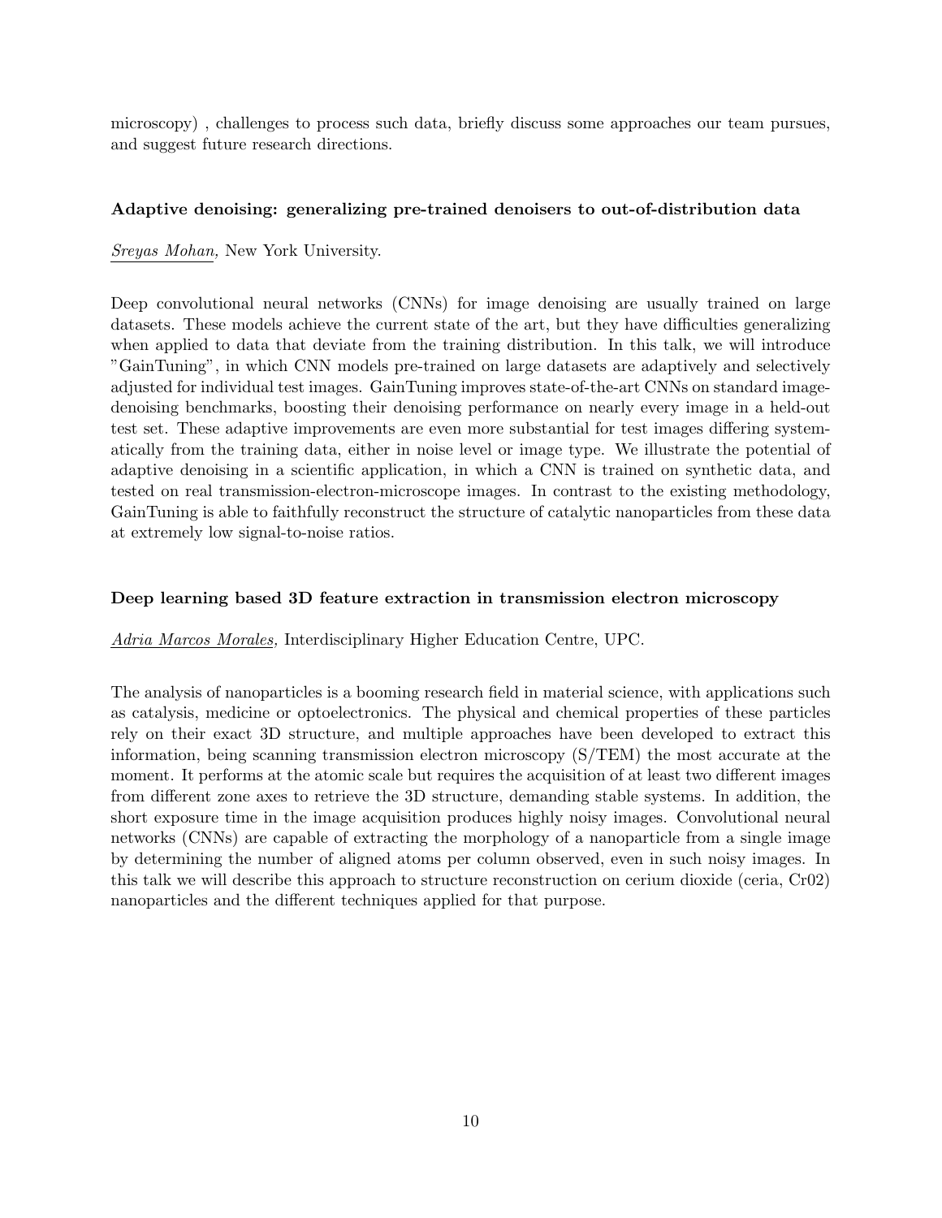microscopy) , challenges to process such data, briefly discuss some approaches our team pursues, and suggest future research directions.

### Adaptive denoising: generalizing pre-trained denoisers to out-of-distribution data

*Sreyas Mohan,* New York University.

Deep convolutional neural networks (CNNs) for image denoising are usually trained on large datasets. These models achieve the current state of the art, but they have difficulties generalizing when applied to data that deviate from the training distribution. In this talk, we will introduce "GainTuning", in which CNN models pre-trained on large datasets are adaptively and selectively adjusted for individual test images. GainTuning improves state-of-the-art CNNs on standard image-denoising benchmarks, boosting their denoising performance on nearly every image in a held-out test set. These adaptive improvements are even more substantial for test images differing systematically from the training data, either in noise level or image type. We illustrate the potential of adaptive denoising in a scientific application, in which a CNN is trained on synthetic data, and tested on real transmission-electron-microscope images. In contrast to the existing methodology, GainTuning is able to faithfully reconstruct the structure of catalytic nanoparticles from these data at extremely low signal-to-noise ratios.

### Deep learning based 3D feature extraction in transmission electron microscopy

*Adria Marcos Morales,* Interdisciplinary Higher Education Centre, UPC.

The analysis of nanoparticles is a booming research field in material science, with applications such as catalysis, medicine or optoelectronics. The physical and chemical properties of these particles rely on their exact 3D structure, and multiple approaches have been developed to extract this information, being scanning transmission electron microscopy (S/TEM) the most accurate at the moment. It performs at the atomic scale but requires the acquisition of at least two different images from different zone axes to retrieve the 3D structure, demanding stable systems. In addition, the short exposure time in the image acquisition produces highly noisy images. Convolutional neural networks (CNNs) are capable of extracting the morphology of a nanoparticle from a single image by determining the number of aligned atoms per column observed, even in such noisy images. In this talk we will describe this approach to structure reconstruction on cerium dioxide (ceria, Cr02) nanoparticles and the different techniques applied for that purpose.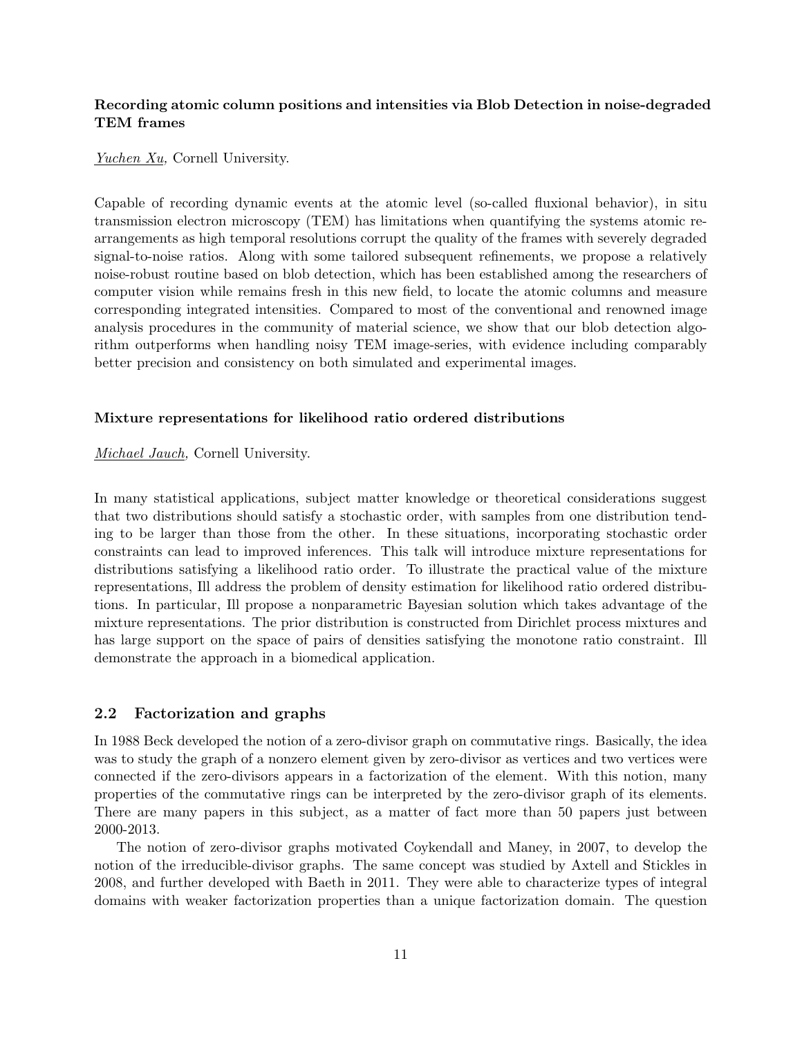**Recording atomic column positions and intensities via Blob Detection in noise-degraded TEM frames**

Yuchen Xu, Cornell University.

Capable of recording dynamic events at the atomic level (so-called fluxional behavior), in situ transmission electron microscopy (TEM) has limitations when quantifying the systems atomic rearrangements as high temporal resolutions corrupt the quality of the frames with severely degraded signal-to-noise ratios. Along with some tailored subsequent refinements, we propose a relatively noise-robust routine based on blob detection, which has been established among the researchers of computer vision while remains fresh in this new field, to locate the atomic columns and measure corresponding integrated intensities. Compared to most of the conventional and renowned image analysis procedures in the community of material science, we show that our blob detection algorithm outperforms when handling noisy TEM image-series, with evidence including comparably better precision and consistency on both simulated and experimental images.

**Mixture representations for likelihood ratio ordered distributions**

Michael Jauch, Cornell University.

In many statistical applications, subject matter knowledge or theoretical considerations suggest that two distributions should satisfy a stochastic order, with samples from one distribution tending to be larger than those from the other. In these situations, incorporating stochastic order constraints can lead to improved inferences. This talk will introduce mixture representations for distributions satisfying a likelihood ratio order. To illustrate the practical value of the mixture representations, Ill address the problem of density estimation for likelihood ratio ordered distributions. In particular, Ill propose a nonparametric Bayesian solution which takes advantage of the mixture representations. The prior distribution is constructed from Dirichlet process mixtures and has large support on the space of pairs of densities satisfying the monotone ratio constraint. Ill demonstrate the approach in a biomedical application.

## 2.2 Factorization and graphs

In 1988 Beck developed the notion of a zero-divisor graph on commutative rings. Basically, the idea was to study the graph of a nonzero element given by zero-divisor as vertices and two vertices were connected if the zero-divisors appears in a factorization of the element. With this notion, many properties of the commutative rings can be interpreted by the zero-divisor graph of its elements. There are many papers in this subject, as a matter of fact more than 50 papers just between 2000-2013.

The notion of zero-divisor graphs motivated Coykendall and Maney, in 2007, to develop the notion of the irreducible-divisor graphs. The same concept was studied by Axtell and Stickles in 2008, and further developed with Baeth in 2011. They were able to characterize types of integral domains with weaker factorization properties than a unique factorization domain. The question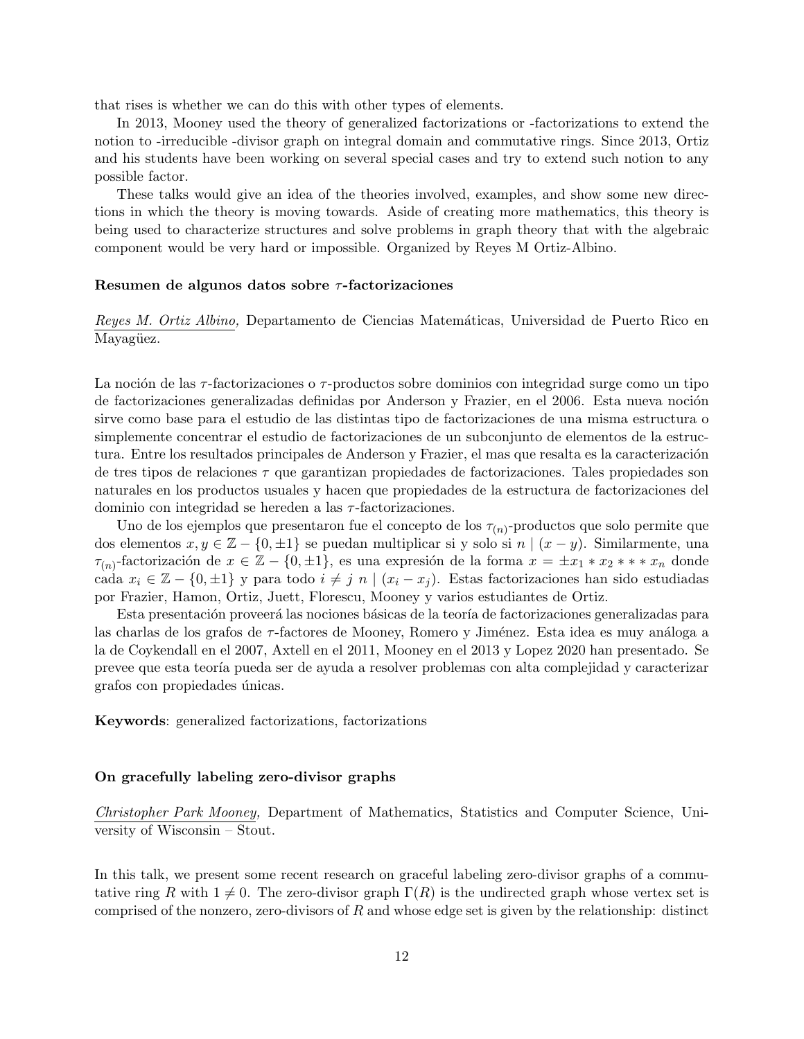that rises is whether we can do this with other types of elements.

In 2013, Mooney used the theory of generalized factorizations or -factorizations to extend the notion to -irreducible -divisor graph on integral domain and commutative rings. Since 2013, Ortiz and his students have been working on several special cases and try to extend such notion to any possible factor.

These talks would give an idea of the theories involved, examples, and show some new directions in which the theory is moving towards. Aside of creating more mathematics, this theory is being used to characterize structures and solve problems in graph theory that with the algebraic component would be very hard or impossible. Organized by Reyes M Ortiz-Albino.

### Resumen de algunos datos sobre $\tau$-factorizaciones

*Reyes M. Ortiz Albino,* Departamento de Ciencias Matemáticas, Universidad de Puerto Rico en Mayagüez.

La noción de las $\tau$-factorizaciones o $\tau$-productos sobre dominios con integridad surge como un tipo de factorizaciones generalizadas definidas por Anderson y Frazier, en el 2006. Esta nueva noción sirve como base para el estudio de las distintas tipo de factorizaciones de una misma estructura o simplemente concentrar el estudio de factorizaciones de un subconjunto de elementos de la estructura. Entre los resultados principales de Anderson y Frazier, el mas que resalta es la caracterización de tres tipos de relaciones $\tau$ que garantizan propiedades de factorizaciones. Tales propiedades son naturales en los productos usuales y hacen que propiedades de la estructura de factorizaciones del dominio con integridad se hereden a las $\tau$-factorizaciones.

Uno de los ejemplos que presentaron fue el concepto de los $\tau_{(n)}$-productos que solo permite que dos elementos $x, y \in \mathbb{Z} - \{0, \pm 1\}$ se puedan multiplicar si y solo si $n \mid (x - y)$. Similarmente, una $\tau_{(n)}$-factorización de $x \in \mathbb{Z} - \{0, \pm 1\}$, es una expresión de la forma $x = \pm x_1 * x_2 * * * x_n$ donde cada $x_i \in \mathbb{Z} - \{0, \pm 1\}$ y para todo $i \neq j$ $n \mid (x_i - x_j)$. Estas factorizaciones han sido estudiadas por Frazier, Hamon, Ortiz, Juett, Florescu, Mooney y varios estudiantes de Ortiz.

Esta presentación proveerá las nociones básicas de la teoría de factorizaciones generalizadas para las charlas de los grafos de $\tau$-factores de Mooney, Romero y Jiménez. Esta idea es muy análoga a la de Coykendall en el 2007, Axtell en el 2011, Mooney en el 2013 y Lopez 2020 han presentado. Se prevee que esta teoría pueda ser de ayuda a resolver problemas con alta complejidad y caracterizar grafos con propiedades únicas.

**Keywords**: generalized factorizations, factorizations

### On gracefully labeling zero-divisor graphs

*Christopher Park Mooney,* Department of Mathematics, Statistics and Computer Science, University of Wisconsin – Stout.

In this talk, we present some recent research on graceful labeling zero-divisor graphs of a commutative ring $R$ with $1 \neq 0$. The zero-divisor graph $\Gamma(R)$ is the undirected graph whose vertex set is comprised of the nonzero, zero-divisors of $R$ and whose edge set is given by the relationship: distinct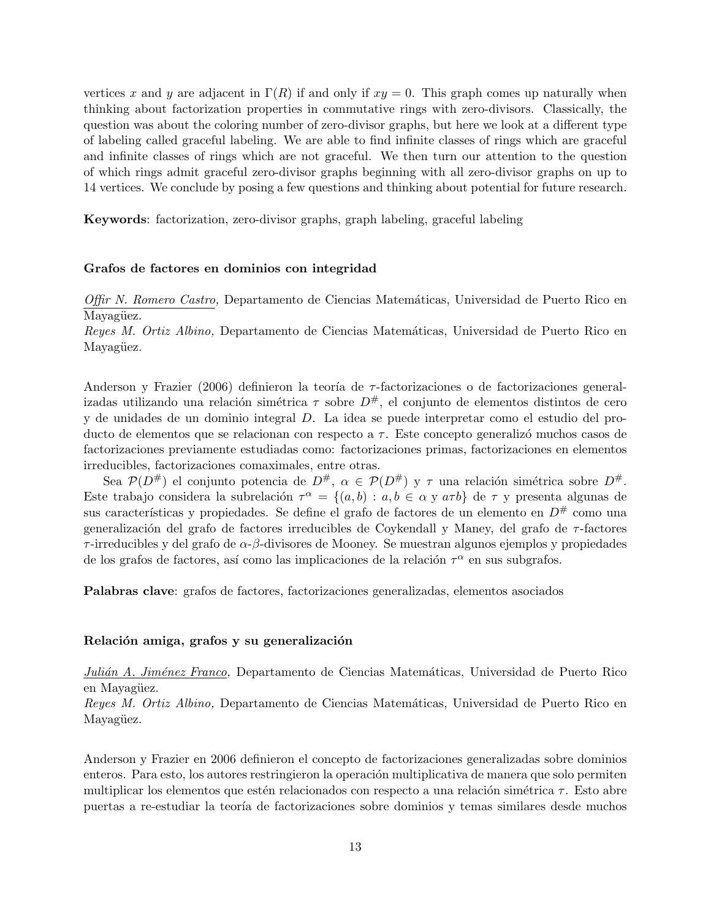vertices $x$ and $y$ are adjacent in $\Gamma(R)$ if and only if $xy = 0$. This graph comes up naturally when thinking about factorization properties in commutative rings with zero-divisors. Classically, the question was about the coloring number of zero-divisor graphs, but here we look at a different type of labeling called graceful labeling. We are able to find infinite classes of rings which are graceful and infinite classes of rings which are not graceful. We then turn our attention to the question of which rings admit graceful zero-divisor graphs beginning with all zero-divisor graphs on up to 14 vertices. We conclude by posing a few questions and thinking about potential for future research.

**Keywords**: factorization, zero-divisor graphs, graph labeling, graceful labeling

### Grafos de factores en dominios con integridad

*Offir N. Romero Castro,* Departamento de Ciencias Matemáticas, Universidad de Puerto Rico en Mayagüez.
*Reyes M. Ortiz Albino,* Departamento de Ciencias Matemáticas, Universidad de Puerto Rico en Mayagüez.

Anderson y Frazier (2006) definieron la teoría de $\tau$-factorizaciones o de factorizaciones generalizadas utilizando una relación simétrica $\tau$ sobre $D^{\#}$, el conjunto de elementos distintos de cero y de unidades de un dominio integral $D$. La idea se puede interpretar como el estudio del producto de elementos que se relacionan con respecto a $\tau$. Este concepto generalizó muchos casos de factorizaciones previamente estudiadas como: factorizaciones primas, factorizaciones en elementos irreducibles, factorizaciones comaximales, entre otras.

Sea $\mathcal{P}(D^{\#})$ el conjunto potencia de $D^{\#}$, $\alpha \in \mathcal{P}(D^{\#})$ y $\tau$ una relación simétrica sobre $D^{\#}$. Este trabajo considera la subrelación $\tau^{\alpha} = \{(a, b) : a, b \in \alpha \text{ y } a\tau b\}$ de $\tau$ y presenta algunas de sus características y propiedades. Se define el grafo de factores de un elemento en $D^{\#}$ como una generalización del grafo de factores irreducibles de Coykendall y Maney, del grafo de $\tau$-factores $\tau$-irreducibles y del grafo de $\alpha$-$\beta$-divisores de Mooney. Se muestran algunos ejemplos y propiedades de los grafos de factores, así como las implicaciones de la relación $\tau^{\alpha}$ en sus subgrafos.

**Palabras clave**: grafos de factores, factorizaciones generalizadas, elementos asociados

### Relación amiga, grafos y su generalización

*Julián A. Jiménez Franco,* Departamento de Ciencias Matemáticas, Universidad de Puerto Rico en Mayagüez.
*Reyes M. Ortiz Albino,* Departamento de Ciencias Matemáticas, Universidad de Puerto Rico en Mayagüez.

Anderson y Frazier en 2006 definieron el concepto de factorizaciones generalizadas sobre dominios enteros. Para esto, los autores restringieron la operación multiplicativa de manera que solo permiten multiplicar los elementos que estén relacionados con respecto a una relación simétrica $\tau$. Esto abre puertas a re-estudiar la teoría de factorizaciones sobre dominios y temas similares desde muchos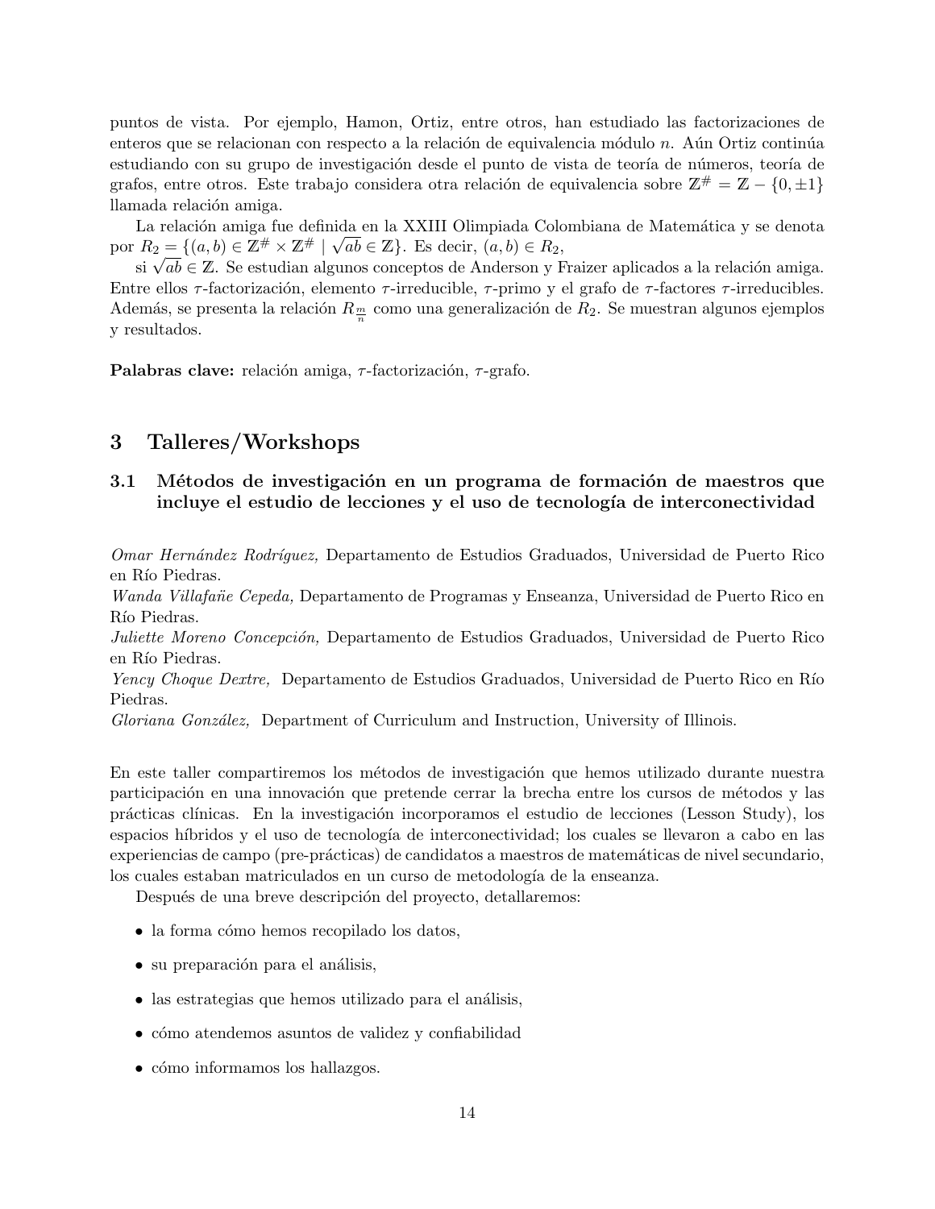puntos de vista. Por ejemplo, Hamon, Ortiz, entre otros, han estudiado las factorizaciones de enteros que se relacionan con respecto a la relación de equivalencia módulo $n$. Aún Ortiz continúa estudiando con su grupo de investigación desde el punto de vista de teoría de números, teoría de grafos, entre otros. Este trabajo considera otra relación de equivalencia sobre $\mathbb{Z}^{\#} = \mathbb{Z} - \{0, \pm 1\}$ llamada relación amiga.

La relación amiga fue definida en la XXIII Olimpiada Colombiana de Matemática y se denota por $R_2 = \{(a, b) \in \mathbb{Z}^{\#} \times \mathbb{Z}^{\#} \mid \sqrt{ab} \in \mathbb{Z}\}$. Es decir, $(a, b) \in R_2$,

si $\sqrt{ab} \in \mathbb{Z}$. Se estudian algunos conceptos de Anderson y Fraizer aplicados a la relación amiga. Entre ellos $\tau$-factorización, elemento $\tau$-irreducible, $\tau$-primo y el grafo de $\tau$-factores $\tau$-irreducibles. Además, se presenta la relación $R_{\frac{m}{n}}$ como una generalización de $R_2$. Se muestran algunos ejemplos y resultados.

**Palabras clave:** relación amiga, $\tau$-factorización, $\tau$-grafo.

# 3 Talleres/Workshops

## 3.1 Métodos de investigación en un programa de formación de maestros que incluye el estudio de lecciones y el uso de tecnología de interconectividad

*Omar Hernández Rodríguez,* Departamento de Estudios Graduados, Universidad de Puerto Rico en Río Piedras.
*Wanda Villafañe Cepeda,* Departamento de Programas y Enseanza, Universidad de Puerto Rico en Río Piedras.
*Juliette Moreno Concepción,* Departamento de Estudios Graduados, Universidad de Puerto Rico en Río Piedras.
*Yency Choque Dextre,* Departamento de Estudios Graduados, Universidad de Puerto Rico en Río Piedras.
*Gloriana González,* Department of Curriculum and Instruction, University of Illinois.

En este taller compartiremos los métodos de investigación que hemos utilizado durante nuestra participación en una innovación que pretende cerrar la brecha entre los cursos de métodos y las prácticas clínicas. En la investigación incorporamos el estudio de lecciones (Lesson Study), los espacios híbridos y el uso de tecnología de interconectividad; los cuales se llevaron a cabo en las experiencias de campo (pre-prácticas) de candidatos a maestros de matemáticas de nivel secundario, los cuales estaban matriculados en un curso de metodología de la enseanza.

Después de una breve descripción del proyecto, detallaremos:

- la forma cómo hemos recopilado los datos,
- su preparación para el análisis,
- las estrategias que hemos utilizado para el análisis,
- cómo atendemos asuntos de validez y confiabilidad
- cómo informamos los hallazgos.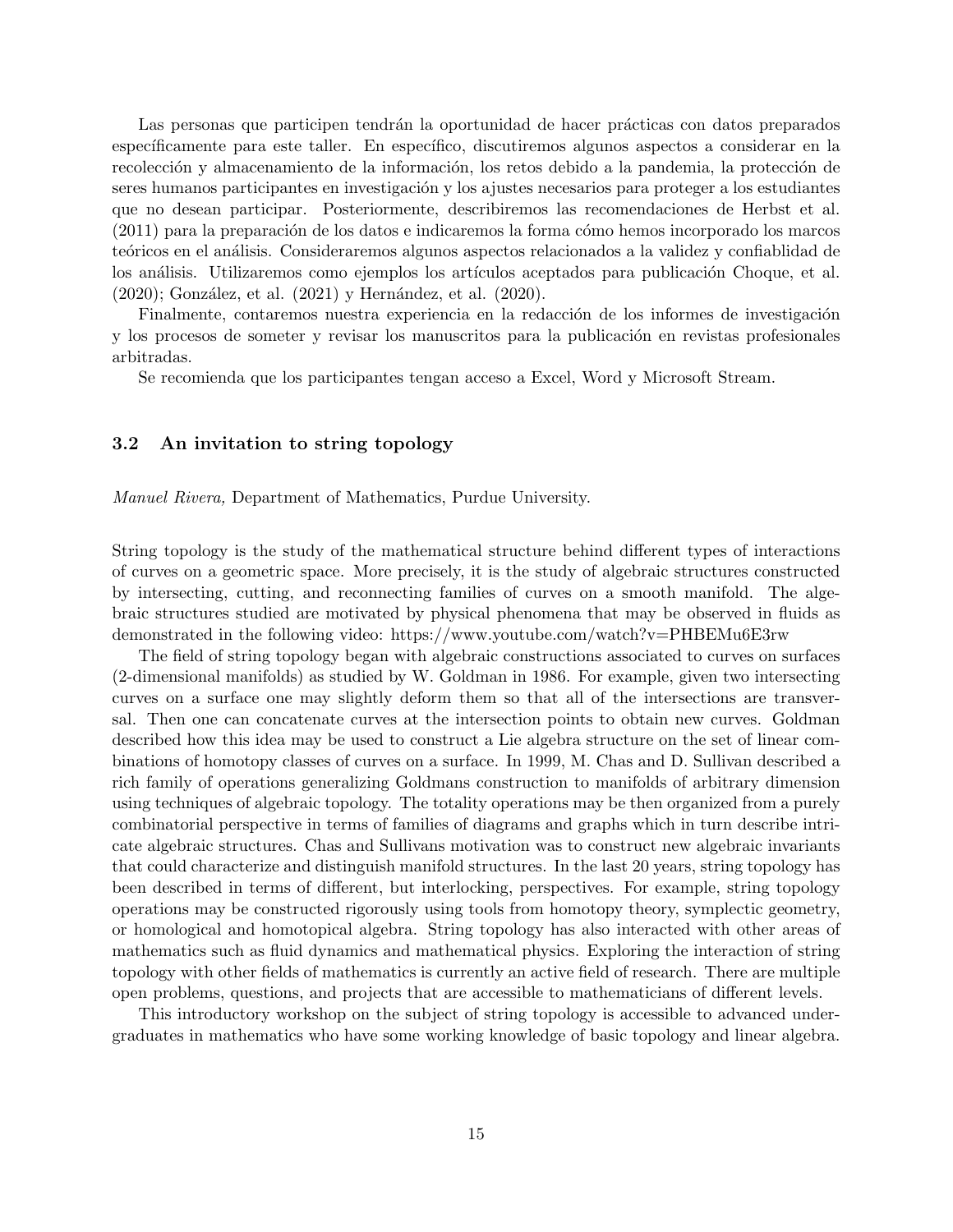Las personas que participen tendrán la oportunidad de hacer prácticas con datos preparados específicamente para este taller. En específico, discutiremos algunos aspectos a considerar en la recolección y almacenamiento de la información, los retos debido a la pandemia, la protección de seres humanos participantes en investigación y los ajustes necesarios para proteger a los estudiantes que no desean participar. Posteriormente, describiremos las recomendaciones de Herbst et al. (2011) para la preparación de los datos e indicaremos la forma cómo hemos incorporado los marcos teóricos en el análisis. Consideraremos algunos aspectos relacionados a la validez y confiablidad de los análisis. Utilizaremos como ejemplos los artículos aceptados para publicación Choque, et al. (2020); González, et al. (2021) y Hernández, et al. (2020).

Finalmente, contaremos nuestra experiencia en la redacción de los informes de investigación y los procesos de someter y revisar los manuscritos para la publicación en revistas profesionales arbitradas.

Se recomienda que los participantes tengan acceso a Excel, Word y Microsoft Stream.

### 3.2 An invitation to string topology

*Manuel Rivera,* Department of Mathematics, Purdue University.

String topology is the study of the mathematical structure behind different types of interactions of curves on a geometric space. More precisely, it is the study of algebraic structures constructed by intersecting, cutting, and reconnecting families of curves on a smooth manifold. The algebraic structures studied are motivated by physical phenomena that may be observed in fluids as demonstrated in the following video: https://www.youtube.com/watch?v=PHBEMu6E3rw

The field of string topology began with algebraic constructions associated to curves on surfaces (2-dimensional manifolds) as studied by W. Goldman in 1986. For example, given two intersecting curves on a surface one may slightly deform them so that all of the intersections are transversal. Then one can concatenate curves at the intersection points to obtain new curves. Goldman described how this idea may be used to construct a Lie algebra structure on the set of linear combinations of homotopy classes of curves on a surface. In 1999, M. Chas and D. Sullivan described a rich family of operations generalizing Goldmans construction to manifolds of arbitrary dimension using techniques of algebraic topology. The totality operations may be then organized from a purely combinatorial perspective in terms of families of diagrams and graphs which in turn describe intricate algebraic structures. Chas and Sullivans motivation was to construct new algebraic invariants that could characterize and distinguish manifold structures. In the last 20 years, string topology has been described in terms of different, but interlocking, perspectives. For example, string topology operations may be constructed rigorously using tools from homotopy theory, symplectic geometry, or homological and homotopical algebra. String topology has also interacted with other areas of mathematics such as fluid dynamics and mathematical physics. Exploring the interaction of string topology with other fields of mathematics is currently an active field of research. There are multiple open problems, questions, and projects that are accessible to mathematicians of different levels.

This introductory workshop on the subject of string topology is accessible to advanced undergraduates in mathematics who have some working knowledge of basic topology and linear algebra.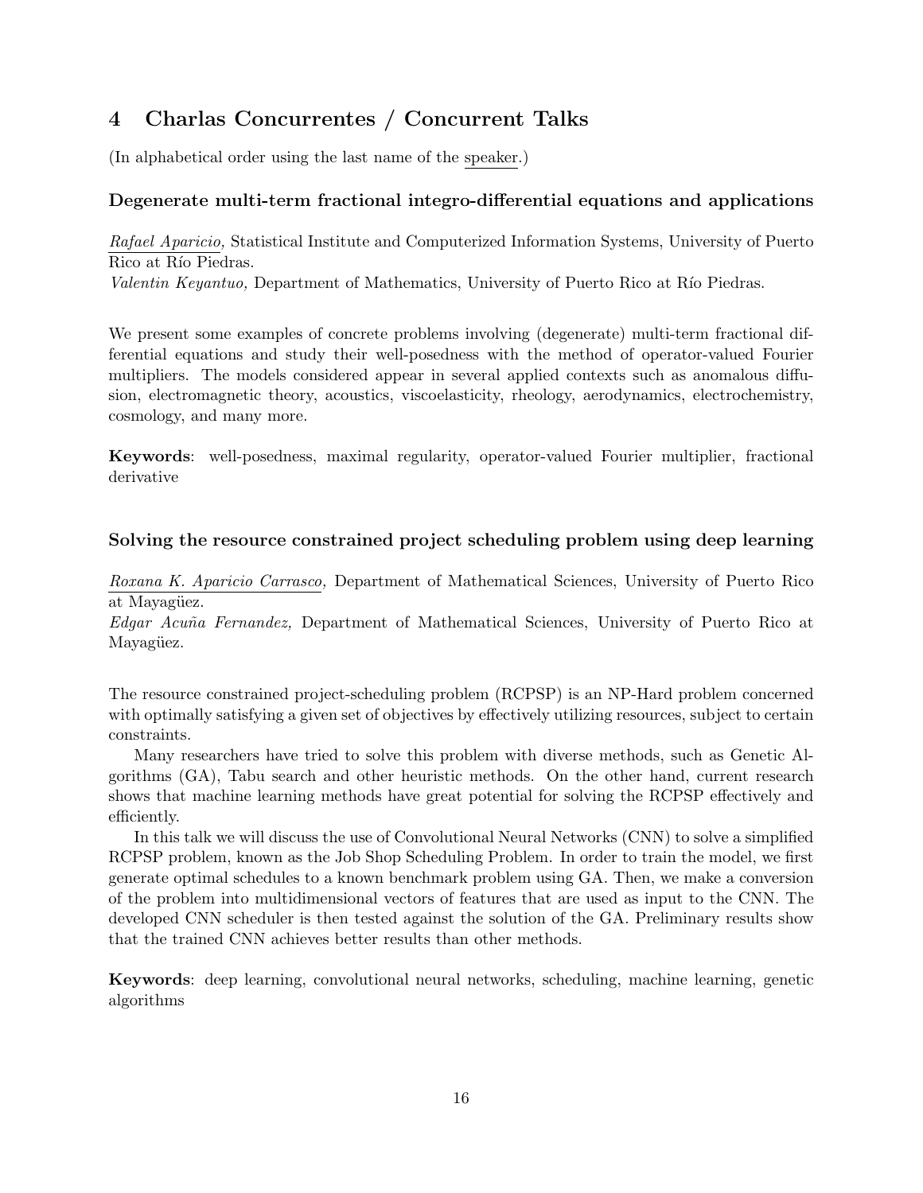## 4 Charlas Concurrentes / Concurrent Talks

(In alphabetical order using the last name of the speaker.)

### Degenerate multi-term fractional integro-differential equations and applications

*Rafael Aparicio,* Statistical Institute and Computerized Information Systems, University of Puerto Rico at Río Piedras.
*Valentin Keyantuo,* Department of Mathematics, University of Puerto Rico at Río Piedras.

We present some examples of concrete problems involving (degenerate) multi-term fractional differential equations and study their well-posedness with the method of operator-valued Fourier multipliers. The models considered appear in several applied contexts such as anomalous diffusion, electromagnetic theory, acoustics, viscoelasticity, rheology, aerodynamics, electrochemistry, cosmology, and many more.

**Keywords**: well-posedness, maximal regularity, operator-valued Fourier multiplier, fractional derivative

### Solving the resource constrained project scheduling problem using deep learning

*Roxana K. Aparicio Carrasco,* Department of Mathematical Sciences, University of Puerto Rico at Mayagüez.
*Edgar Acuña Fernandez,* Department of Mathematical Sciences, University of Puerto Rico at Mayagüez.

The resource constrained project-scheduling problem (RCPSP) is an NP-Hard problem concerned with optimally satisfying a given set of objectives by effectively utilizing resources, subject to certain constraints.

Many researchers have tried to solve this problem with diverse methods, such as Genetic Algorithms (GA), Tabu search and other heuristic methods. On the other hand, current research shows that machine learning methods have great potential for solving the RCPSP effectively and efficiently.

In this talk we will discuss the use of Convolutional Neural Networks (CNN) to solve a simplified RCPSP problem, known as the Job Shop Scheduling Problem. In order to train the model, we first generate optimal schedules to a known benchmark problem using GA. Then, we make a conversion of the problem into multidimensional vectors of features that are used as input to the CNN. The developed CNN scheduler is then tested against the solution of the GA. Preliminary results show that the trained CNN achieves better results than other methods.

**Keywords**: deep learning, convolutional neural networks, scheduling, machine learning, genetic algorithms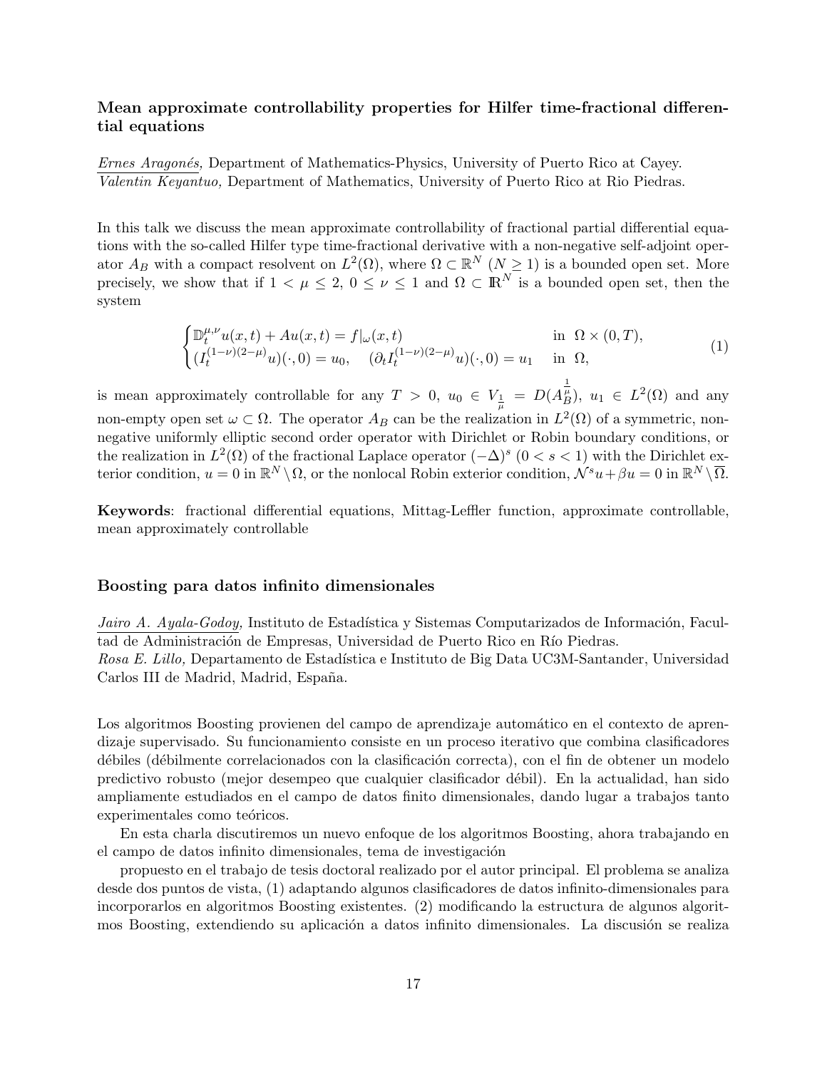### Mean approximate controllability properties for Hilfer time-fractional differential equations

*Ernes Aragonés,* Department of Mathematics-Physics, University of Puerto Rico at Cayey.
*Valentin Keyantuo,* Department of Mathematics, University of Puerto Rico at Rio Piedras.

In this talk we discuss the mean approximate controllability of fractional partial differential equations with the so-called Hilfer type time-fractional derivative with a non-negative self-adjoint operator $A_B$ with a compact resolvent on $L^2(\Omega)$, where $\Omega \subset \mathbb{R}^N$ ($N \geq 1$) is a bounded open set. More precisely, we show that if $1 < \mu \leq 2$, $0 \leq \nu \leq 1$ and $\Omega \subset \mathbb{R}^N$ is a bounded open set, then the system

$$\begin{cases} \mathbb{D}_t^{\mu,\nu} u(x,t) + Au(x,t) = f|_\omega(x,t) & \text{in } \Omega \times (0,T), \\ (I_t^{(1-\nu)(2-\mu)} u)(\cdot, 0) = u_0, \quad (\partial_t I_t^{(1-\nu)(2-\mu)} u)(\cdot, 0) = u_1 & \text{in } \Omega, \end{cases} \tag{1}$$

is mean approximately controllable for any $T > 0$, $u_0 \in V_{\frac{1}{\mu}} = D(A_B^{\frac{1}{\mu}})$, $u_1 \in L^2(\Omega)$ and any non-empty open set $\omega \subset \Omega$. The operator $A_B$ can be the realization in $L^2(\Omega)$ of a symmetric, non-negative uniformly elliptic second order operator with Dirichlet or Robin boundary conditions, or the realization in $L^2(\Omega)$ of the fractional Laplace operator $(-\Delta)^s$ $(0 < s < 1)$ with the Dirichlet exterior condition, $u = 0$ in $\mathbb{R}^N \setminus \Omega$, or the nonlocal Robin exterior condition, $\mathcal{N}^s u + \beta u = 0$ in $\mathbb{R}^N \setminus \overline{\Omega}$.

**Keywords**: fractional differential equations, Mittag-Leffler function, approximate controllable, mean approximately controllable

### Boosting para datos infinito dimensionales

*Jairo A. Ayala-Godoy,* Instituto de Estadística y Sistemas Computarizados de Información, Facultad de Administración de Empresas, Universidad de Puerto Rico en Río Piedras.
*Rosa E. Lillo,* Departamento de Estadística e Instituto de Big Data UC3M-Santander, Universidad Carlos III de Madrid, Madrid, España.

Los algoritmos Boosting provienen del campo de aprendizaje automático en el contexto de aprendizaje supervisado. Su funcionamiento consiste en un proceso iterativo que combina clasificadores débiles (débilmente correlacionados con la clasificación correcta), con el fin de obtener un modelo predictivo robusto (mejor desempeo que cualquier clasificador débil). En la actualidad, han sido ampliamente estudiados en el campo de datos finito dimensionales, dando lugar a trabajos tanto experimentales como teóricos.

En esta charla discutiremos un nuevo enfoque de los algoritmos Boosting, ahora trabajando en el campo de datos infinito dimensionales, tema de investigación

propuesto en el trabajo de tesis doctoral realizado por el autor principal. El problema se analiza desde dos puntos de vista, (1) adaptando algunos clasificadores de datos infinito-dimensionales para incorporarlos en algoritmos Boosting existentes. (2) modificando la estructura de algunos algoritmos Boosting, extendiendo su aplicación a datos infinito dimensionales. La discusión se realiza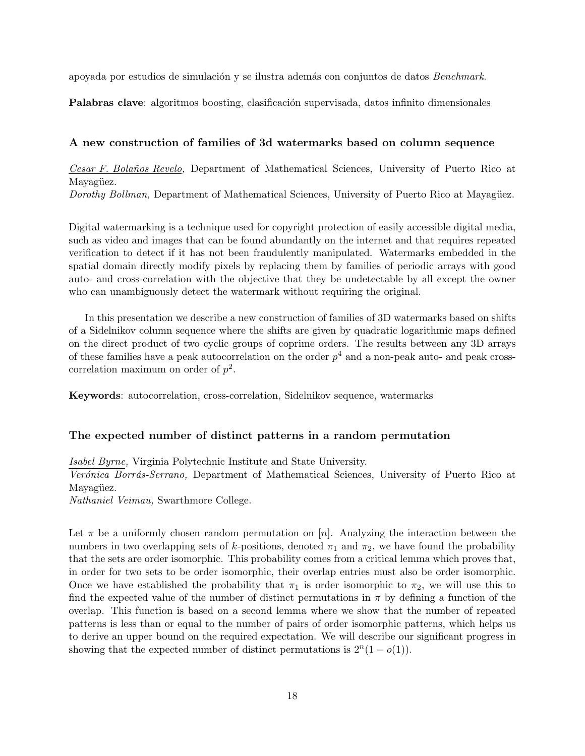apoyada por estudios de simulación y se ilustra además con conjuntos de datos *Benchmark*.

**Palabras clave**: algoritmos boosting, clasificación supervisada, datos infinito dimensionales

### A new construction of families of 3d watermarks based on column sequence

*Cesar F. Bolaños Revelo,* Department of Mathematical Sciences, University of Puerto Rico at Mayagüez.
*Dorothy Bollman,* Department of Mathematical Sciences, University of Puerto Rico at Mayagüez.

Digital watermarking is a technique used for copyright protection of easily accessible digital media, such as video and images that can be found abundantly on the internet and that requires repeated verification to detect if it has not been fraudulently manipulated. Watermarks embedded in the spatial domain directly modify pixels by replacing them by families of periodic arrays with good auto- and cross-correlation with the objective that they be undetectable by all except the owner who can unambiguously detect the watermark without requiring the original.

In this presentation we describe a new construction of families of 3D watermarks based on shifts of a Sidelnikov column sequence where the shifts are given by quadratic logarithmic maps defined on the direct product of two cyclic groups of coprime orders. The results between any 3D arrays of these families have a peak autocorrelation on the order $p^4$ and a non-peak auto- and peak cross-correlation maximum on order of $p^2$.

**Keywords**: autocorrelation, cross-correlation, Sidelnikov sequence, watermarks

### The expected number of distinct patterns in a random permutation

*Isabel Byrne,* Virginia Polytechnic Institute and State University.
*Verónica Borrás-Serrano,* Department of Mathematical Sciences, University of Puerto Rico at Mayagüez.
*Nathaniel Veimau,* Swarthmore College.

Let $\pi$ be a uniformly chosen random permutation on $[n]$. Analyzing the interaction between the numbers in two overlapping sets of $k$-positions, denoted $\pi_1$ and $\pi_2$, we have found the probability that the sets are order isomorphic. This probability comes from a critical lemma which proves that, in order for two sets to be order isomorphic, their overlap entries must also be order isomorphic. Once we have established the probability that $\pi_1$ is order isomorphic to $\pi_2$, we will use this to find the expected value of the number of distinct permutations in $\pi$ by defining a function of the overlap. This function is based on a second lemma where we show that the number of repeated patterns is less than or equal to the number of pairs of order isomorphic patterns, which helps us to derive an upper bound on the required expectation. We will describe our significant progress in showing that the expected number of distinct permutations is $2^n(1 - o(1))$.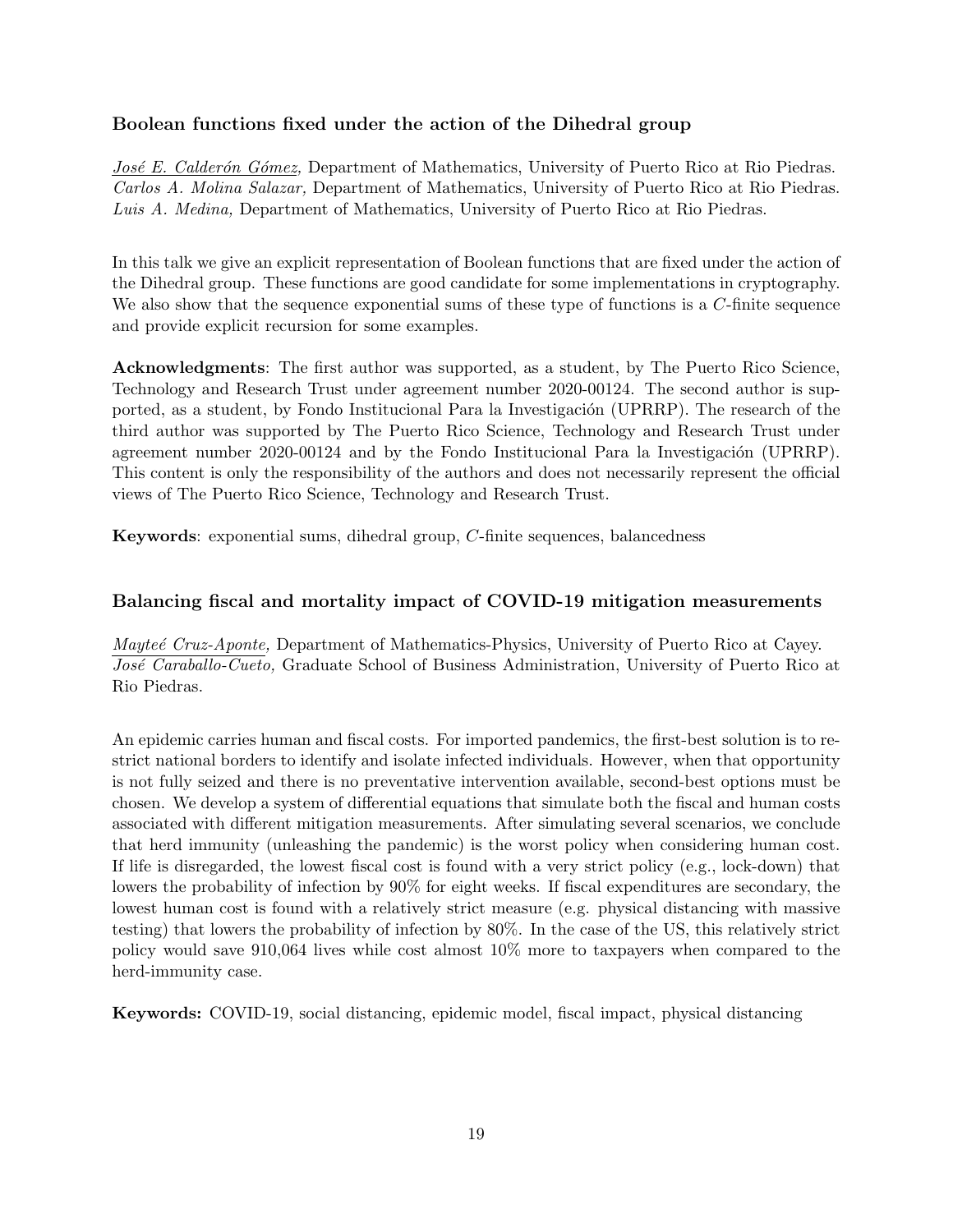### Boolean functions fixed under the action of the Dihedral group

*José E. Calderón Gómez,* Department of Mathematics, University of Puerto Rico at Rio Piedras.
*Carlos A. Molina Salazar,* Department of Mathematics, University of Puerto Rico at Rio Piedras.
*Luis A. Medina,* Department of Mathematics, University of Puerto Rico at Rio Piedras.

In this talk we give an explicit representation of Boolean functions that are fixed under the action of the Dihedral group. These functions are good candidate for some implementations in cryptography. We also show that the sequence exponential sums of these type of functions is a $C$-finite sequence and provide explicit recursion for some examples.

**Acknowledgments**: The first author was supported, as a student, by The Puerto Rico Science, Technology and Research Trust under agreement number 2020-00124. The second author is supported, as a student, by Fondo Institucional Para la Investigación (UPRRP). The research of the third author was supported by The Puerto Rico Science, Technology and Research Trust under agreement number 2020-00124 and by the Fondo Institucional Para la Investigación (UPRRP). This content is only the responsibility of the authors and does not necessarily represent the official views of The Puerto Rico Science, Technology and Research Trust.

**Keywords**: exponential sums, dihedral group, $C$-finite sequences, balancedness

### Balancing fiscal and mortality impact of COVID-19 mitigation measurements

*Mayteé Cruz-Aponte,* Department of Mathematics-Physics, University of Puerto Rico at Cayey.
*José Caraballo-Cueto,* Graduate School of Business Administration, University of Puerto Rico at Rio Piedras.

An epidemic carries human and fiscal costs. For imported pandemics, the first-best solution is to restrict national borders to identify and isolate infected individuals. However, when that opportunity is not fully seized and there is no preventative intervention available, second-best options must be chosen. We develop a system of differential equations that simulate both the fiscal and human costs associated with different mitigation measurements. After simulating several scenarios, we conclude that herd immunity (unleashing the pandemic) is the worst policy when considering human cost. If life is disregarded, the lowest fiscal cost is found with a very strict policy (e.g., lock-down) that lowers the probability of infection by 90% for eight weeks. If fiscal expenditures are secondary, the lowest human cost is found with a relatively strict measure (e.g. physical distancing with massive testing) that lowers the probability of infection by 80%. In the case of the US, this relatively strict policy would save 910,064 lives while cost almost 10% more to taxpayers when compared to the herd-immunity case.

**Keywords:** COVID-19, social distancing, epidemic model, fiscal impact, physical distancing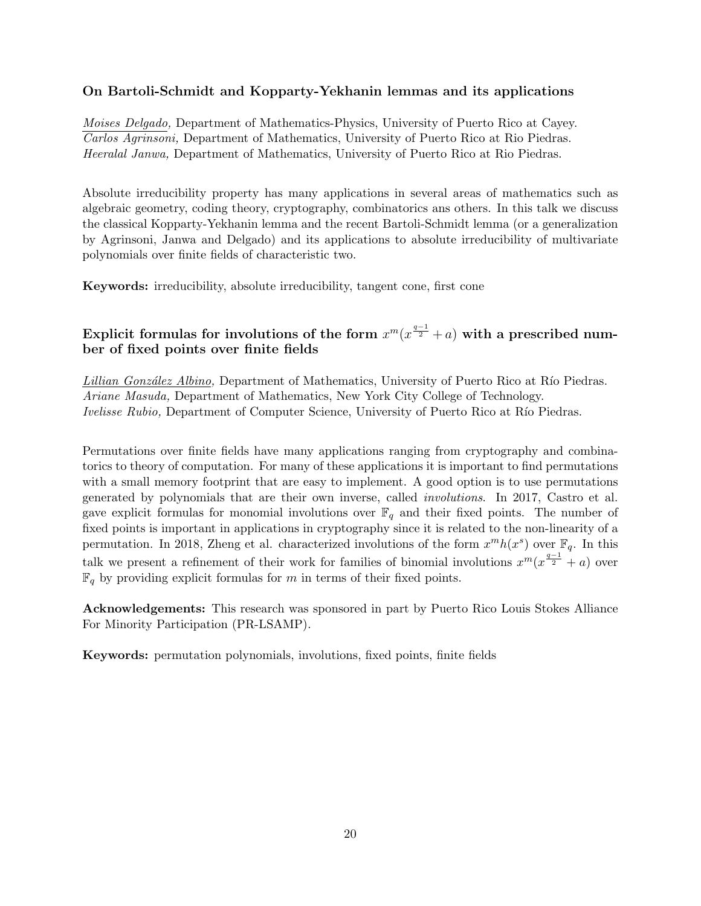### On Bartoli-Schmidt and Kopparty-Yekhanin lemmas and its applications

*Moises Delgado,* Department of Mathematics-Physics, University of Puerto Rico at Cayey.
*Carlos Agrinsoni,* Department of Mathematics, University of Puerto Rico at Rio Piedras.
*Heeralal Janwa,* Department of Mathematics, University of Puerto Rico at Rio Piedras.

Absolute irreducibility property has many applications in several areas of mathematics such as algebraic geometry, coding theory, cryptography, combinatorics ans others. In this talk we discuss the classical Kopparty-Yekhanin lemma and the recent Bartoli-Schmidt lemma (or a generalization by Agrinsoni, Janwa and Delgado) and its applications to absolute irreducibility of multivariate polynomials over finite fields of characteristic two.

**Keywords:** irreducibility, absolute irreducibility, tangent cone, first cone

### Explicit formulas for involutions of the form $x^m(x^{\frac{q-1}{2}} + a)$ with a prescribed number of fixed points over finite fields

*Lillian González Albino,* Department of Mathematics, University of Puerto Rico at Río Piedras.
*Ariane Masuda,* Department of Mathematics, New York City College of Technology.
*Ivelisse Rubio,* Department of Computer Science, University of Puerto Rico at Río Piedras.

Permutations over finite fields have many applications ranging from cryptography and combinatorics to theory of computation. For many of these applications it is important to find permutations with a small memory footprint that are easy to implement. A good option is to use permutations generated by polynomials that are their own inverse, called *involutions*. In 2017, Castro et al. gave explicit formulas for monomial involutions over $\mathbb{F}_q$ and their fixed points. The number of fixed points is important in applications in cryptography since it is related to the non-linearity of a permutation. In 2018, Zheng et al. characterized involutions of the form $x^m h(x^s)$ over $\mathbb{F}_q$. In this talk we present a refinement of their work for families of binomial involutions $x^m(x^{\frac{q-1}{2}} + a)$ over $\mathbb{F}_q$ by providing explicit formulas for $m$ in terms of their fixed points.

**Acknowledgements:** This research was sponsored in part by Puerto Rico Louis Stokes Alliance For Minority Participation (PR-LSAMP).

**Keywords:** permutation polynomials, involutions, fixed points, finite fields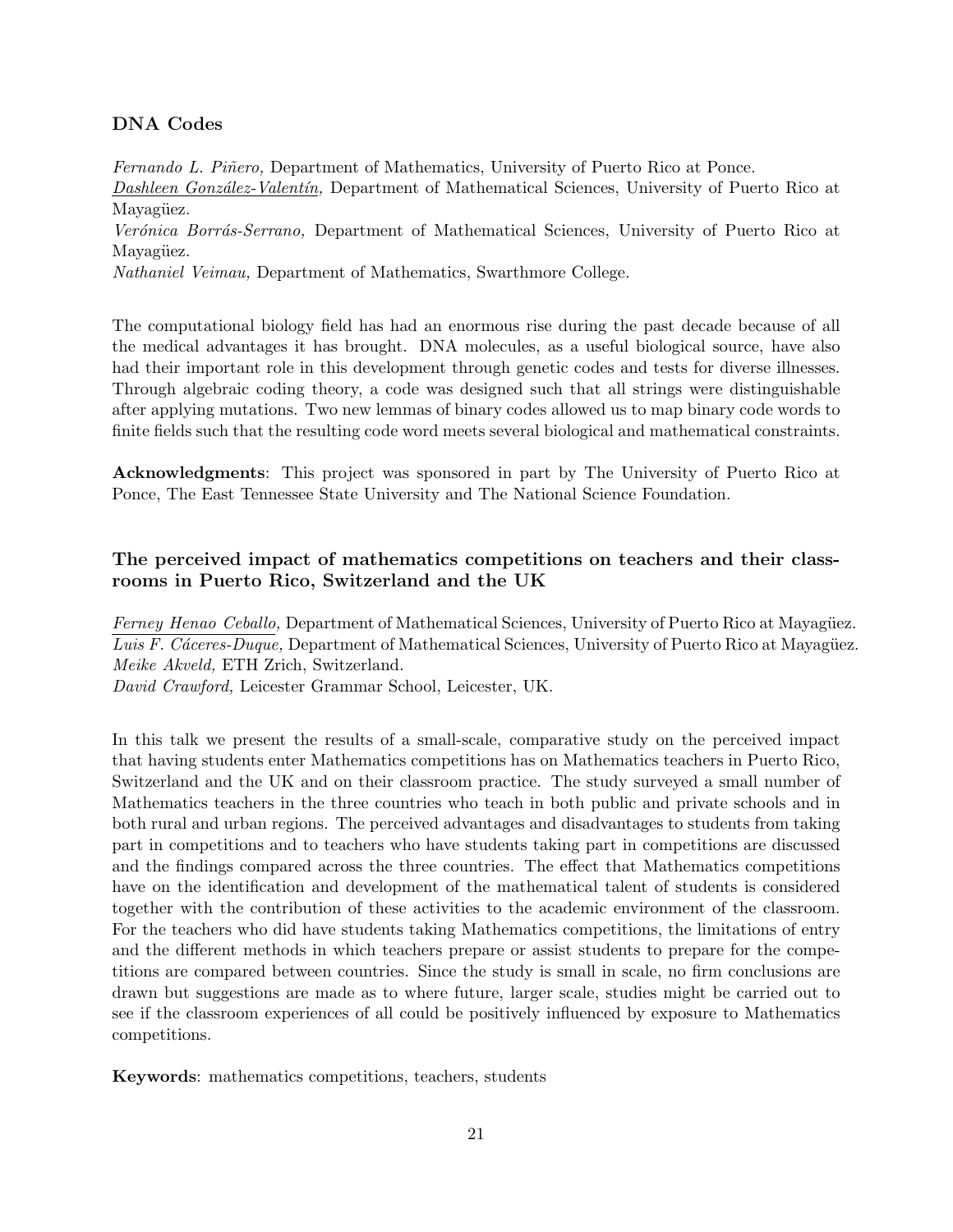### DNA Codes

*Fernando L. Piñero,* Department of Mathematics, University of Puerto Rico at Ponce.
*Dashleen González-Valentín,* Department of Mathematical Sciences, University of Puerto Rico at Mayagüez.
*Verónica Borrás-Serrano,* Department of Mathematical Sciences, University of Puerto Rico at Mayagüez.
*Nathaniel Veimau,* Department of Mathematics, Swarthmore College.

The computational biology field has had an enormous rise during the past decade because of all the medical advantages it has brought. DNA molecules, as a useful biological source, have also had their important role in this development through genetic codes and tests for diverse illnesses. Through algebraic coding theory, a code was designed such that all strings were distinguishable after applying mutations. Two new lemmas of binary codes allowed us to map binary code words to finite fields such that the resulting code word meets several biological and mathematical constraints.

**Acknowledgments**: This project was sponsored in part by The University of Puerto Rico at Ponce, The East Tennessee State University and The National Science Foundation.

### The perceived impact of mathematics competitions on teachers and their classrooms in Puerto Rico, Switzerland and the UK

*Ferney Henao Ceballo,* Department of Mathematical Sciences, University of Puerto Rico at Mayagüez.
*Luis F. Cáceres-Duque,* Department of Mathematical Sciences, University of Puerto Rico at Mayagüez.
*Meike Akveld,* ETH Zrich, Switzerland.
*David Crawford,* Leicester Grammar School, Leicester, UK.

In this talk we present the results of a small-scale, comparative study on the perceived impact that having students enter Mathematics competitions has on Mathematics teachers in Puerto Rico, Switzerland and the UK and on their classroom practice. The study surveyed a small number of Mathematics teachers in the three countries who teach in both public and private schools and in both rural and urban regions. The perceived advantages and disadvantages to students from taking part in competitions and to teachers who have students taking part in competitions are discussed and the findings compared across the three countries. The effect that Mathematics competitions have on the identification and development of the mathematical talent of students is considered together with the contribution of these activities to the academic environment of the classroom. For the teachers who did have students taking Mathematics competitions, the limitations of entry and the different methods in which teachers prepare or assist students to prepare for the competitions are compared between countries. Since the study is small in scale, no firm conclusions are drawn but suggestions are made as to where future, larger scale, studies might be carried out to see if the classroom experiences of all could be positively influenced by exposure to Mathematics competitions.

**Keywords**: mathematics competitions, teachers, students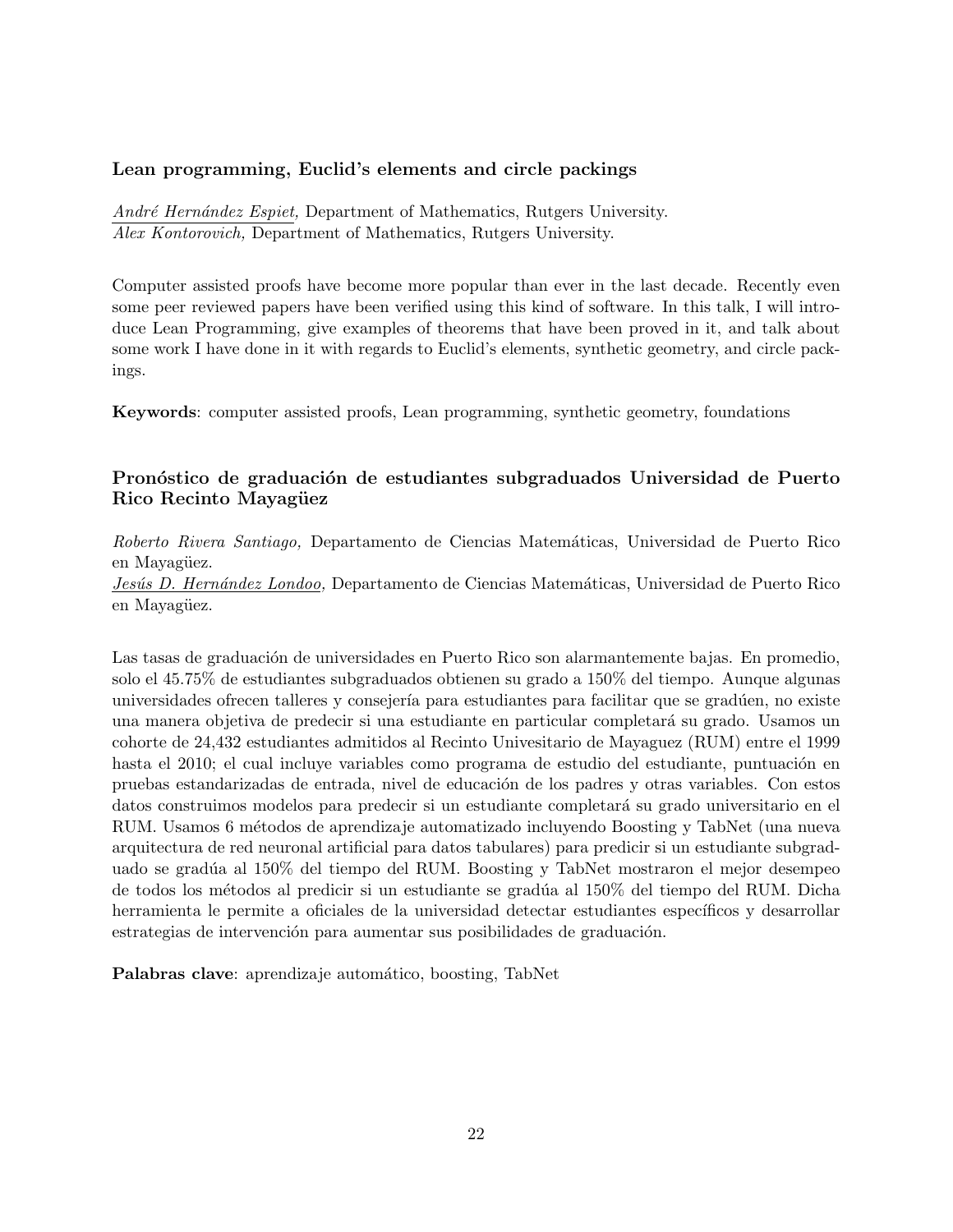### Lean programming, Euclid's elements and circle packings

*André Hernández Espiet,* Department of Mathematics, Rutgers University.
*Alex Kontorovich,* Department of Mathematics, Rutgers University.

Computer assisted proofs have become more popular than ever in the last decade. Recently even some peer reviewed papers have been verified using this kind of software. In this talk, I will introduce Lean Programming, give examples of theorems that have been proved in it, and talk about some work I have done in it with regards to Euclid's elements, synthetic geometry, and circle packings.

**Keywords**: computer assisted proofs, Lean programming, synthetic geometry, foundations

### Pronóstico de graduación de estudiantes subgraduados Universidad de Puerto Rico Recinto Mayagüez

*Roberto Rivera Santiago,* Departamento de Ciencias Matemáticas, Universidad de Puerto Rico en Mayagüez.
*Jesús D. Hernández Londoo,* Departamento de Ciencias Matemáticas, Universidad de Puerto Rico en Mayagüez.

Las tasas de graduación de universidades en Puerto Rico son alarmantemente bajas. En promedio, solo el 45.75% de estudiantes subgraduados obtienen su grado a 150% del tiempo. Aunque algunas universidades ofrecen talleres y consejería para estudiantes para facilitar que se gradúen, no existe una manera objetiva de predecir si una estudiante en particular completará su grado. Usamos un cohorte de 24,432 estudiantes admitidos al Recinto Univesitario de Mayaguez (RUM) entre el 1999 hasta el 2010; el cual incluye variables como programa de estudio del estudiante, puntuación en pruebas estandarizadas de entrada, nivel de educación de los padres y otras variables. Con estos datos construimos modelos para predecir si un estudiante completará su grado universitario en el RUM. Usamos 6 métodos de aprendizaje automatizado incluyendo Boosting y TabNet (una nueva arquitectura de red neuronal artificial para datos tabulares) para predecir si un estudiante subgraduado se gradúa al 150% del tiempo del RUM. Boosting y TabNet mostraron el mejor desempeo de todos los métodos al predecir si un estudiante se gradúa al 150% del tiempo del RUM. Dicha herramienta le permite a oficiales de la universidad detectar estudiantes específicos y desarrollar estrategias de intervención para aumentar sus posibilidades de graduación.

**Palabras clave**: aprendizaje automático, boosting, TabNet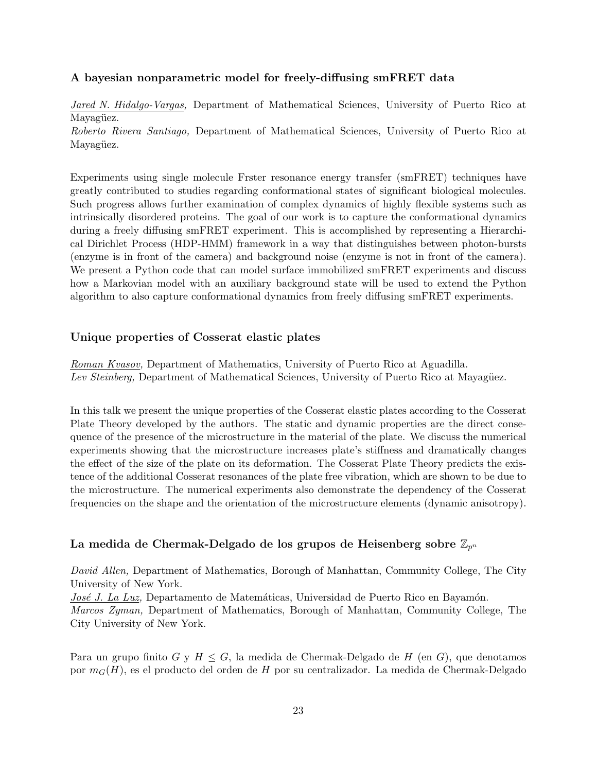### A bayesian nonparametric model for freely-diffusing smFRET data

*Jared N. Hidalgo-Vargas,* Department of Mathematical Sciences, University of Puerto Rico at Mayagüez.
*Roberto Rivera Santiago,* Department of Mathematical Sciences, University of Puerto Rico at Mayagüez.

Experiments using single molecule Frster resonance energy transfer (smFRET) techniques have greatly contributed to studies regarding conformational states of significant biological molecules. Such progress allows further examination of complex dynamics of highly flexible systems such as intrinsically disordered proteins. The goal of our work is to capture the conformational dynamics during a freely diffusing smFRET experiment. This is accomplished by representing a Hierarchical Dirichlet Process (HDP-HMM) framework in a way that distinguishes between photon-bursts (enzyme is in front of the camera) and background noise (enzyme is not in front of the camera). We present a Python code that can model surface immobilized smFRET experiments and discuss how a Markovian model with an auxiliary background state will be used to extend the Python algorithm to also capture conformational dynamics from freely diffusing smFRET experiments.

### Unique properties of Cosserat elastic plates

*Roman Kvasov,* Department of Mathematics, University of Puerto Rico at Aguadilla.
*Lev Steinberg,* Department of Mathematical Sciences, University of Puerto Rico at Mayagüez.

In this talk we present the unique properties of the Cosserat elastic plates according to the Cosserat Plate Theory developed by the authors. The static and dynamic properties are the direct consequence of the presence of the microstructure in the material of the plate. We discuss the numerical experiments showing that the microstructure increases plate's stiffness and dramatically changes the effect of the size of the plate on its deformation. The Cosserat Plate Theory predicts the existence of the additional Cosserat resonances of the plate free vibration, which are shown to be due to the microstructure. The numerical experiments also demonstrate the dependency of the Cosserat frequencies on the shape and the orientation of the microstructure elements (dynamic anisotropy).

### La medida de Chermak-Delgado de los grupos de Heisenberg sobre $\mathbb{Z}_{p^n}$

*David Allen,* Department of Mathematics, Borough of Manhattan, Community College, The City University of New York.
*José J. La Luz,* Departamento de Matemáticas, Universidad de Puerto Rico en Bayamón.
*Marcos Zyman,* Department of Mathematics, Borough of Manhattan, Community College, The City University of New York.

Para un grupo finito $G$ y $H \leq G$, la medida de Chermak-Delgado de $H$ (en $G$), que denotamos por $m_G(H)$, es el producto del orden de $H$ por su centralizador. La medida de Chermak-Delgado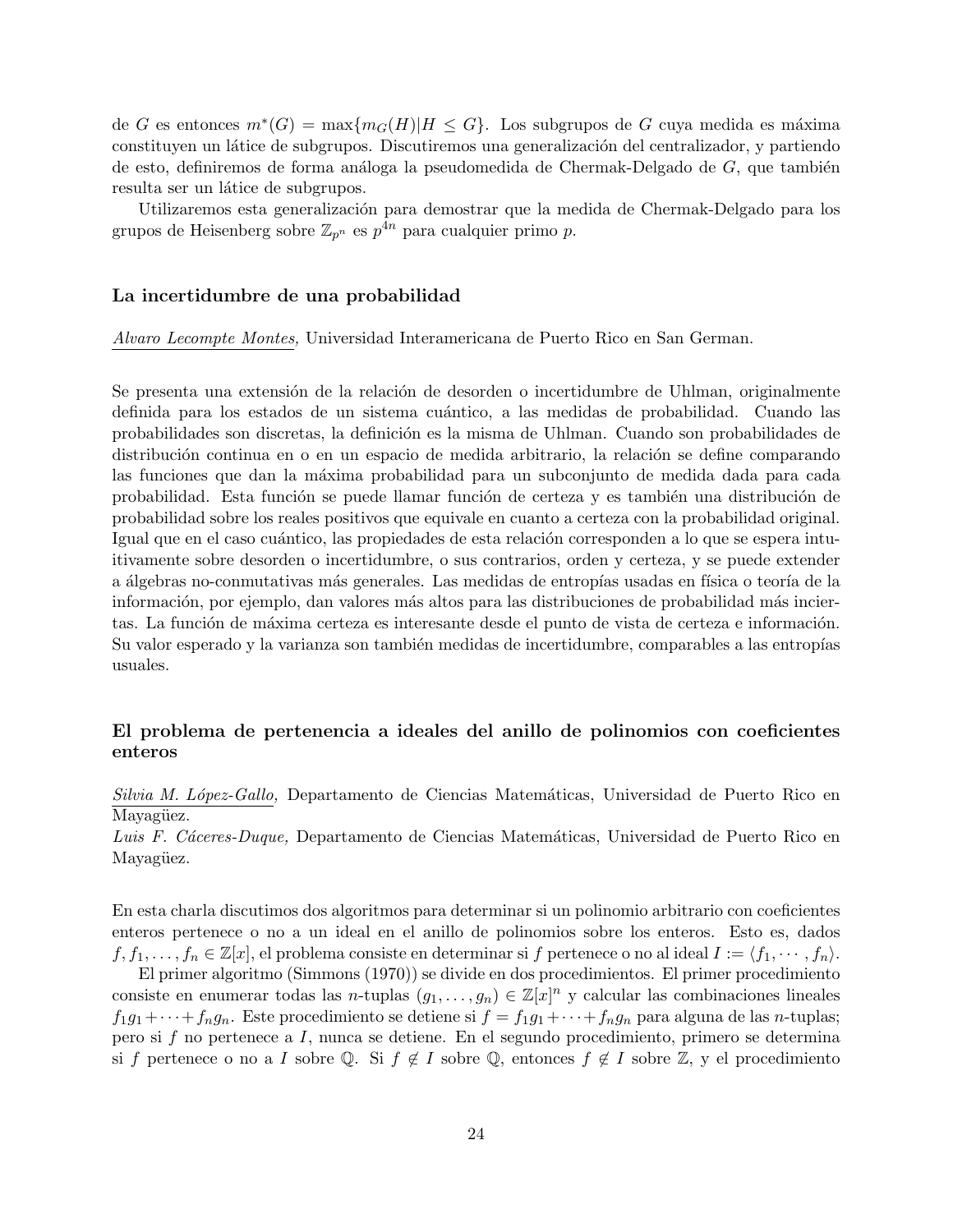de $G$ es entonces $m^*(G) = \max\{m_G(H) | H \leq G\}$. Los subgrupos de $G$ cuya medida es máxima constituyen un látice de subgrupos. Discutiremos una generalización del centralizador, y partiendo de esto, definiremos de forma análoga la pseudomedida de Chermak-Delgado de $G$, que también resulta ser un látice de subgrupos.

Utilizaremos esta generalización para demostrar que la medida de Chermak-Delgado para los grupos de Heisenberg sobre $\mathbb{Z}_{p^n}$ es $p^{4n}$ para cualquier primo $p$.

### La incertidumbre de una probabilidad

Alvaro Lecompte Montes, Universidad Interamericana de Puerto Rico en San German.

Se presenta una extensión de la relación de desorden o incertidumbre de Uhlman, originalmente definida para los estados de un sistema cuántico, a las medidas de probabilidad. Cuando las probabilidades son discretas, la definición es la misma de Uhlman. Cuando son probabilidades de distribución continua en o en un espacio de medida arbitrario, la relación se define comparando las funciones que dan la máxima probabilidad para un subconjunto de medida dada para cada probabilidad. Esta función se puede llamar función de certeza y es también una distribución de probabilidad sobre los reales positivos que equivale en cuanto a certeza con la probabilidad original. Igual que en el caso cuántico, las propiedades de esta relación corresponden a lo que se espera intuitivamente sobre desorden o incertidumbre, o sus contrarios, orden y certeza, y se puede extender a álgebras no-conmutativas más generales. Las medidas de entropías usadas en física o teoría de la información, por ejemplo, dan valores más altos para las distribuciones de probabilidad más inciertas. La función de máxima certeza es interesante desde el punto de vista de certeza e información. Su valor esperado y la varianza son también medidas de incertidumbre, comparables a las entropías usuales.

### El problema de pertenencia a ideales del anillo de polinomios con coeficientes enteros

*Silvia M. López-Gallo,* Departamento de Ciencias Matemáticas, Universidad de Puerto Rico en Mayagüez.
*Luis F. Cáceres-Duque,* Departamento de Ciencias Matemáticas, Universidad de Puerto Rico en Mayagüez.

En esta charla discutimos dos algoritmos para determinar si un polinomio arbitrario con coeficientes enteros pertenece o no a un ideal en el anillo de polinomios sobre los enteros. Esto es, dados $f, f_1, \ldots, f_n \in \mathbb{Z}[x]$, el problema consiste en determinar si $f$ pertenece o no al ideal $I := \langle f_1, \cdots, f_n \rangle$.

El primer algoritmo (Simmons (1970)) se divide en dos procedimientos. El primer procedimiento consiste en enumerar todas las $n$-tuplas $(g_1, \ldots, g_n) \in \mathbb{Z}[x]^n$ y calcular las combinaciones lineales $f_1 g_1 + \cdots + f_n g_n$. Este procedimiento se detiene si $f = f_1 g_1 + \cdots + f_n g_n$ para alguna de las $n$-tuplas; pero si $f$ no pertenece a $I$, nunca se detiene. En el segundo procedimiento, primero se determina si $f$ pertenece o no a $I$ sobre $\mathbb{Q}$. Si $f \notin I$ sobre $\mathbb{Q}$, entonces $f \notin I$ sobre $\mathbb{Z}$, y el procedimiento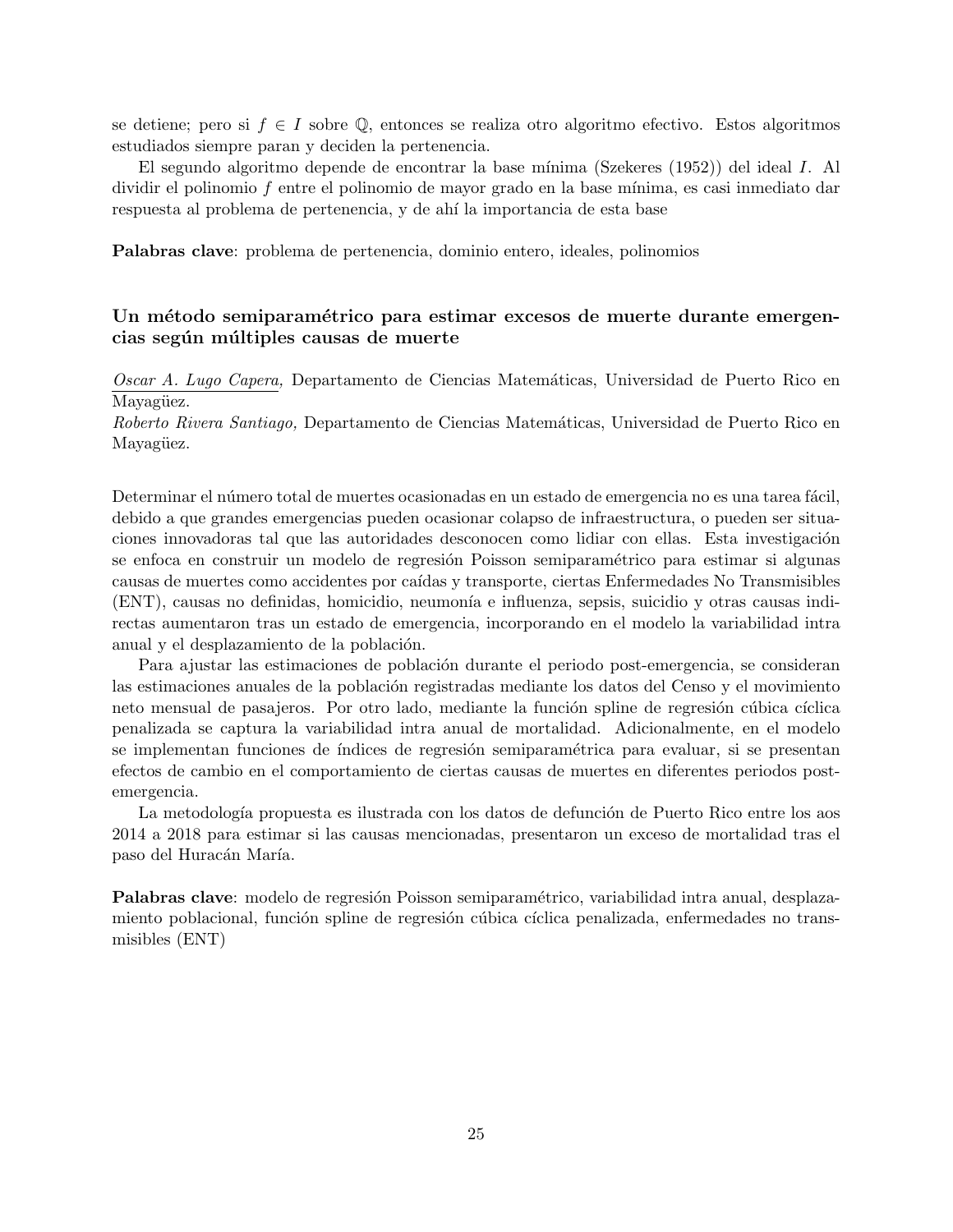se detiene; pero si $f \in I$ sobre $\mathbb{Q}$, entonces se realiza otro algoritmo efectivo. Estos algoritmos estudiados siempre paran y deciden la pertenencia.

El segundo algoritmo depende de encontrar la base mínima (Szekeres (1952)) del ideal $I$. Al dividir el polinomio $f$ entre el polinomio de mayor grado en la base mínima, es casi inmediato dar respuesta al problema de pertenencia, y de ahí la importancia de esta base

**Palabras clave**: problema de pertenencia, dominio entero, ideales, polinomios

### Un método semiparamétrico para estimar excesos de muerte durante emergencias según múltiples causas de muerte

*Oscar A. Lugo Capera,* Departamento de Ciencias Matemáticas, Universidad de Puerto Rico en Mayagüez.
*Roberto Rivera Santiago,* Departamento de Ciencias Matemáticas, Universidad de Puerto Rico en Mayagüez.

Determinar el número total de muertes ocasionadas en un estado de emergencia no es una tarea fácil, debido a que grandes emergencias pueden ocasionar colapso de infraestructura, o pueden ser situaciones innovadoras tal que las autoridades desconocen como lidiar con ellas. Esta investigación se enfoca en construir un modelo de regresión Poisson semiparamétrico para estimar si algunas causas de muertes como accidentes por caídas y transporte, ciertas Enfermedades No Transmisibles (ENT), causas no definidas, homicidio, neumonía e influenza, sepsis, suicidio y otras causas indirectas aumentaron tras un estado de emergencia, incorporando en el modelo la variabilidad intra anual y el desplazamiento de la población.

Para ajustar las estimaciones de población durante el periodo post-emergencia, se consideran las estimaciones anuales de la población registradas mediante los datos del Censo y el movimiento neto mensual de pasajeros. Por otro lado, mediante la función spline de regresión cúbica cíclica penalizada se captura la variabilidad intra anual de mortalidad. Adicionalmente, en el modelo se implementan funciones de índices de regresión semiparamétrica para evaluar, si se presentan efectos de cambio en el comportamiento de ciertas causas de muertes en diferentes periodos post-emergencia.

La metodología propuesta es ilustrada con los datos de defunción de Puerto Rico entre los aos 2014 a 2018 para estimar si las causas mencionadas, presentaron un exceso de mortalidad tras el paso del Huracán María.

**Palabras clave**: modelo de regresión Poisson semiparamétrico, variabilidad intra anual, desplazamiento poblacional, función spline de regresión cúbica cíclica penalizada, enfermedades no transmisibles (ENT)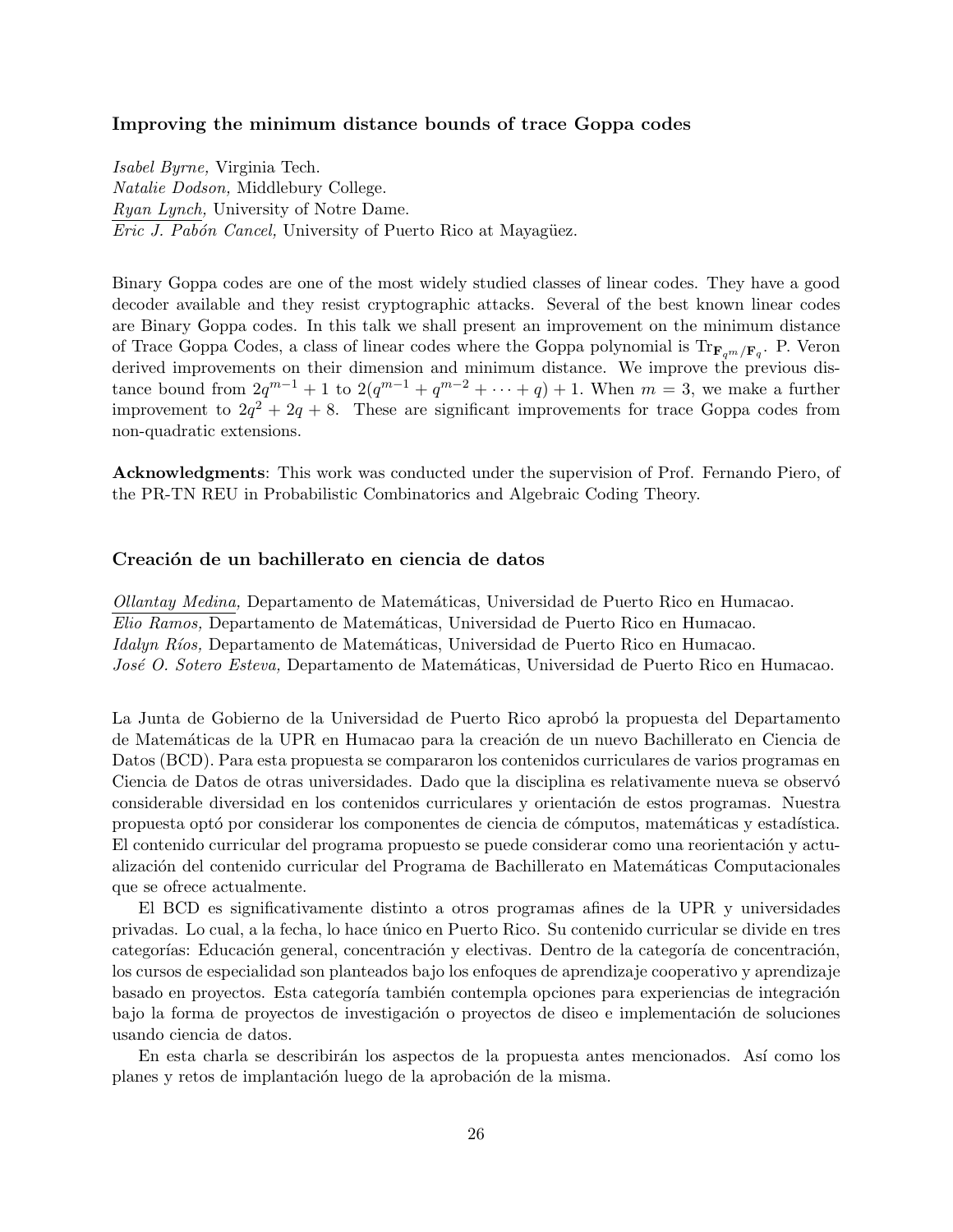### Improving the minimum distance bounds of trace Goppa codes

*Isabel Byrne,* Virginia Tech.
*Natalie Dodson,* Middlebury College.
*Ryan Lynch,* University of Notre Dame.
*Eric J. Pabón Cancel,* University of Puerto Rico at Mayagüez.

Binary Goppa codes are one of the most widely studied classes of linear codes. They have a good decoder available and they resist cryptographic attacks. Several of the best known linear codes are Binary Goppa codes. In this talk we shall present an improvement on the minimum distance of Trace Goppa Codes, a class of linear codes where the Goppa polynomial is $\mathrm{Tr}_{\mathbf{F}_{q^m}/\mathbf{F}_q}$. P. Veron derived improvements on their dimension and minimum distance. We improve the previous distance bound from $2q^{m-1} + 1$ to $2(q^{m-1} + q^{m-2} + \cdots + q) + 1$. When $m = 3$, we make a further improvement to $2q^2 + 2q + 8$. These are significant improvements for trace Goppa codes from non-quadratic extensions.

**Acknowledgments**: This work was conducted under the supervision of Prof. Fernando Piero, of the PR-TN REU in Probabilistic Combinatorics and Algebraic Coding Theory.

### Creación de un bachillerato en ciencia de datos

*Ollantay Medina,* Departamento de Matemáticas, Universidad de Puerto Rico en Humacao.
*Elio Ramos,* Departamento de Matemáticas, Universidad de Puerto Rico en Humacao.
*Idalyn Ríos,* Departamento de Matemáticas, Universidad de Puerto Rico en Humacao.
*José O. Sotero Esteva,* Departamento de Matemáticas, Universidad de Puerto Rico en Humacao.

La Junta de Gobierno de la Universidad de Puerto Rico aprobó la propuesta del Departamento de Matemáticas de la UPR en Humacao para la creación de un nuevo Bachillerato en Ciencia de Datos (BCD). Para esta propuesta se compararon los contenidos curriculares de varios programas en Ciencia de Datos de otras universidades. Dado que la disciplina es relativamente nueva se observó considerable diversidad en los contenidos curriculares y orientación de estos programas. Nuestra propuesta optó por considerar los componentes de ciencia de cómputos, matemáticas y estadística. El contenido curricular del programa propuesto se puede considerar como una reorientación y actualización del contenido curricular del Programa de Bachillerato en Matemáticas Computacionales que se ofrece actualmente.

El BCD es significativamente distinto a otros programas afines de la UPR y universidades privadas. Lo cual, a la fecha, lo hace único en Puerto Rico. Su contenido curricular se divide en tres categorías: Educación general, concentración y electivas. Dentro de la categoría de concentración, los cursos de especialidad son planteados bajo los enfoques de aprendizaje cooperativo y aprendizaje basado en proyectos. Esta categoría también contempla opciones para experiencias de integración bajo la forma de proyectos de investigación o proyectos de diseo e implementación de soluciones usando ciencia de datos.

En esta charla se describirán los aspectos de la propuesta antes mencionados. Así como los planes y retos de implantación luego de la aprobación de la misma.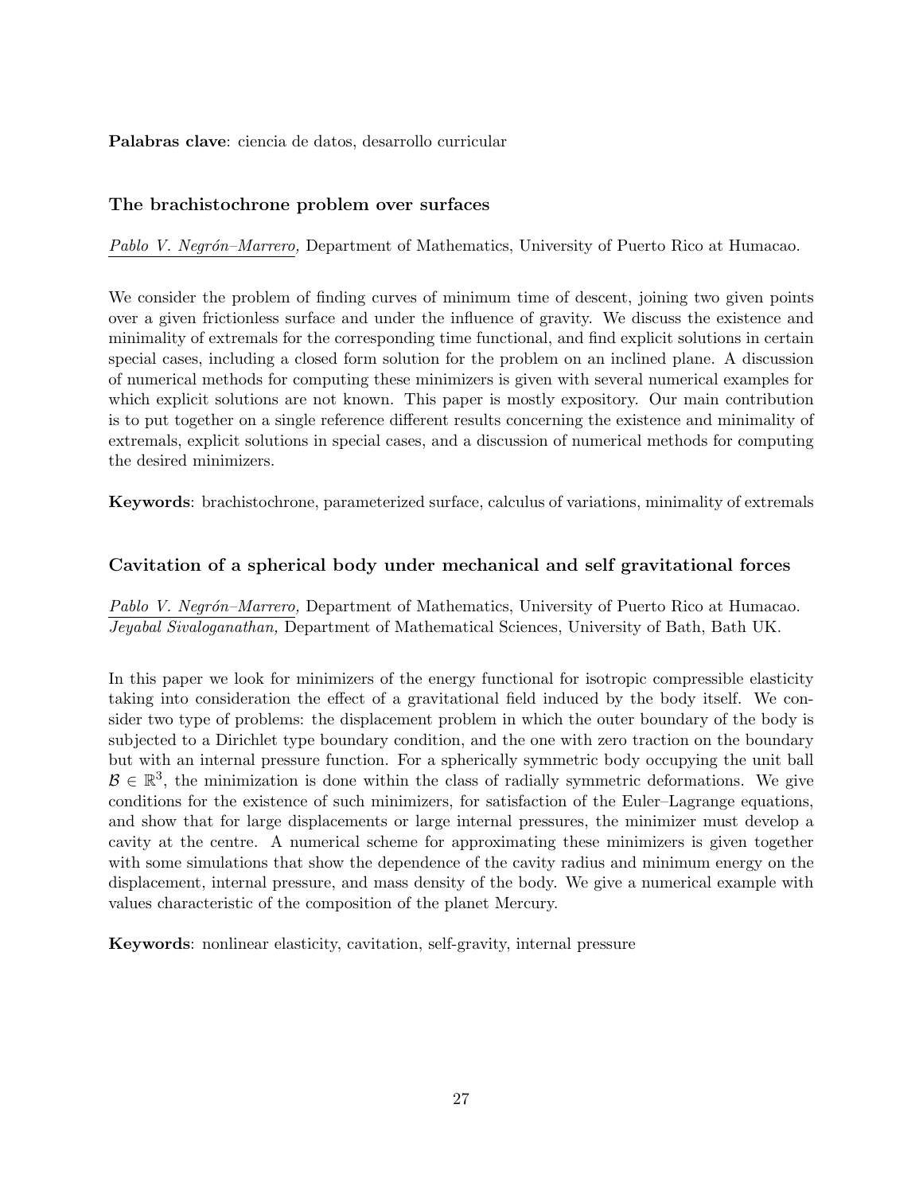**Palabras clave**: ciencia de datos, desarrollo curricular

### The brachistochrone problem over surfaces

*Pablo V. Negrón–Marrero,* Department of Mathematics, University of Puerto Rico at Humacao.

We consider the problem of finding curves of minimum time of descent, joining two given points over a given frictionless surface and under the influence of gravity. We discuss the existence and minimality of extremals for the corresponding time functional, and find explicit solutions in certain special cases, including a closed form solution for the problem on an inclined plane. A discussion of numerical methods for computing these minimizers is given with several numerical examples for which explicit solutions are not known. This paper is mostly expository. Our main contribution is to put together on a single reference different results concerning the existence and minimality of extremals, explicit solutions in special cases, and a discussion of numerical methods for computing the desired minimizers.

**Keywords**: brachistochrone, parameterized surface, calculus of variations, minimality of extremals

### Cavitation of a spherical body under mechanical and self gravitational forces

*Pablo V. Negrón–Marrero,* Department of Mathematics, University of Puerto Rico at Humacao.
*Jeyabal Sivaloganathan,* Department of Mathematical Sciences, University of Bath, Bath UK.

In this paper we look for minimizers of the energy functional for isotropic compressible elasticity taking into consideration the effect of a gravitational field induced by the body itself. We consider two type of problems: the displacement problem in which the outer boundary of the body is subjected to a Dirichlet type boundary condition, and the one with zero traction on the boundary but with an internal pressure function. For a spherically symmetric body occupying the unit ball $\mathcal{B} \in \mathbb{R}^3$, the minimization is done within the class of radially symmetric deformations. We give conditions for the existence of such minimizers, for satisfaction of the Euler–Lagrange equations, and show that for large displacements or large internal pressures, the minimizer must develop a cavity at the centre. A numerical scheme for approximating these minimizers is given together with some simulations that show the dependence of the cavity radius and minimum energy on the displacement, internal pressure, and mass density of the body. We give a numerical example with values characteristic of the composition of the planet Mercury.

**Keywords**: nonlinear elasticity, cavitation, self-gravity, internal pressure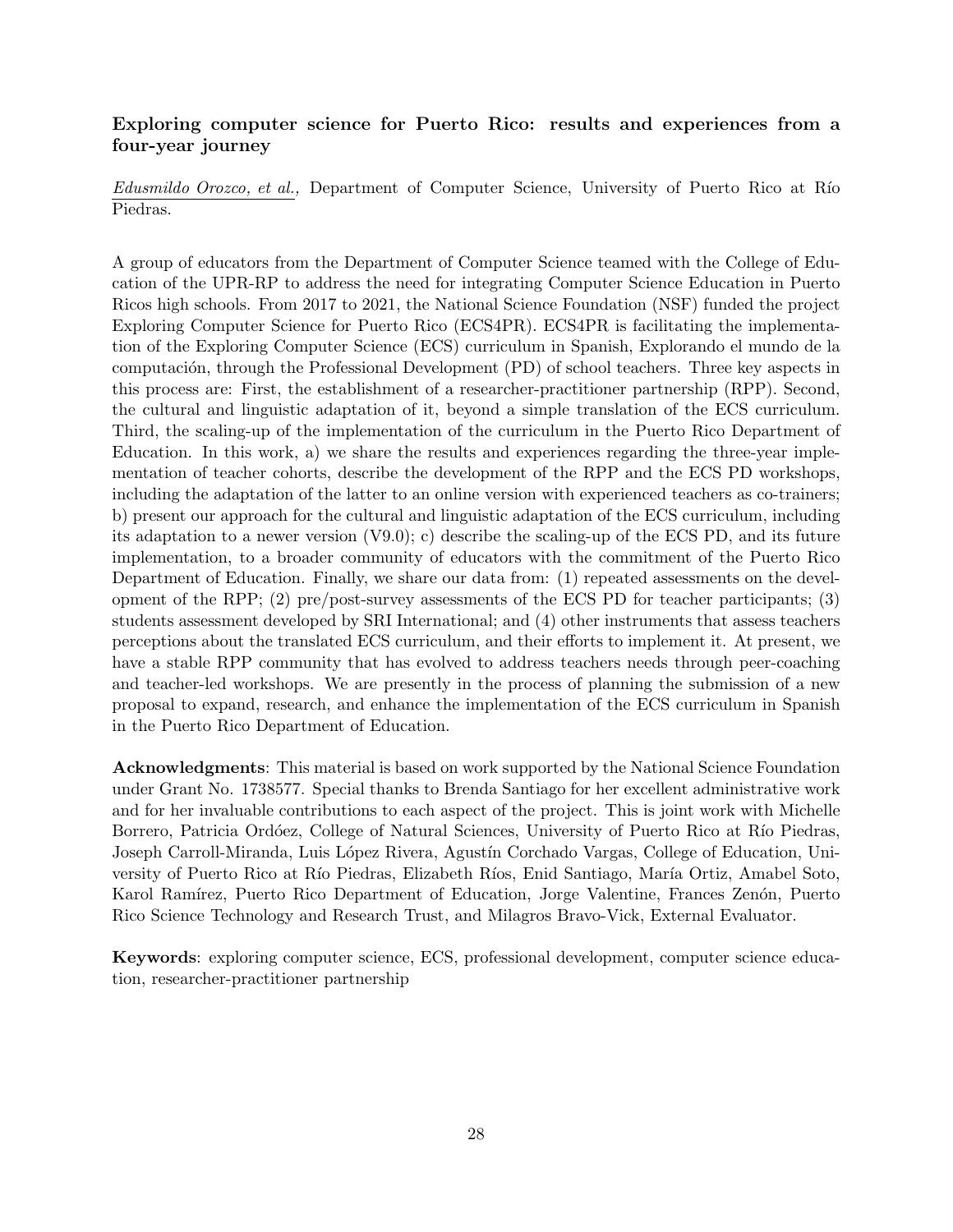### Exploring computer science for Puerto Rico: results and experiences from a four-year journey

*Edusmildo Orozco, et al.,* Department of Computer Science, University of Puerto Rico at Río Piedras.

A group of educators from the Department of Computer Science teamed with the College of Education of the UPR-RP to address the need for integrating Computer Science Education in Puerto Ricos high schools. From 2017 to 2021, the National Science Foundation (NSF) funded the project Exploring Computer Science for Puerto Rico (ECS4PR). ECS4PR is facilitating the implementation of the Exploring Computer Science (ECS) curriculum in Spanish, Explorando el mundo de la computación, through the Professional Development (PD) of school teachers. Three key aspects in this process are: First, the establishment of a researcher-practitioner partnership (RPP). Second, the cultural and linguistic adaptation of it, beyond a simple translation of the ECS curriculum. Third, the scaling-up of the implementation of the curriculum in the Puerto Rico Department of Education. In this work, a) we share the results and experiences regarding the three-year implementation of teacher cohorts, describe the development of the RPP and the ECS PD workshops, including the adaptation of the latter to an online version with experienced teachers as co-trainers; b) present our approach for the cultural and linguistic adaptation of the ECS curriculum, including its adaptation to a newer version (V9.0); c) describe the scaling-up of the ECS PD, and its future implementation, to a broader community of educators with the commitment of the Puerto Rico Department of Education. Finally, we share our data from: (1) repeated assessments on the development of the RPP; (2) pre/post-survey assessments of the ECS PD for teacher participants; (3) students assessment developed by SRI International; and (4) other instruments that assess teachers perceptions about the translated ECS curriculum, and their efforts to implement it. At present, we have a stable RPP community that has evolved to address teachers needs through peer-coaching and teacher-led workshops. We are presently in the process of planning the submission of a new proposal to expand, research, and enhance the implementation of the ECS curriculum in Spanish in the Puerto Rico Department of Education.

**Acknowledgments**: This material is based on work supported by the National Science Foundation under Grant No. 1738577. Special thanks to Brenda Santiago for her excellent administrative work and for her invaluable contributions to each aspect of the project. This is joint work with Michelle Borrero, Patricia Ordóez, College of Natural Sciences, University of Puerto Rico at Río Piedras, Joseph Carroll-Miranda, Luis López Rivera, Agustín Corchado Vargas, College of Education, University of Puerto Rico at Río Piedras, Elizabeth Ríos, Enid Santiago, María Ortiz, Amabel Soto, Karol Ramírez, Puerto Rico Department of Education, Jorge Valentine, Frances Zenón, Puerto Rico Science Technology and Research Trust, and Milagros Bravo-Vick, External Evaluator.

**Keywords**: exploring computer science, ECS, professional development, computer science education, researcher-practitioner partnership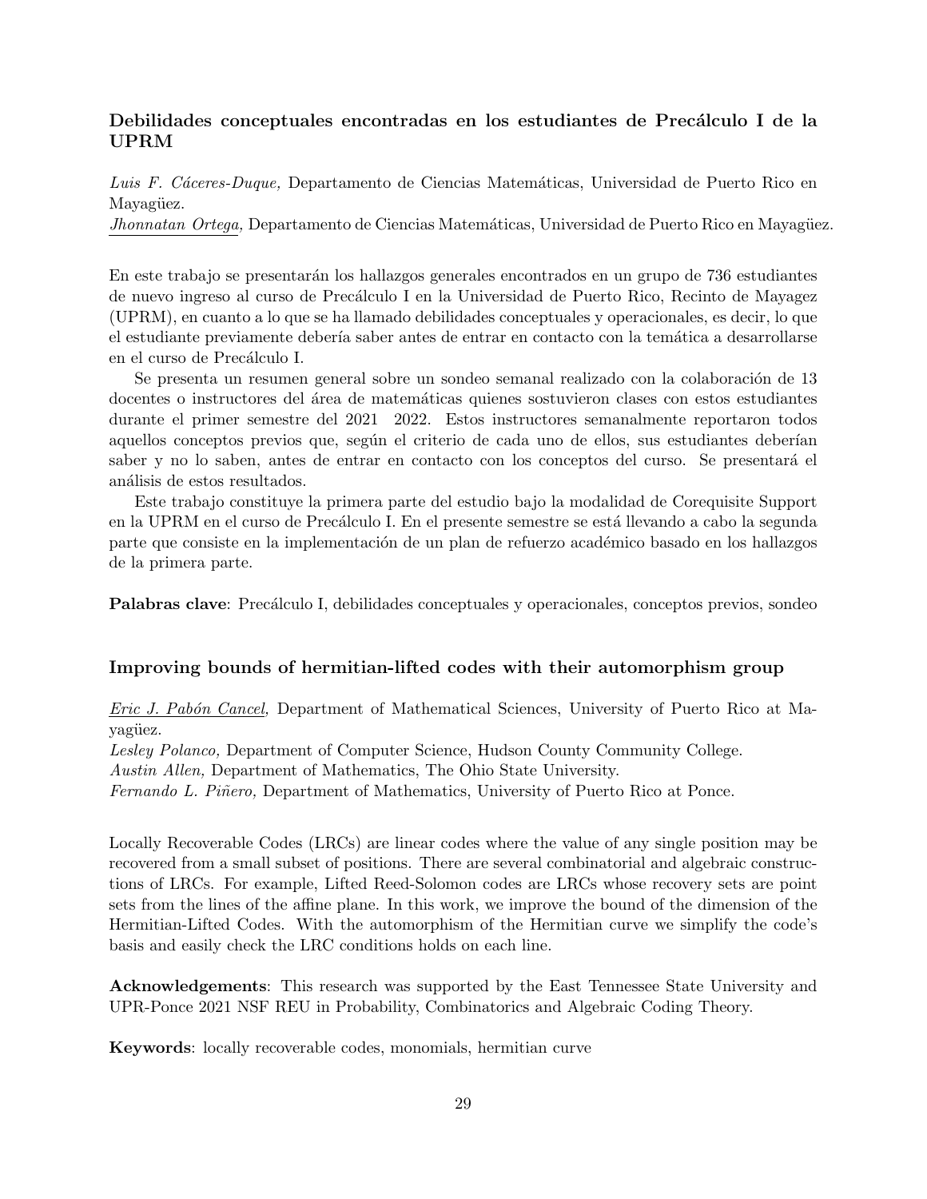### Debilidades conceptuales encontradas en los estudiantes de Precálculo I de la UPRM

*Luis F. Cáceres-Duque,* Departamento de Ciencias Matemáticas, Universidad de Puerto Rico en Mayagüez.
*Jhonnatan Ortega,* Departamento de Ciencias Matemáticas, Universidad de Puerto Rico en Mayagüez.

En este trabajo se presentarán los hallazgos generales encontrados en un grupo de 736 estudiantes de nuevo ingreso al curso de Precálculo I en la Universidad de Puerto Rico, Recinto de Mayagez (UPRM), en cuanto a lo que se ha llamado debilidades conceptuales y operacionales, es decir, lo que el estudiante previamente debería saber antes de entrar en contacto con la temática a desarrollarse en el curso de Precálculo I.

Se presenta un resumen general sobre un sondeo semanal realizado con la colaboración de 13 docentes o instructores del área de matemáticas quienes sostuvieron clases con estos estudiantes durante el primer semestre del 2021 2022. Estos instructores semanalmente reportaron todos aquellos conceptos previos que, según el criterio de cada uno de ellos, sus estudiantes deberían saber y no lo saben, antes de entrar en contacto con los conceptos del curso. Se presentará el análisis de estos resultados.

Este trabajo constituye la primera parte del estudio bajo la modalidad de Corequisite Support en la UPRM en el curso de Precálculo I. En el presente semestre se está llevando a cabo la segunda parte que consiste en la implementación de un plan de refuerzo académico basado en los hallazgos de la primera parte.

**Palabras clave**: Precálculo I, debilidades conceptuales y operacionales, conceptos previos, sondeo

### Improving bounds of hermitian-lifted codes with their automorphism group

*Eric J. Pabón Cancel,* Department of Mathematical Sciences, University of Puerto Rico at Mayagüez.
*Lesley Polanco,* Department of Computer Science, Hudson County Community College.
*Austin Allen,* Department of Mathematics, The Ohio State University.
*Fernando L. Piñero,* Department of Mathematics, University of Puerto Rico at Ponce.

Locally Recoverable Codes (LRCs) are linear codes where the value of any single position may be recovered from a small subset of positions. There are several combinatorial and algebraic constructions of LRCs. For example, Lifted Reed-Solomon codes are LRCs whose recovery sets are point sets from the lines of the affine plane. In this work, we improve the bound of the dimension of the Hermitian-Lifted Codes. With the automorphism of the Hermitian curve we simplify the code's basis and easily check the LRC conditions holds on each line.

**Acknowledgements**: This research was supported by the East Tennessee State University and UPR-Ponce 2021 NSF REU in Probability, Combinatorics and Algebraic Coding Theory.

**Keywords**: locally recoverable codes, monomials, hermitian curve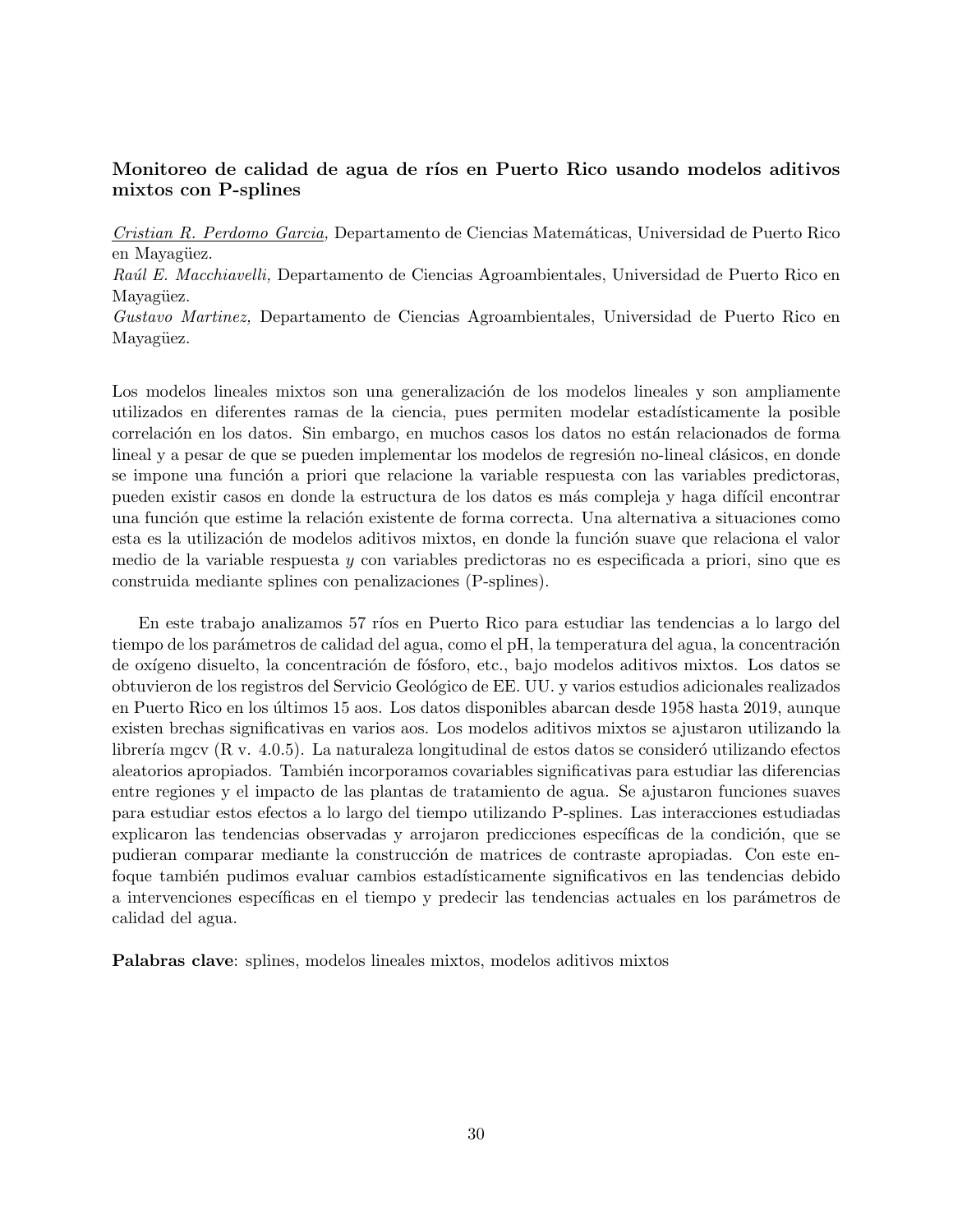### Monitoreo de calidad de agua de ríos en Puerto Rico usando modelos aditivos mixtos con P-splines

_Cristian R. Perdomo Garcia,_ Departamento de Ciencias Matemáticas, Universidad de Puerto Rico en Mayagüez.
*Raúl E. Macchiavelli,* Departamento de Ciencias Agroambientales, Universidad de Puerto Rico en Mayagüez.
*Gustavo Martinez,* Departamento de Ciencias Agroambientales, Universidad de Puerto Rico en Mayagüez.

Los modelos lineales mixtos son una generalización de los modelos lineales y son ampliamente utilizados en diferentes ramas de la ciencia, pues permiten modelar estadísticamente la posible correlación en los datos. Sin embargo, en muchos casos los datos no están relacionados de forma lineal y a pesar de que se pueden implementar los modelos de regresión no-lineal clásicos, en donde se impone una función a priori que relacione la variable respuesta con las variables predictoras, pueden existir casos en donde la estructura de los datos es más compleja y haga difícil encontrar una función que estime la relación existente de forma correcta. Una alternativa a situaciones como esta es la utilización de modelos aditivos mixtos, en donde la función suave que relaciona el valor medio de la variable respuesta $y$ con variables predictoras no es especificada a priori, sino que es construida mediante splines con penalizaciones (P-splines).

En este trabajo analizamos 57 ríos en Puerto Rico para estudiar las tendencias a lo largo del tiempo de los parámetros de calidad del agua, como el pH, la temperatura del agua, la concentración de oxígeno disuelto, la concentración de fósforo, etc., bajo modelos aditivos mixtos. Los datos se obtuvieron de los registros del Servicio Geológico de EE. UU. y varios estudios adicionales realizados en Puerto Rico en los últimos 15 aos. Los datos disponibles abarcan desde 1958 hasta 2019, aunque existen brechas significativas en varios aos. Los modelos aditivos mixtos se ajustaron utilizando la librería mgcv (R v. 4.0.5). La naturaleza longitudinal de estos datos se consideró utilizando efectos aleatorios apropiados. También incorporamos covariables significativas para estudiar las diferencias entre regiones y el impacto de las plantas de tratamiento de agua. Se ajustaron funciones suaves para estudiar estos efectos a lo largo del tiempo utilizando P-splines. Las interacciones estudiadas explicaron las tendencias observadas y arrojaron predicciones específicas de la condición, que se pudieran comparar mediante la construcción de matrices de contraste apropiadas. Con este enfoque también pudimos evaluar cambios estadísticamente significativos en las tendencias debido a intervenciones específicas en el tiempo y predecir las tendencias actuales en los parámetros de calidad del agua.

**Palabras clave**: splines, modelos lineales mixtos, modelos aditivos mixtos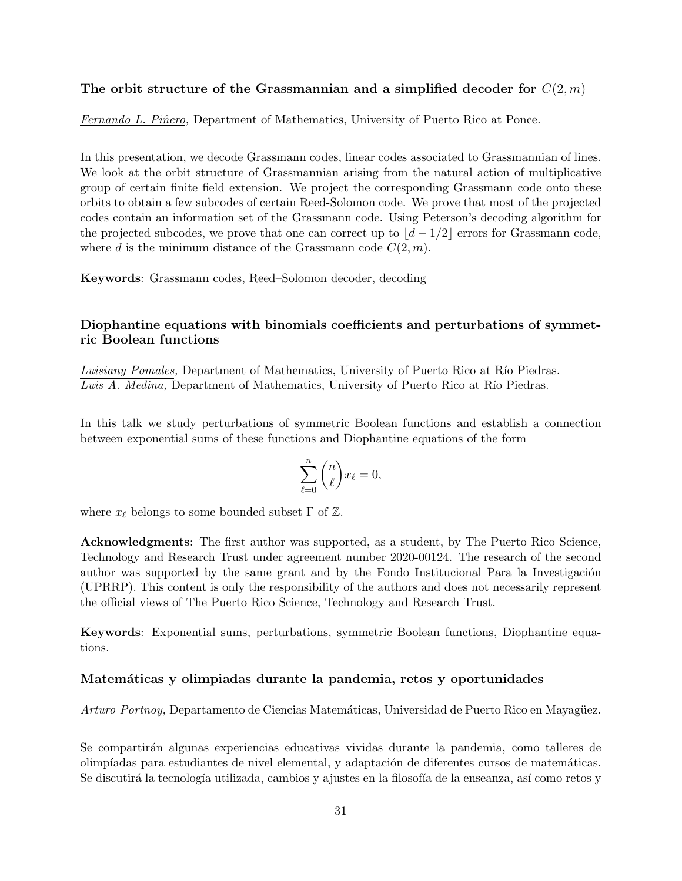### The orbit structure of the Grassmannian and a simplified decoder for $C(2, m)$

*Fernando L. Piñero,* Department of Mathematics, University of Puerto Rico at Ponce.

In this presentation, we decode Grassmann codes, linear codes associated to Grassmannian of lines. We look at the orbit structure of Grassmannian arising from the natural action of multiplicative group of certain finite field extension. We project the corresponding Grassmann code onto these orbits to obtain a few subcodes of certain Reed-Solomon code. We prove that most of the projected codes contain an information set of the Grassmann code. Using Peterson's decoding algorithm for the projected subcodes, we prove that one can correct up to $\lfloor d - 1/2 \rfloor$ errors for Grassmann code, where $d$ is the minimum distance of the Grassmann code $C(2, m)$.

**Keywords**: Grassmann codes, Reed–Solomon decoder, decoding

### Diophantine equations with binomials coefficients and perturbations of symmetric Boolean functions

*Luisiany Pomales,* Department of Mathematics, University of Puerto Rico at Río Piedras.
*Luis A. Medina,* Department of Mathematics, University of Puerto Rico at Río Piedras.

In this talk we study perturbations of symmetric Boolean functions and establish a connection between exponential sums of these functions and Diophantine equations of the form

$$\sum_{\ell=0}^{n} \binom{n}{\ell} x_\ell = 0,$$

where $x_\ell$ belongs to some bounded subset $\Gamma$ of $\mathbb{Z}$.

**Acknowledgments**: The first author was supported, as a student, by The Puerto Rico Science, Technology and Research Trust under agreement number 2020-00124. The research of the second author was supported by the same grant and by the Fondo Institucional Para la Investigación (UPRRP). This content is only the responsibility of the authors and does not necessarily represent the official views of The Puerto Rico Science, Technology and Research Trust.

**Keywords**: Exponential sums, perturbations, symmetric Boolean functions, Diophantine equations.

### Matemáticas y olimpiadas durante la pandemia, retos y oportunidades

*Arturo Portnoy,* Departamento de Ciencias Matemáticas, Universidad de Puerto Rico en Mayagüez.

Se compartirán algunas experiencias educativas vividas durante la pandemia, como talleres de olimpíadas para estudiantes de nivel elemental, y adaptación de diferentes cursos de matemáticas. Se discutirá la tecnología utilizada, cambios y ajustes en la filosofía de la enseanza, así como retos y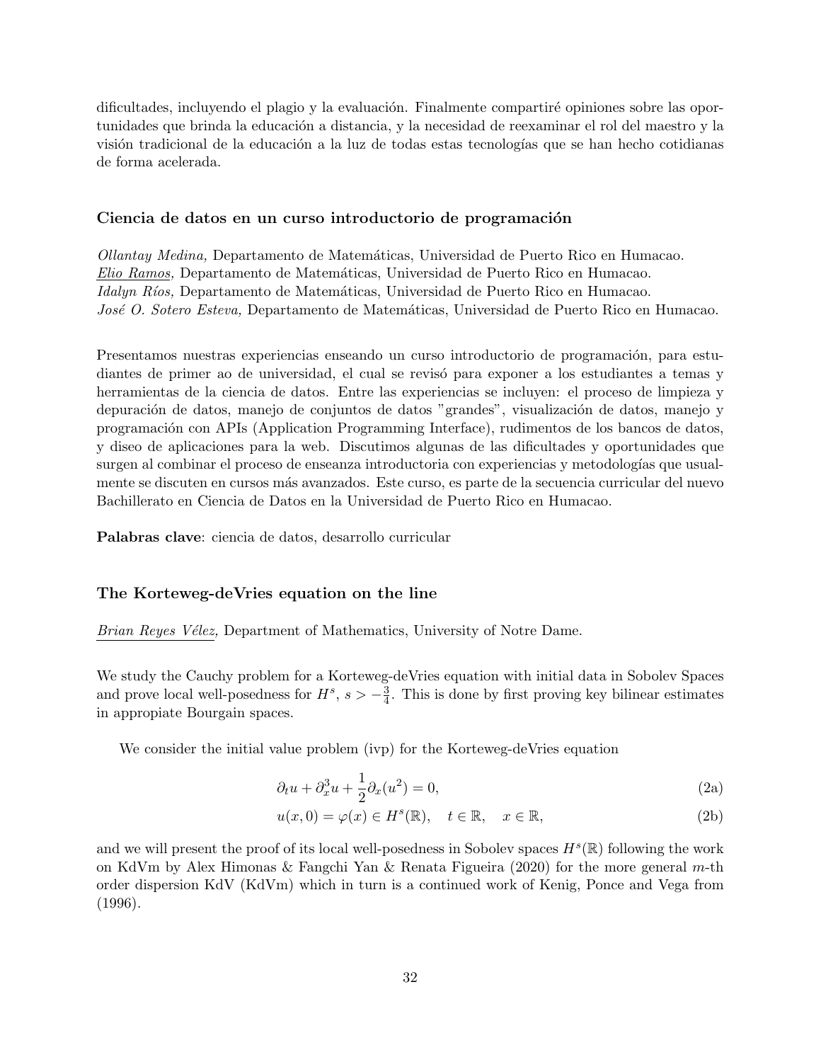dificultades, incluyendo el plagio y la evaluación. Finalmente compartiré opiniones sobre las oportunidades que brinda la educación a distancia, y la necesidad de reexaminar el rol del maestro y la visión tradicional de la educación a la luz de todas estas tecnologías que se han hecho cotidianas de forma acelerada.

### Ciencia de datos en un curso introductorio de programación

*Ollantay Medina,* Departamento de Matemáticas, Universidad de Puerto Rico en Humacao.
*Elio Ramos,* Departamento de Matemáticas, Universidad de Puerto Rico en Humacao.
*Idalyn Ríos,* Departamento de Matemáticas, Universidad de Puerto Rico en Humacao.
*José O. Sotero Esteva,* Departamento de Matemáticas, Universidad de Puerto Rico en Humacao.

Presentamos nuestras experiencias enseando un curso introductorio de programación, para estudiantes de primer ao de universidad, el cual se revisó para exponer a los estudiantes a temas y herramientas de la ciencia de datos. Entre las experiencias se incluyen: el proceso de limpieza y depuración de datos, manejo de conjuntos de datos "grandes", visualización de datos, manejo y programación con APIs (Application Programming Interface), rudimentos de los bancos de datos, y diseo de aplicaciones para la web. Discutimos algunas de las dificultades y oportunidades que surgen al combinar el proceso de enseanza introductoria con experiencias y metodologías que usualmente se discuten en cursos más avanzados. Este curso, es parte de la secuencia curricular del nuevo Bachillerato en Ciencia de Datos en la Universidad de Puerto Rico en Humacao.

**Palabras clave**: ciencia de datos, desarrollo curricular

### The Korteweg-deVries equation on the line

*Brian Reyes Vélez,* Department of Mathematics, University of Notre Dame.

We study the Cauchy problem for a Korteweg-deVries equation with initial data in Sobolev Spaces and prove local well-posedness for $H^s$, $s > -\frac{3}{4}$. This is done by first proving key bilinear estimates in appropiate Bourgain spaces.

We consider the initial value problem (ivp) for the Korteweg-deVries equation

$$\partial_t u + \partial_x^3 u + \frac{1}{2}\partial_x(u^2) = 0, \tag{2a}$$

$$u(x,0) = \varphi(x) \in H^s(\mathbb{R}), \quad t \in \mathbb{R}, \quad x \in \mathbb{R}, \tag{2b}$$

and we will present the proof of its local well-posedness in Sobolev spaces $H^s(\mathbb{R})$ following the work on KdVm by Alex Himonas & Fangchi Yan & Renata Figueira (2020) for the more general $m$-th order dispersion KdV (KdVm) which in turn is a continued work of Kenig, Ponce and Vega from (1996).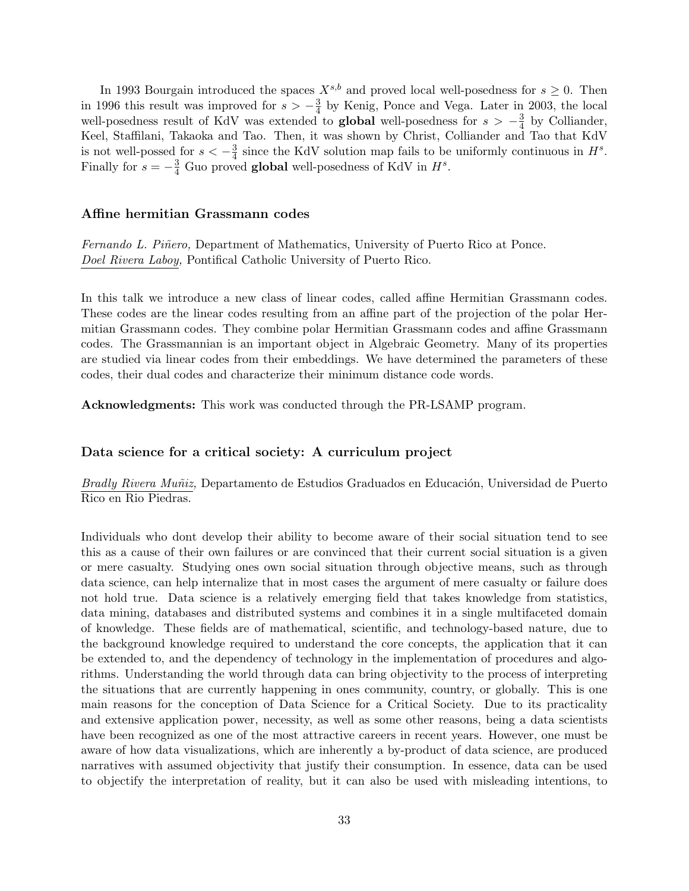In 1993 Bourgain introduced the spaces $X^{s,b}$ and proved local well-posedness for $s \geq 0$. Then in 1996 this result was improved for $s > -\frac{3}{4}$ by Kenig, Ponce and Vega. Later in 2003, the local well-posedness result of KdV was extended to **global** well-posedness for $s > -\frac{3}{4}$ by Colliander, Keel, Staffilani, Takaoka and Tao. Then, it was shown by Christ, Colliander and Tao that KdV is not well-possed for $s < -\frac{3}{4}$ since the KdV solution map fails to be uniformly continuous in $H^s$. Finally for $s = -\frac{3}{4}$ Guo proved **global** well-posedness of KdV in $H^s$.

### Affine hermitian Grassmann codes

*Fernando L. Piñero,* Department of Mathematics, University of Puerto Rico at Ponce.
*Doel Rivera Laboy,* Pontifical Catholic University of Puerto Rico.

In this talk we introduce a new class of linear codes, called affine Hermitian Grassmann codes. These codes are the linear codes resulting from an affine part of the projection of the polar Hermitian Grassmann codes. They combine polar Hermitian Grassmann codes and affine Grassmann codes. The Grassmannian is an important object in Algebraic Geometry. Many of its properties are studied via linear codes from their embeddings. We have determined the parameters of these codes, their dual codes and characterize their minimum distance code words.

**Acknowledgments:** This work was conducted through the PR-LSAMP program.

### Data science for a critical society: A curriculum project

*Bradly Rivera Muñiz,* Departamento de Estudios Graduados en Educación, Universidad de Puerto Rico en Rio Piedras.

Individuals who dont develop their ability to become aware of their social situation tend to see this as a cause of their own failures or are convinced that their current social situation is a given or mere casualty. Studying ones own social situation through objective means, such as through data science, can help internalize that in most cases the argument of mere casualty or failure does not hold true. Data science is a relatively emerging field that takes knowledge from statistics, data mining, databases and distributed systems and combines it in a single multifaceted domain of knowledge. These fields are of mathematical, scientific, and technology-based nature, due to the background knowledge required to understand the core concepts, the application that it can be extended to, and the dependency of technology in the implementation of procedures and algorithms. Understanding the world through data can bring objectivity to the process of interpreting the situations that are currently happening in ones community, country, or globally. This is one main reasons for the conception of Data Science for a Critical Society. Due to its practicality and extensive application power, necessity, as well as some other reasons, being a data scientists have been recognized as one of the most attractive careers in recent years. However, one must be aware of how data visualizations, which are inherently a by-product of data science, are produced narratives with assumed objectivity that justify their consumption. In essence, data can be used to objectify the interpretation of reality, but it can also be used with misleading intentions, to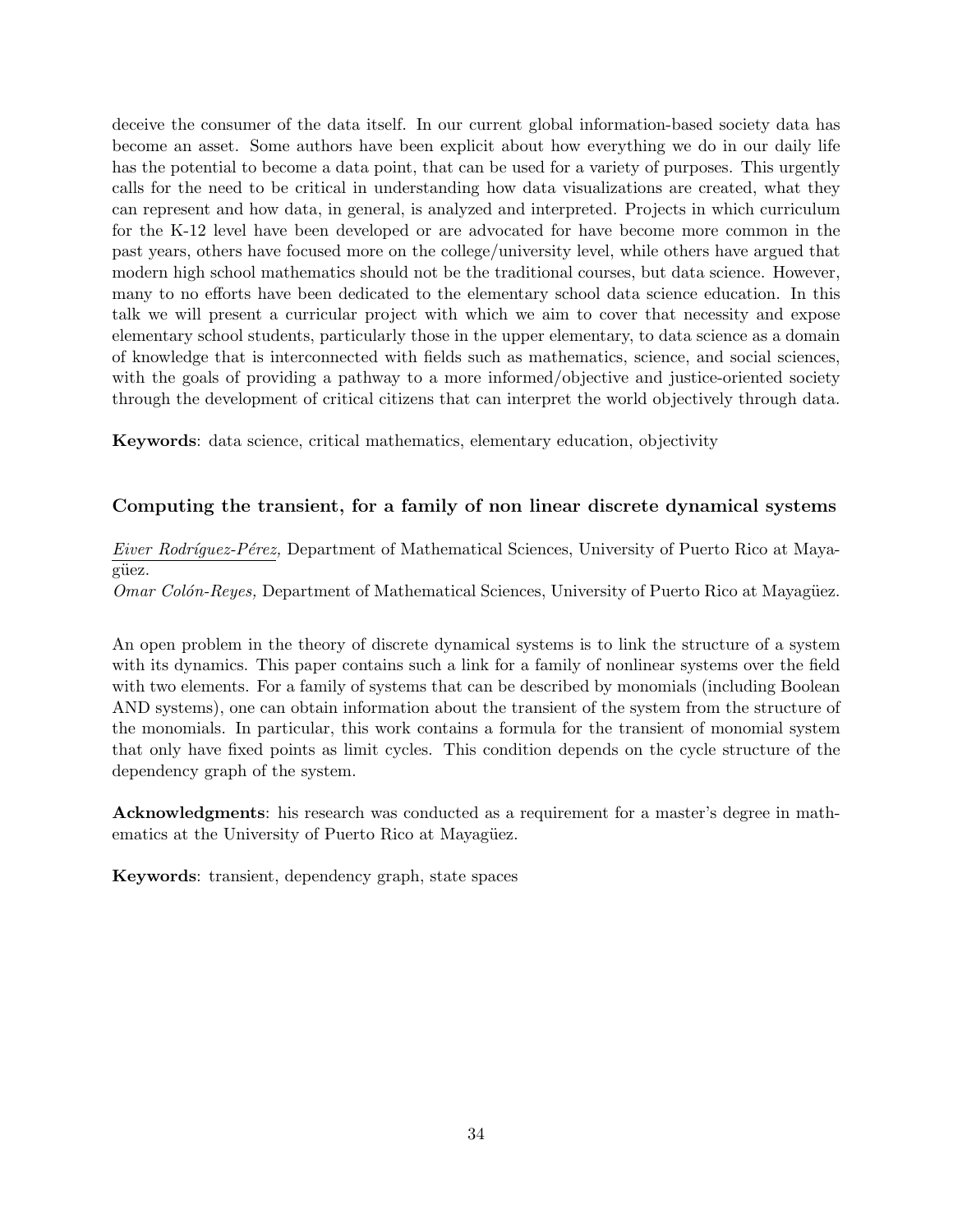deceive the consumer of the data itself. In our current global information-based society data has become an asset. Some authors have been explicit about how everything we do in our daily life has the potential to become a data point, that can be used for a variety of purposes. This urgently calls for the need to be critical in understanding how data visualizations are created, what they can represent and how data, in general, is analyzed and interpreted. Projects in which curriculum for the K-12 level have been developed or are advocated for have become more common in the past years, others have focused more on the college/university level, while others have argued that modern high school mathematics should not be the traditional courses, but data science. However, many to no efforts have been dedicated to the elementary school data science education. In this talk we will present a curricular project with which we aim to cover that necessity and expose elementary school students, particularly those in the upper elementary, to data science as a domain of knowledge that is interconnected with fields such as mathematics, science, and social sciences, with the goals of providing a pathway to a more informed/objective and justice-oriented society through the development of critical citizens that can interpret the world objectively through data.

**Keywords**: data science, critical mathematics, elementary education, objectivity

### Computing the transient, for a family of non linear discrete dynamical systems

*Eiver Rodríguez-Pérez,* Department of Mathematical Sciences, University of Puerto Rico at Mayagüez.
*Omar Colón-Reyes,* Department of Mathematical Sciences, University of Puerto Rico at Mayagüez.

An open problem in the theory of discrete dynamical systems is to link the structure of a system with its dynamics. This paper contains such a link for a family of nonlinear systems over the field with two elements. For a family of systems that can be described by monomials (including Boolean AND systems), one can obtain information about the transient of the system from the structure of the monomials. In particular, this work contains a formula for the transient of monomial system that only have fixed points as limit cycles. This condition depends on the cycle structure of the dependency graph of the system.

**Acknowledgments**: his research was conducted as a requirement for a master's degree in mathematics at the University of Puerto Rico at Mayagüez.

**Keywords**: transient, dependency graph, state spaces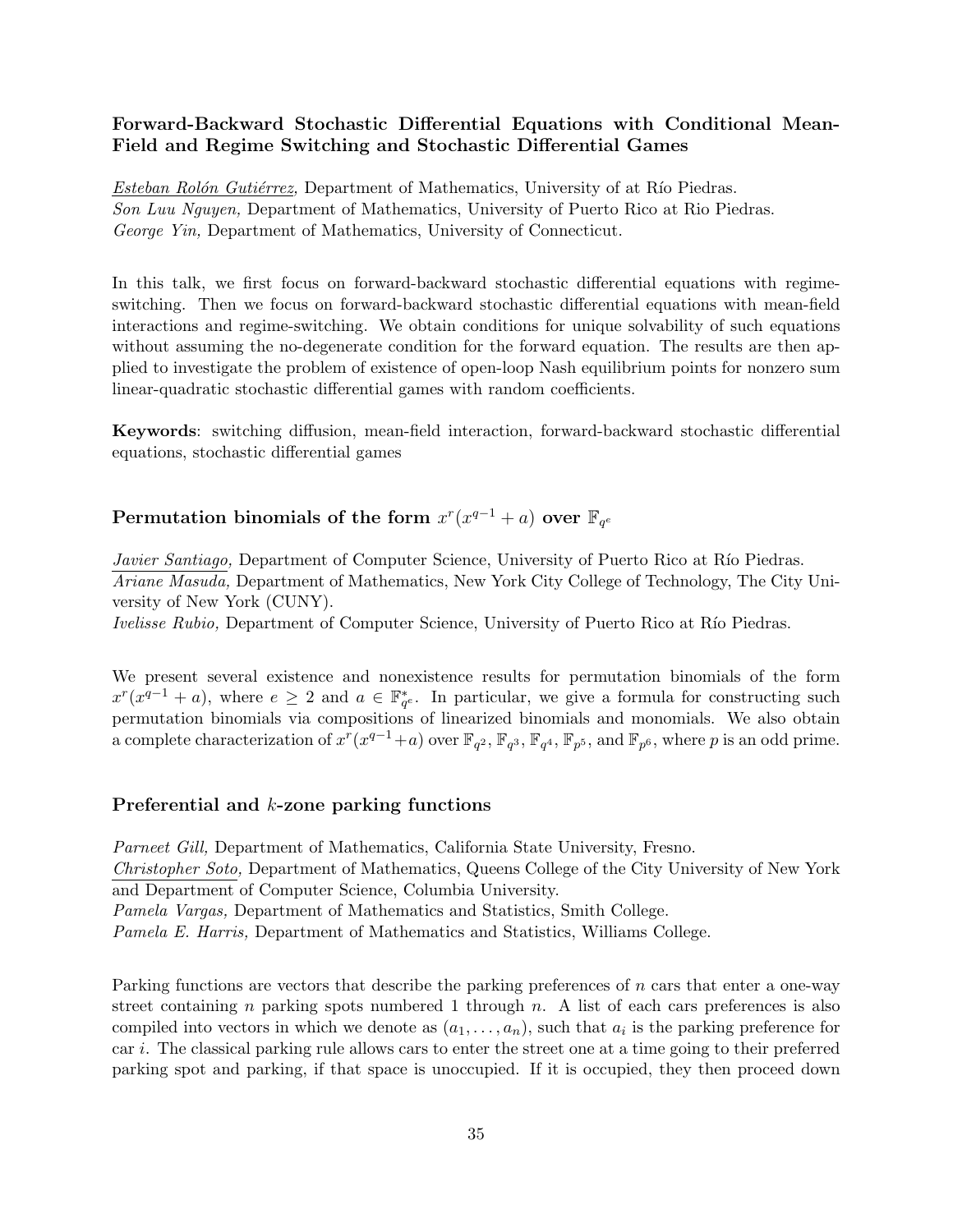### Forward-Backward Stochastic Differential Equations with Conditional Mean-Field and Regime Switching and Stochastic Differential Games

<u>*Esteban Rolón Gutiérrez,*</u> Department of Mathematics, University of at Río Piedras.
*Son Luu Nguyen,* Department of Mathematics, University of Puerto Rico at Rio Piedras.
*George Yin,* Department of Mathematics, University of Connecticut.

In this talk, we first focus on forward-backward stochastic differential equations with regime-switching. Then we focus on forward-backward stochastic differential equations with mean-field interactions and regime-switching. We obtain conditions for unique solvability of such equations without assuming the no-degenerate condition for the forward equation. The results are then applied to investigate the problem of existence of open-loop Nash equilibrium points for nonzero sum linear-quadratic stochastic differential games with random coefficients.

**Keywords**: switching diffusion, mean-field interaction, forward-backward stochastic differential equations, stochastic differential games

### Permutation binomials of the form $x^r(x^{q-1} + a)$ over $\mathbb{F}_{q^e}$

<u>*Javier Santiago,*</u> Department of Computer Science, University of Puerto Rico at Río Piedras.
*Ariane Masuda,* Department of Mathematics, New York City College of Technology, The City University of New York (CUNY).
*Ivelisse Rubio,* Department of Computer Science, University of Puerto Rico at Río Piedras.

We present several existence and nonexistence results for permutation binomials of the form $x^r(x^{q-1} + a)$, where $e \geq 2$ and $a \in \mathbb{F}_{q^e}^*$. In particular, we give a formula for constructing such permutation binomials via compositions of linearized binomials and monomials. We also obtain a complete characterization of $x^r(x^{q-1}+a)$ over $\mathbb{F}_{q^2}$, $\mathbb{F}_{q^3}$, $\mathbb{F}_{q^4}$, $\mathbb{F}_{p^5}$, and $\mathbb{F}_{p^6}$, where $p$ is an odd prime.

### Preferential and $k$-zone parking functions

*Parneet Gill,* Department of Mathematics, California State University, Fresno.
<u>*Christopher Soto,*</u> Department of Mathematics, Queens College of the City University of New York and Department of Computer Science, Columbia University.
*Pamela Vargas,* Department of Mathematics and Statistics, Smith College.
*Pamela E. Harris,* Department of Mathematics and Statistics, Williams College.

Parking functions are vectors that describe the parking preferences of $n$ cars that enter a one-way street containing $n$ parking spots numbered 1 through $n$. A list of each cars preferences is also compiled into vectors in which we denote as $(a_1, \ldots, a_n)$, such that $a_i$ is the parking preference for car $i$. The classical parking rule allows cars to enter the street one at a time going to their preferred parking spot and parking, if that space is unoccupied. If it is occupied, they then proceed down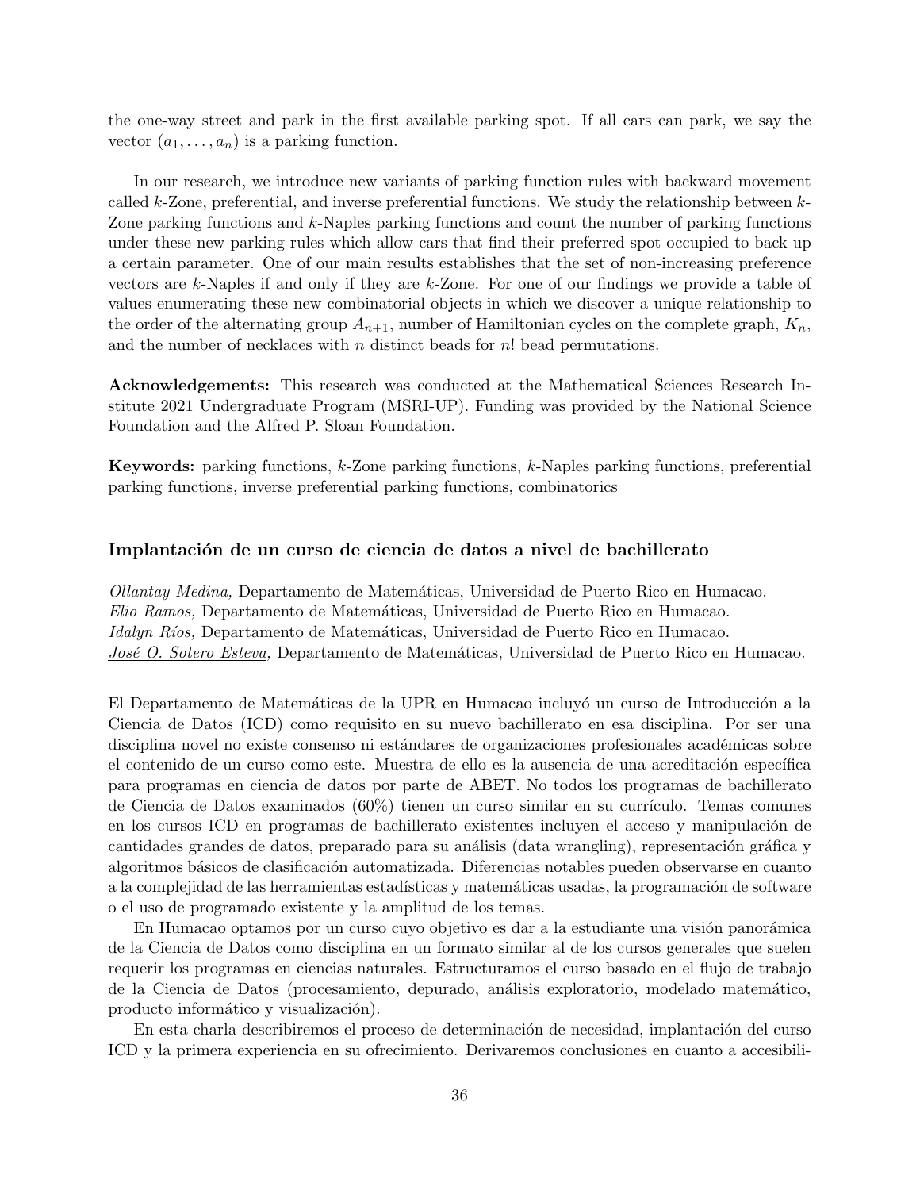the one-way street and park in the first available parking spot. If all cars can park, we say the vector $(a_1, \ldots, a_n)$ is a parking function.

In our research, we introduce new variants of parking function rules with backward movement called $k$-Zone, preferential, and inverse preferential functions. We study the relationship between $k$-Zone parking functions and $k$-Naples parking functions and count the number of parking functions under these new parking rules which allow cars that find their preferred spot occupied to back up a certain parameter. One of our main results establishes that the set of non-increasing preference vectors are $k$-Naples if and only if they are $k$-Zone. For one of our findings we provide a table of values enumerating these new combinatorial objects in which we discover a unique relationship to the order of the alternating group $A_{n+1}$, number of Hamiltonian cycles on the complete graph, $K_n$, and the number of necklaces with $n$ distinct beads for $n!$ bead permutations.

**Acknowledgements:** This research was conducted at the Mathematical Sciences Research Institute 2021 Undergraduate Program (MSRI-UP). Funding was provided by the National Science Foundation and the Alfred P. Sloan Foundation.

**Keywords:** parking functions, $k$-Zone parking functions, $k$-Naples parking functions, preferential parking functions, inverse preferential parking functions, combinatorics

### Implantación de un curso de ciencia de datos a nivel de bachillerato

*Ollantay Medina,* Departamento de Matemáticas, Universidad de Puerto Rico en Humacao.
*Elio Ramos,* Departamento de Matemáticas, Universidad de Puerto Rico en Humacao.
*Idalyn Ríos,* Departamento de Matemáticas, Universidad de Puerto Rico en Humacao.
*José O. Sotero Esteva,* Departamento de Matemáticas, Universidad de Puerto Rico en Humacao.

El Departamento de Matemáticas de la UPR en Humacao incluyó un curso de Introducción a la Ciencia de Datos (ICD) como requisito en su nuevo bachillerato en esa disciplina. Por ser una disciplina novel no existe consenso ni estándares de organizaciones profesionales académicas sobre el contenido de un curso como este. Muestra de ello es la ausencia de una acreditación específica para programas en ciencia de datos por parte de ABET. No todos los programas de bachillerato de Ciencia de Datos examinados (60%) tienen un curso similar en su currículo. Temas comunes en los cursos ICD en programas de bachillerato existentes incluyen el acceso y manipulación de cantidades grandes de datos, preparado para su análisis (data wrangling), representación gráfica y algoritmos básicos de clasificación automatizada. Diferencias notables pueden observarse en cuanto a la complejidad de las herramientas estadísticas y matemáticas usadas, la programación de software o el uso de programado existente y la amplitud de los temas.

En Humacao optamos por un curso cuyo objetivo es dar a la estudiante una visión panorámica de la Ciencia de Datos como disciplina en un formato similar al de los cursos generales que suelen requerir los programas en ciencias naturales. Estructuramos el curso basado en el flujo de trabajo de la Ciencia de Datos (procesamiento, depurado, análisis exploratorio, modelado matemático, producto informático y visualización).

En esta charla describiremos el proceso de determinación de necesidad, implantación del curso ICD y la primera experiencia en su ofrecimiento. Derivaremos conclusiones en cuanto a accesibili-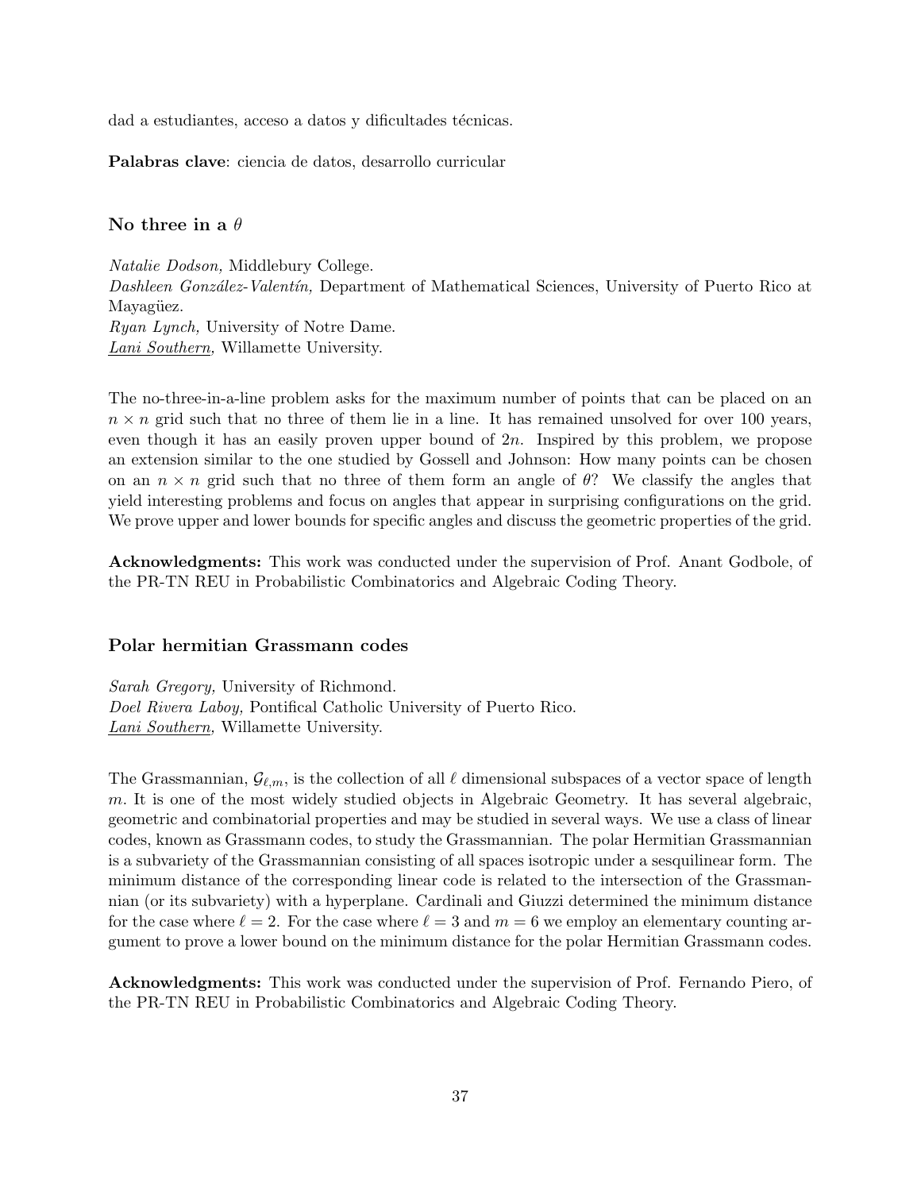dad a estudiantes, acceso a datos y dificultades técnicas.

**Palabras clave**: ciencia de datos, desarrollo curricular

### No three in a $\theta$

*Natalie Dodson,* Middlebury College.
*Dashleen González-Valentín,* Department of Mathematical Sciences, University of Puerto Rico at Mayagüez.
*Ryan Lynch,* University of Notre Dame.
*Lani Southern,* Willamette University.

The no-three-in-a-line problem asks for the maximum number of points that can be placed on an $n \times n$ grid such that no three of them lie in a line. It has remained unsolved for over 100 years, even though it has an easily proven upper bound of $2n$. Inspired by this problem, we propose an extension similar to the one studied by Gossell and Johnson: How many points can be chosen on an $n \times n$ grid such that no three of them form an angle of $\theta$? We classify the angles that yield interesting problems and focus on angles that appear in surprising configurations on the grid. We prove upper and lower bounds for specific angles and discuss the geometric properties of the grid.

**Acknowledgments:** This work was conducted under the supervision of Prof. Anant Godbole, of the PR-TN REU in Probabilistic Combinatorics and Algebraic Coding Theory.

### Polar hermitian Grassmann codes

*Sarah Gregory,* University of Richmond.
*Doel Rivera Laboy,* Pontifical Catholic University of Puerto Rico.
*Lani Southern,* Willamette University.

The Grassmannian, $\mathcal{G}_{\ell,m}$, is the collection of all $\ell$ dimensional subspaces of a vector space of length $m$. It is one of the most widely studied objects in Algebraic Geometry. It has several algebraic, geometric and combinatorial properties and may be studied in several ways. We use a class of linear codes, known as Grassmann codes, to study the Grassmannian. The polar Hermitian Grassmannian is a subvariety of the Grassmannian consisting of all spaces isotropic under a sesquilinear form. The minimum distance of the corresponding linear code is related to the intersection of the Grassmannian (or its subvariety) with a hyperplane. Cardinali and Giuzzi determined the minimum distance for the case where $\ell = 2$. For the case where $\ell = 3$ and $m = 6$ we employ an elementary counting argument to prove a lower bound on the minimum distance for the polar Hermitian Grassmann codes.

**Acknowledgments:** This work was conducted under the supervision of Prof. Fernando Piero, of the PR-TN REU in Probabilistic Combinatorics and Algebraic Coding Theory.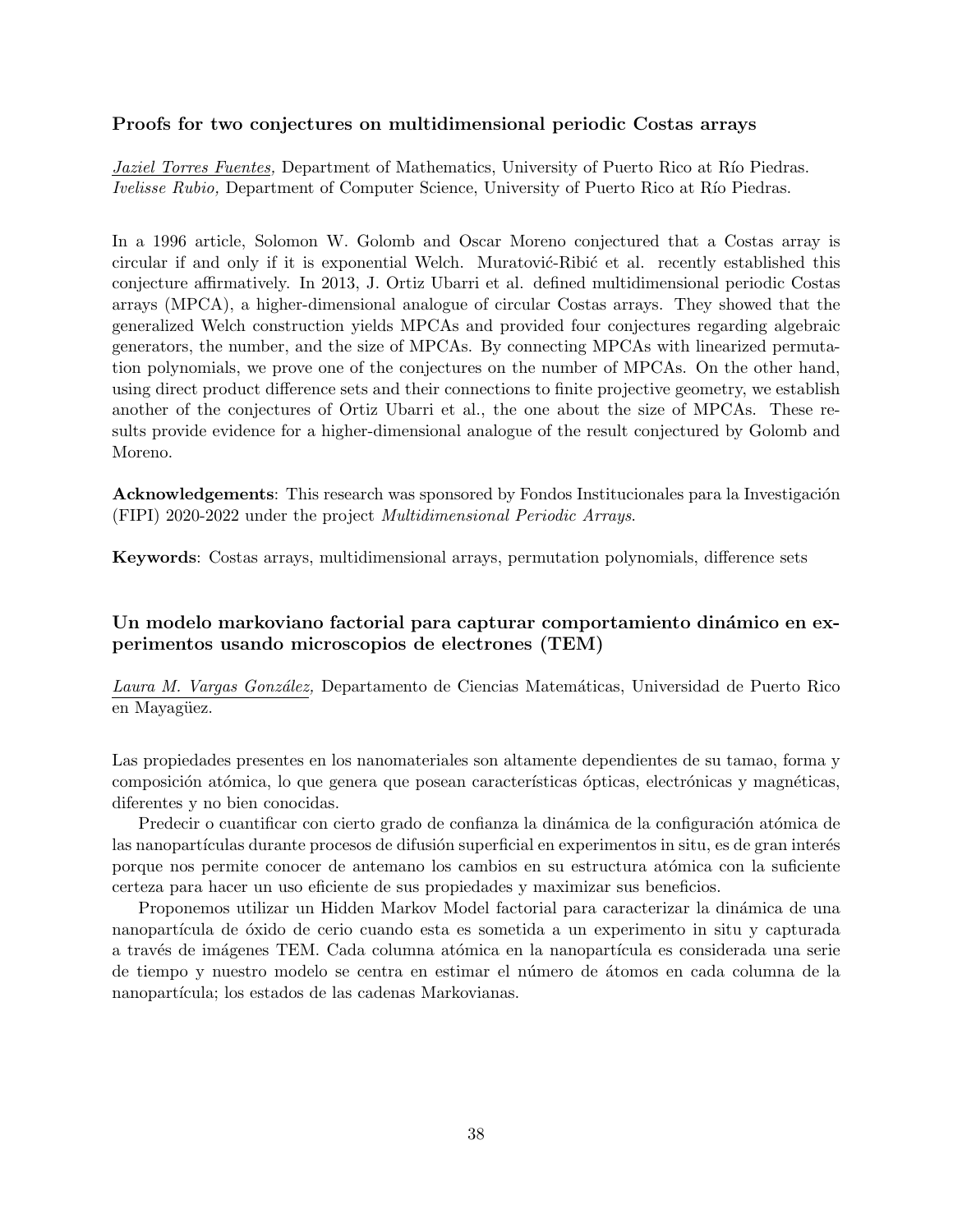### Proofs for two conjectures on multidimensional periodic Costas arrays

*Jaziel Torres Fuentes,* Department of Mathematics, University of Puerto Rico at Río Piedras.
*Ivelisse Rubio,* Department of Computer Science, University of Puerto Rico at Río Piedras.

In a 1996 article, Solomon W. Golomb and Oscar Moreno conjectured that a Costas array is circular if and only if it is exponential Welch. Muratović-Ribić et al. recently established this conjecture affirmatively. In 2013, J. Ortiz Ubarri et al. defined multidimensional periodic Costas arrays (MPCA), a higher-dimensional analogue of circular Costas arrays. They showed that the generalized Welch construction yields MPCAs and provided four conjectures regarding algebraic generators, the number, and the size of MPCAs. By connecting MPCAs with linearized permutation polynomials, we prove one of the conjectures on the number of MPCAs. On the other hand, using direct product difference sets and their connections to finite projective geometry, we establish another of the conjectures of Ortiz Ubarri et al., the one about the size of MPCAs. These results provide evidence for a higher-dimensional analogue of the result conjectured by Golomb and Moreno.

**Acknowledgements**: This research was sponsored by Fondos Institucionales para la Investigación (FIPI) 2020-2022 under the project *Multidimensional Periodic Arrays*.

**Keywords**: Costas arrays, multidimensional arrays, permutation polynomials, difference sets

### Un modelo markoviano factorial para capturar comportamiento dinámico en experimentos usando microscopios de electrones (TEM)

*Laura M. Vargas González,* Departamento de Ciencias Matemáticas, Universidad de Puerto Rico en Mayagüez.

Las propiedades presentes en los nanomateriales son altamente dependientes de su tamao, forma y composición atómica, lo que genera que posean características ópticas, electrónicas y magnéticas, diferentes y no bien conocidas.

Predecir o cuantificar con cierto grado de confianza la dinámica de la configuración atómica de las nanopartículas durante procesos de difusión superficial en experimentos in situ, es de gran interés porque nos permite conocer de antemano los cambios en su estructura atómica con la suficiente certeza para hacer un uso eficiente de sus propiedades y maximizar sus beneficios.

Proponemos utilizar un Hidden Markov Model factorial para caracterizar la dinámica de una nanopartícula de óxido de cerio cuando esta es sometida a un experimento in situ y capturada a través de imágenes TEM. Cada columna atómica en la nanopartícula es considerada una serie de tiempo y nuestro modelo se centra en estimar el número de átomos en cada columna de la nanopartícula; los estados de las cadenas Markovianas.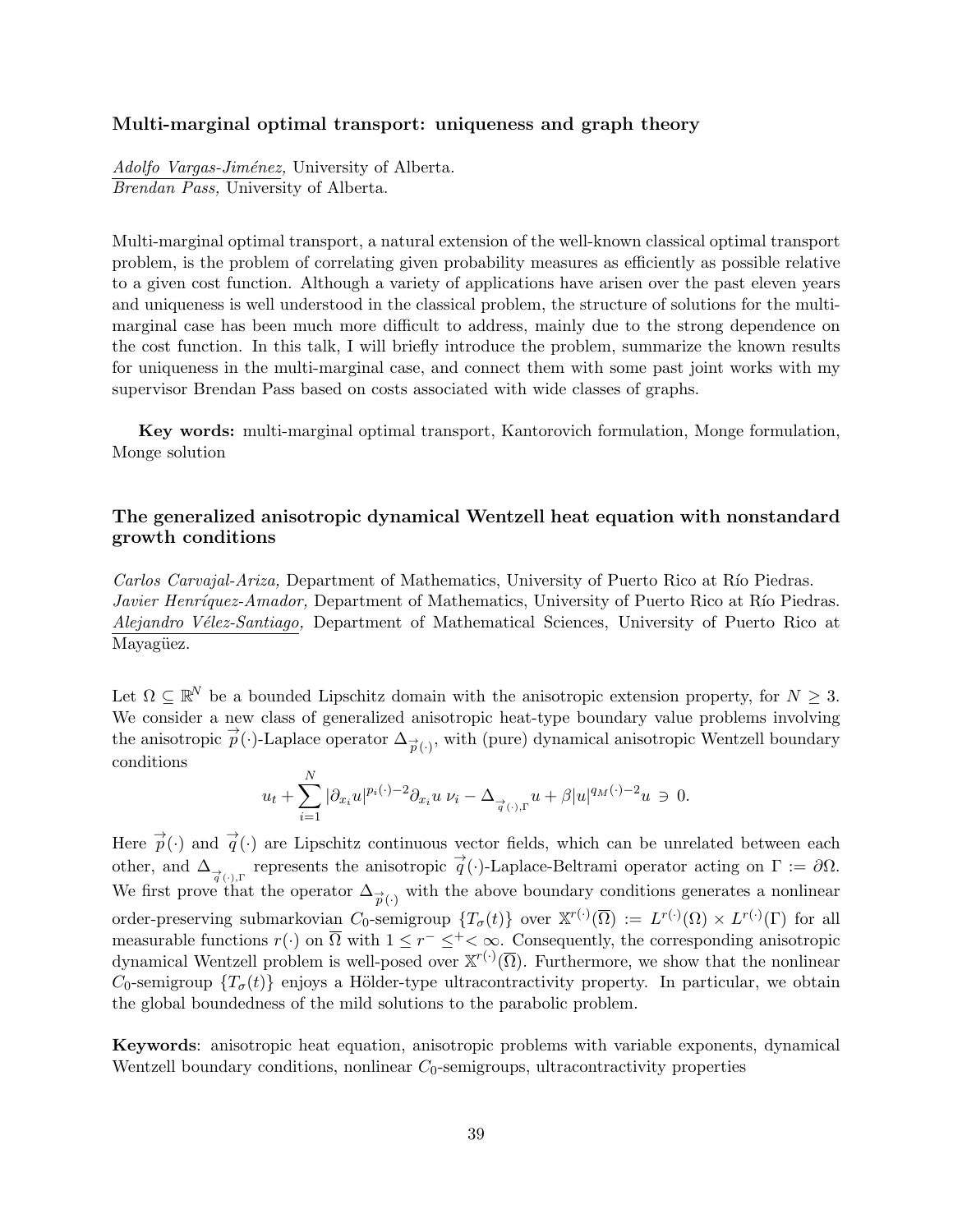### Multi-marginal optimal transport: uniqueness and graph theory

*Adolfo Vargas-Jiménez,* University of Alberta.
*Brendan Pass,* University of Alberta.

Multi-marginal optimal transport, a natural extension of the well-known classical optimal transport problem, is the problem of correlating given probability measures as efficiently as possible relative to a given cost function. Although a variety of applications have arisen over the past eleven years and uniqueness is well understood in the classical problem, the structure of solutions for the multi-marginal case has been much more difficult to address, mainly due to the strong dependence on the cost function. In this talk, I will briefly introduce the problem, summarize the known results for uniqueness in the multi-marginal case, and connect them with some past joint works with my supervisor Brendan Pass based on costs associated with wide classes of graphs.

**Key words:** multi-marginal optimal transport, Kantorovich formulation, Monge formulation, Monge solution

### The generalized anisotropic dynamical Wentzell heat equation with nonstandard growth conditions

*Carlos Carvajal-Ariza,* Department of Mathematics, University of Puerto Rico at Río Piedras.
*Javier Henríquez-Amador,* Department of Mathematics, University of Puerto Rico at Río Piedras.
*Alejandro Vélez-Santiago,* Department of Mathematical Sciences, University of Puerto Rico at Mayagüez.

Let $\Omega \subseteq \mathbb{R}^N$ be a bounded Lipschitz domain with the anisotropic extension property, for $N \geq 3$. We consider a new class of generalized anisotropic heat-type boundary value problems involving the anisotropic $\vec{p}(\cdot)$-Laplace operator $\Delta_{\vec{p}(\cdot)}$, with (pure) dynamical anisotropic Wentzell boundary conditions

$$u_t + \sum_{i=1}^{N} |\partial_{x_i} u|^{p_i(\cdot)-2} \partial_{x_i} u \; \nu_i - \Delta_{\vec{q}(\cdot),\Gamma} u + \beta |u|^{q_M(\cdot)-2} u \ni 0.$$

Here $\vec{p}(\cdot)$ and $\vec{q}(\cdot)$ are Lipschitz continuous vector fields, which can be unrelated between each other, and $\Delta_{\vec{q}(\cdot),\Gamma}$ represents the anisotropic $\vec{q}(\cdot)$-Laplace-Beltrami operator acting on $\Gamma := \partial\Omega$. We first prove that the operator $\Delta_{\vec{p}(\cdot)}$ with the above boundary conditions generates a nonlinear order-preserving submarkovian $C_0$-semigroup $\{T_\sigma(t)\}$ over $\mathbb{X}^{r(\cdot)}(\overline{\Omega}) := L^{r(\cdot)}(\Omega) \times L^{r(\cdot)}(\Gamma)$ for all measurable functions $r(\cdot)$ on $\overline{\Omega}$ with $1 \leq r^- \leq^+ < \infty$. Consequently, the corresponding anisotropic dynamical Wentzell problem is well-posed over $\mathbb{X}^{r(\cdot)}(\overline{\Omega})$. Furthermore, we show that the nonlinear $C_0$-semigroup $\{T_\sigma(t)\}$ enjoys a Hölder-type ultracontractivity property. In particular, we obtain the global boundedness of the mild solutions to the parabolic problem.

**Keywords**: anisotropic heat equation, anisotropic problems with variable exponents, dynamical Wentzell boundary conditions, nonlinear $C_0$-semigroups, ultracontractivity properties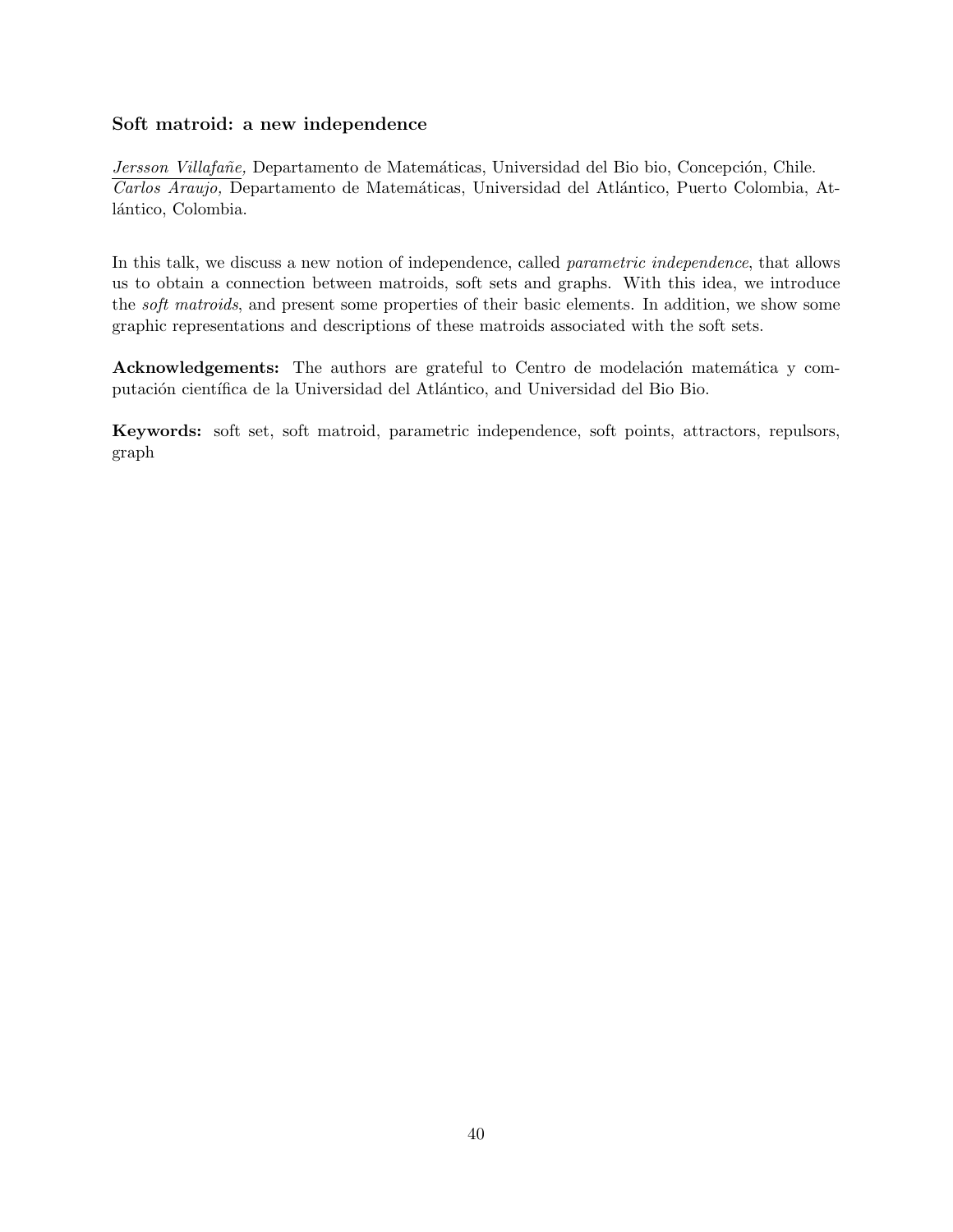### Soft matroid: a new independence

*Jersson Villafañe,* Departamento de Matemáticas, Universidad del Bio bio, Concepción, Chile.
*Carlos Araujo,* Departamento de Matemáticas, Universidad del Atlántico, Puerto Colombia, Atlántico, Colombia.

In this talk, we discuss a new notion of independence, called *parametric independence*, that allows us to obtain a connection between matroids, soft sets and graphs. With this idea, we introduce the *soft matroids*, and present some properties of their basic elements. In addition, we show some graphic representations and descriptions of these matroids associated with the soft sets.

**Acknowledgements:** The authors are grateful to Centro de modelación matemática y computación científica de la Universidad del Atlántico, and Universidad del Bio Bio.

**Keywords:** soft set, soft matroid, parametric independence, soft points, attractors, repulsors, graph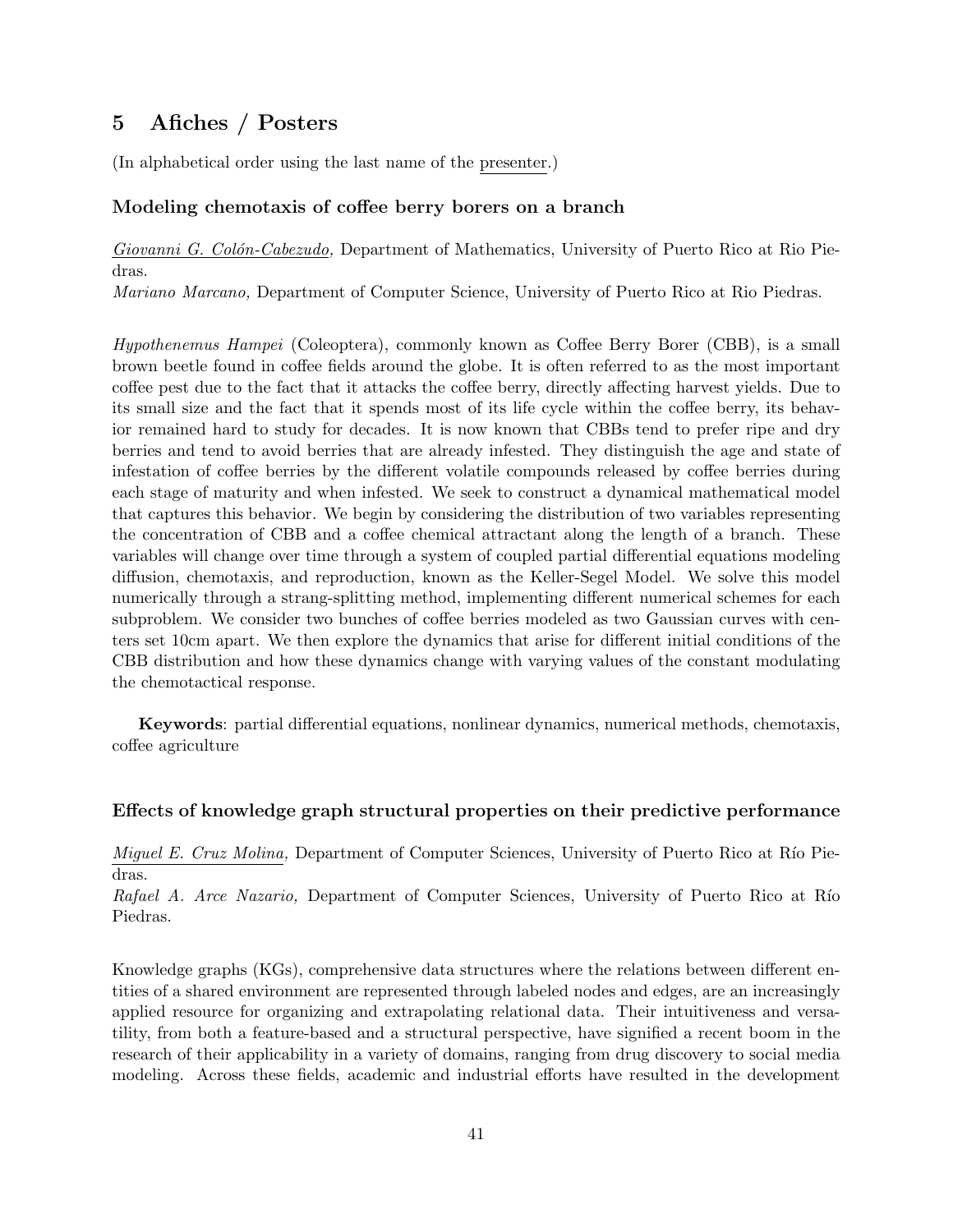# 5 Afiches / Posters

(In alphabetical order using the last name of the presenter.)

### Modeling chemotaxis of coffee berry borers on a branch

*Giovanni G. Colón-Cabezudo,* Department of Mathematics, University of Puerto Rico at Rio Piedras.
*Mariano Marcano,* Department of Computer Science, University of Puerto Rico at Rio Piedras.

*Hypothenemus Hampei* (Coleoptera), commonly known as Coffee Berry Borer (CBB), is a small brown beetle found in coffee fields around the globe. It is often referred to as the most important coffee pest due to the fact that it attacks the coffee berry, directly affecting harvest yields. Due to its small size and the fact that it spends most of its life cycle within the coffee berry, its behavior remained hard to study for decades. It is now known that CBBs tend to prefer ripe and dry berries and tend to avoid berries that are already infested. They distinguish the age and state of infestation of coffee berries by the different volatile compounds released by coffee berries during each stage of maturity and when infested. We seek to construct a dynamical mathematical model that captures this behavior. We begin by considering the distribution of two variables representing the concentration of CBB and a coffee chemical attractant along the length of a branch. These variables will change over time through a system of coupled partial differential equations modeling diffusion, chemotaxis, and reproduction, known as the Keller-Segel Model. We solve this model numerically through a strang-splitting method, implementing different numerical schemes for each subproblem. We consider two bunches of coffee berries modeled as two Gaussian curves with centers set 10cm apart. We then explore the dynamics that arise for different initial conditions of the CBB distribution and how these dynamics change with varying values of the constant modulating the chemotactical response.

**Keywords**: partial differential equations, nonlinear dynamics, numerical methods, chemotaxis, coffee agriculture

### Effects of knowledge graph structural properties on their predictive performance

*Miguel E. Cruz Molina,* Department of Computer Sciences, University of Puerto Rico at Río Piedras.
*Rafael A. Arce Nazario,* Department of Computer Sciences, University of Puerto Rico at Río Piedras.

Knowledge graphs (KGs), comprehensive data structures where the relations between different entities of a shared environment are represented through labeled nodes and edges, are an increasingly applied resource for organizing and extrapolating relational data. Their intuitiveness and versatility, from both a feature-based and a structural perspective, have signified a recent boom in the research of their applicability in a variety of domains, ranging from drug discovery to social media modeling. Across these fields, academic and industrial efforts have resulted in the development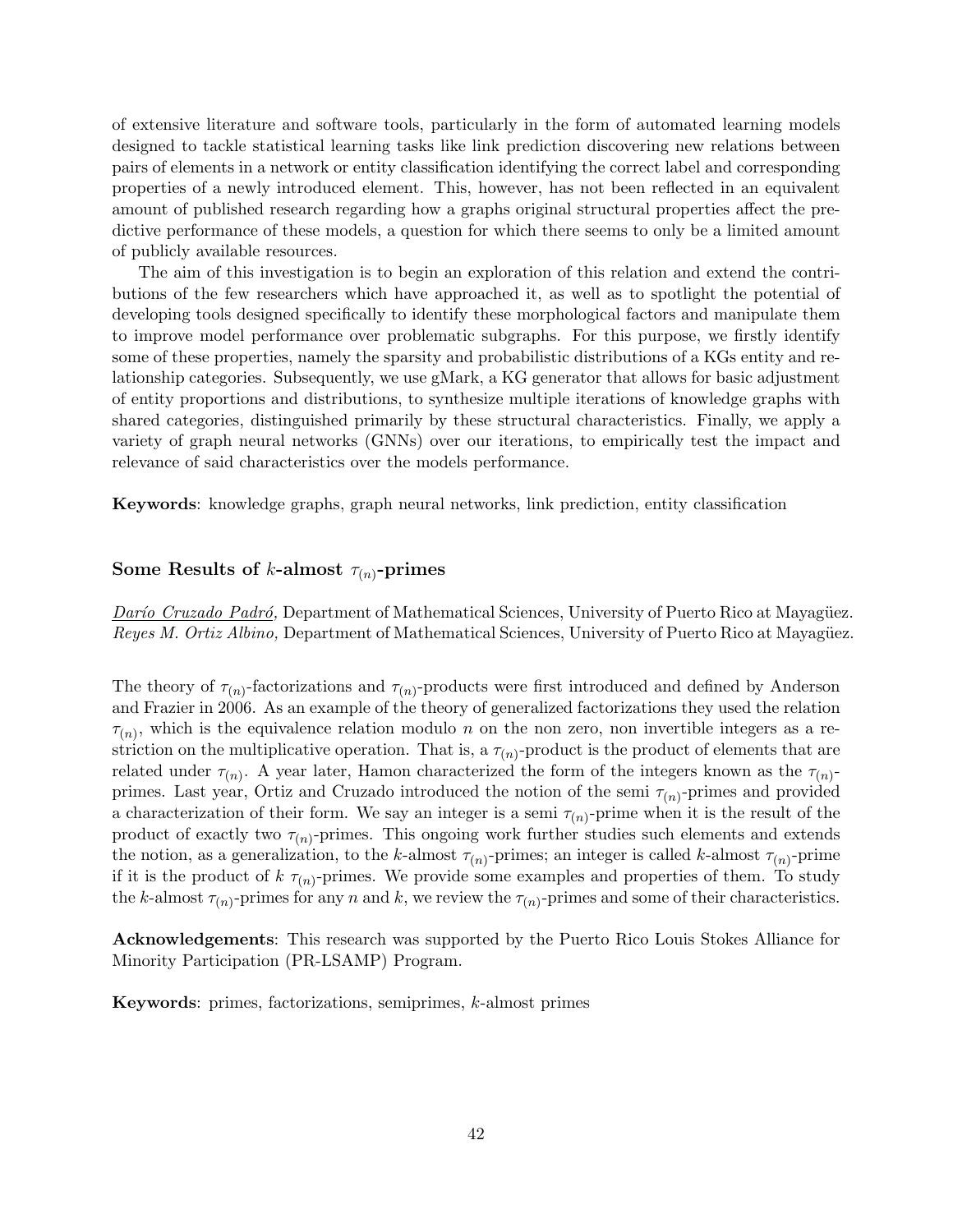of extensive literature and software tools, particularly in the form of automated learning models designed to tackle statistical learning tasks like link prediction discovering new relations between pairs of elements in a network or entity classification identifying the correct label and corresponding properties of a newly introduced element. This, however, has not been reflected in an equivalent amount of published research regarding how a graphs original structural properties affect the predictive performance of these models, a question for which there seems to only be a limited amount of publicly available resources.

The aim of this investigation is to begin an exploration of this relation and extend the contributions of the few researchers which have approached it, as well as to spotlight the potential of developing tools designed specifically to identify these morphological factors and manipulate them to improve model performance over problematic subgraphs. For this purpose, we firstly identify some of these properties, namely the sparsity and probabilistic distributions of a KGs entity and relationship categories. Subsequently, we use gMark, a KG generator that allows for basic adjustment of entity proportions and distributions, to synthesize multiple iterations of knowledge graphs with shared categories, distinguished primarily by these structural characteristics. Finally, we apply a variety of graph neural networks (GNNs) over our iterations, to empirically test the impact and relevance of said characteristics over the models performance.

**Keywords**: knowledge graphs, graph neural networks, link prediction, entity classification

### Some Results of $k$-almost $\tau_{(n)}$-primes

*Darío Cruzado Padró,* Department of Mathematical Sciences, University of Puerto Rico at Mayagüez.
*Reyes M. Ortiz Albino,* Department of Mathematical Sciences, University of Puerto Rico at Mayagüez.

The theory of $\tau_{(n)}$-factorizations and $\tau_{(n)}$-products were first introduced and defined by Anderson and Frazier in 2006. As an example of the theory of generalized factorizations they used the relation $\tau_{(n)}$, which is the equivalence relation modulo $n$ on the non zero, non invertible integers as a restriction on the multiplicative operation. That is, a $\tau_{(n)}$-product is the product of elements that are related under $\tau_{(n)}$. A year later, Hamon characterized the form of the integers known as the $\tau_{(n)}$-primes. Last year, Ortiz and Cruzado introduced the notion of the semi $\tau_{(n)}$-primes and provided a characterization of their form. We say an integer is a semi $\tau_{(n)}$-prime when it is the result of the product of exactly two $\tau_{(n)}$-primes. This ongoing work further studies such elements and extends the notion, as a generalization, to the $k$-almost $\tau_{(n)}$-primes; an integer is called $k$-almost $\tau_{(n)}$-prime if it is the product of $k$ $\tau_{(n)}$-primes. We provide some examples and properties of them. To study the $k$-almost $\tau_{(n)}$-primes for any $n$ and $k$, we review the $\tau_{(n)}$-primes and some of their characteristics.

**Acknowledgements**: This research was supported by the Puerto Rico Louis Stokes Alliance for Minority Participation (PR-LSAMP) Program.

**Keywords**: primes, factorizations, semiprimes, $k$-almost primes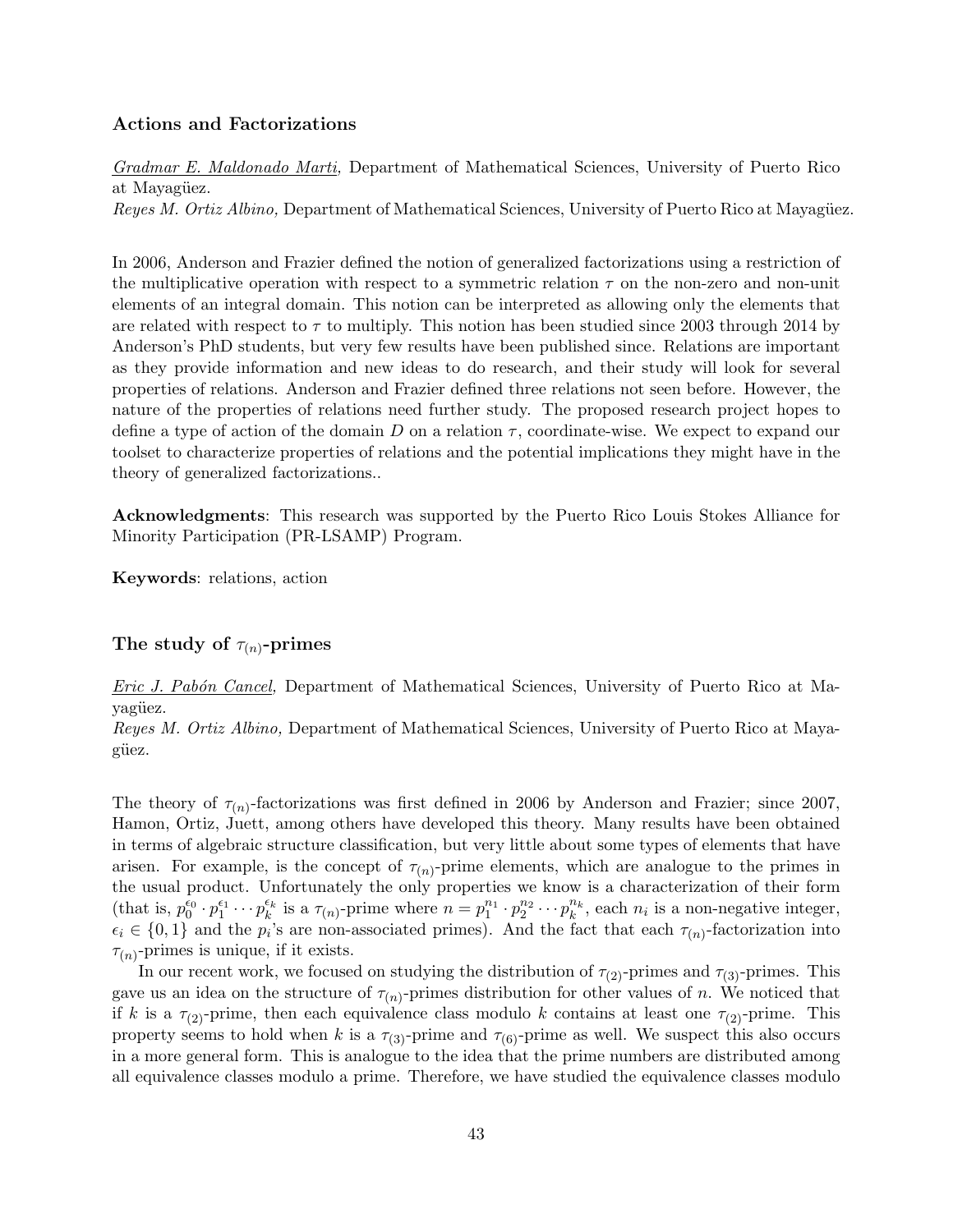### Actions and Factorizations

*Gradmar E. Maldonado Marti,* Department of Mathematical Sciences, University of Puerto Rico at Mayagüez.
*Reyes M. Ortiz Albino,* Department of Mathematical Sciences, University of Puerto Rico at Mayagüez.

In 2006, Anderson and Frazier defined the notion of generalized factorizations using a restriction of the multiplicative operation with respect to a symmetric relation $\tau$ on the non-zero and non-unit elements of an integral domain. This notion can be interpreted as allowing only the elements that are related with respect to $\tau$ to multiply. This notion has been studied since 2003 through 2014 by Anderson's PhD students, but very few results have been published since. Relations are important as they provide information and new ideas to do research, and their study will look for several properties of relations. Anderson and Frazier defined three relations not seen before. However, the nature of the properties of relations need further study. The proposed research project hopes to define a type of action of the domain $D$ on a relation $\tau$, coordinate-wise. We expect to expand our toolset to characterize properties of relations and the potential implications they might have in the theory of generalized factorizations..

**Acknowledgments**: This research was supported by the Puerto Rico Louis Stokes Alliance for Minority Participation (PR-LSAMP) Program.

**Keywords**: relations, action

### The study of $\tau_{(n)}$-primes

*Eric J. Pabón Cancel,* Department of Mathematical Sciences, University of Puerto Rico at Mayagüez.
*Reyes M. Ortiz Albino,* Department of Mathematical Sciences, University of Puerto Rico at Mayagüez.

The theory of $\tau_{(n)}$-factorizations was first defined in 2006 by Anderson and Frazier; since 2007, Hamon, Ortiz, Juett, among others have developed this theory. Many results have been obtained in terms of algebraic structure classification, but very little about some types of elements that have arisen. For example, is the concept of $\tau_{(n)}$-prime elements, which are analogue to the primes in the usual product. Unfortunately the only properties we know is a characterization of their form (that is, $p_0^{\epsilon_0} \cdot p_1^{\epsilon_1} \cdots p_k^{\epsilon_k}$ is a $\tau_{(n)}$-prime where $n = p_1^{n_1} \cdot p_2^{n_2} \cdots p_k^{n_k}$, each $n_i$ is a non-negative integer, $\epsilon_i \in \{0, 1\}$ and the $p_i$'s are non-associated primes). And the fact that each $\tau_{(n)}$-factorization into $\tau_{(n)}$-primes is unique, if it exists.

In our recent work, we focused on studying the distribution of $\tau_{(2)}$-primes and $\tau_{(3)}$-primes. This gave us an idea on the structure of $\tau_{(n)}$-primes distribution for other values of $n$. We noticed that if $k$ is a $\tau_{(2)}$-prime, then each equivalence class modulo $k$ contains at least one $\tau_{(2)}$-prime. This property seems to hold when $k$ is a $\tau_{(3)}$-prime and $\tau_{(6)}$-prime as well. We suspect this also occurs in a more general form. This is analogue to the idea that the prime numbers are distributed among all equivalence classes modulo a prime. Therefore, we have studied the equivalence classes modulo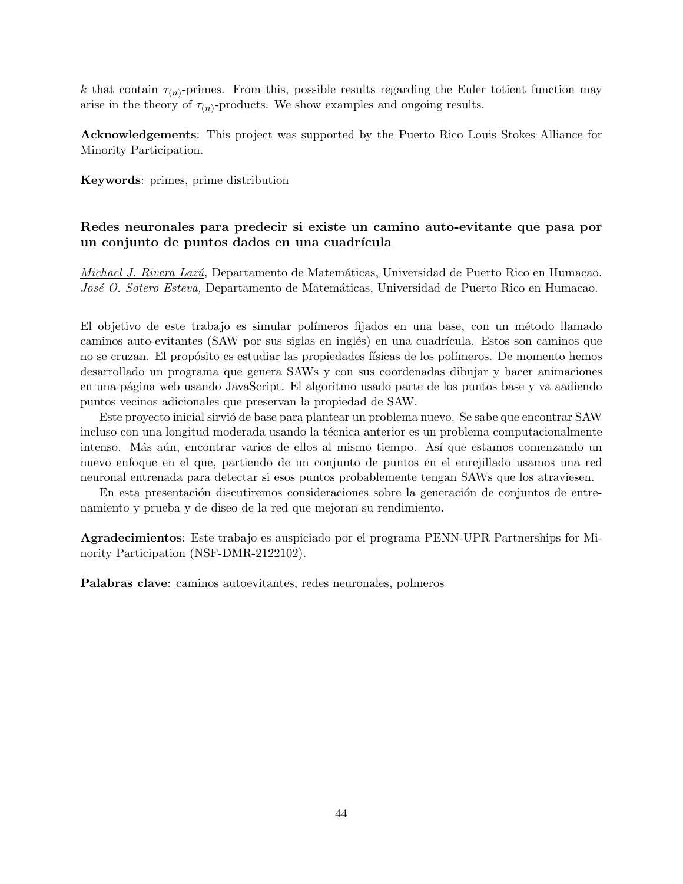$k$ that contain $\tau_{(n)}$-primes. From this, possible results regarding the Euler totient function may arise in the theory of $\tau_{(n)}$-products. We show examples and ongoing results.

**Acknowledgements**: This project was supported by the Puerto Rico Louis Stokes Alliance for Minority Participation.

**Keywords**: primes, prime distribution

### Redes neuronales para predecir si existe un camino auto-evitante que pasa por un conjunto de puntos dados en una cuadrícula

*Michael J. Rivera Lazú,* Departamento de Matemáticas, Universidad de Puerto Rico en Humacao.
*José O. Sotero Esteva,* Departamento de Matemáticas, Universidad de Puerto Rico en Humacao.

El objetivo de este trabajo es simular polímeros fijados en una base, con un método llamado caminos auto-evitantes (SAW por sus siglas en inglés) en una cuadrícula. Estos son caminos que no se cruzan. El propósito es estudiar las propiedades físicas de los polímeros. De momento hemos desarrollado un programa que genera SAWs y con sus coordenadas dibujar y hacer animaciones en una página web usando JavaScript. El algoritmo usado parte de los puntos base y va aadiendo puntos vecinos adicionales que preservan la propiedad de SAW.

Este proyecto inicial sirvió de base para plantear un problema nuevo. Se sabe que encontrar SAW incluso con una longitud moderada usando la técnica anterior es un problema computacionalmente intenso. Más aún, encontrar varios de ellos al mismo tiempo. Así que estamos comenzando un nuevo enfoque en el que, partiendo de un conjunto de puntos en el enrejillado usamos una red neuronal entrenada para detectar si esos puntos probablemente tengan SAWs que los atraviesen.

En esta presentación discutiremos consideraciones sobre la generación de conjuntos de entrenamiento y prueba y de diseo de la red que mejoran su rendimiento.

**Agradecimientos**: Este trabajo es auspiciado por el programa PENN-UPR Partnerships for Minority Participation (NSF-DMR-2122102).

**Palabras clave**: caminos autoevitantes, redes neuronales, polmeros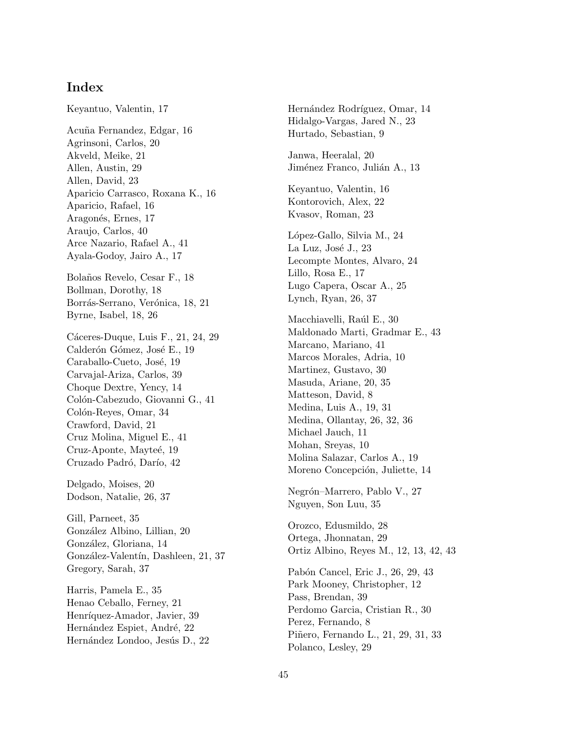# Index

Keyantuo, Valentin, 17

Acuña Fernandez, Edgar, 16
Agrinsoni, Carlos, 20
Akveld, Meike, 21
Allen, Austin, 29
Allen, David, 23
Aparicio Carrasco, Roxana K., 16
Aparicio, Rafael, 16
Aragonés, Ernes, 17
Araujo, Carlos, 40
Arce Nazario, Rafael A., 41
Ayala-Godoy, Jairo A., 17

Bolaños Revelo, Cesar F., 18
Bollman, Dorothy, 18
Borrás-Serrano, Verónica, 18, 21
Byrne, Isabel, 18, 26

Cáceres-Duque, Luis F., 21, 24, 29
Calderón Gómez, José E., 19
Caraballo-Cueto, José, 19
Carvajal-Ariza, Carlos, 39
Choque Dextre, Yency, 14
Colón-Cabezudo, Giovanni G., 41
Colón-Reyes, Omar, 34
Crawford, David, 21
Cruz Molina, Miguel E., 41
Cruz-Aponte, Mayteé, 19
Cruzado Padró, Darío, 42

Delgado, Moises, 20
Dodson, Natalie, 26, 37

Gill, Parneet, 35
González Albino, Lillian, 20
González, Gloriana, 14
González-Valentín, Dashleen, 21, 37
Gregory, Sarah, 37

Harris, Pamela E., 35
Henao Ceballo, Ferney, 21
Henríquez-Amador, Javier, 39
Hernández Espiet, André, 22
Hernández Londoo, Jesús D., 22
Hernández Rodríguez, Omar, 14
Hidalgo-Vargas, Jared N., 23
Hurtado, Sebastian, 9

Janwa, Heeralal, 20
Jiménez Franco, Julián A., 13

Keyantuo, Valentin, 16
Kontorovich, Alex, 22
Kvasov, Roman, 23

López-Gallo, Silvia M., 24
La Luz, José J., 23
Lecompte Montes, Alvaro, 24
Lillo, Rosa E., 17
Lugo Capera, Oscar A., 25
Lynch, Ryan, 26, 37

Macchiavelli, Raúl E., 30
Maldonado Marti, Gradmar E., 43
Marcano, Mariano, 41
Marcos Morales, Adria, 10
Martinez, Gustavo, 30
Masuda, Ariane, 20, 35
Matteson, David, 8
Medina, Luis A., 19, 31
Medina, Ollantay, 26, 32, 36
Michael Jauch, 11
Mohan, Sreyas, 10
Molina Salazar, Carlos A., 19
Moreno Concepción, Juliette, 14

Negrón–Marrero, Pablo V., 27
Nguyen, Son Luu, 35

Orozco, Edusmildo, 28
Ortega, Jhonnatan, 29
Ortiz Albino, Reyes M., 12, 13, 42, 43

Pabón Cancel, Eric J., 26, 29, 43
Park Mooney, Christopher, 12
Pass, Brendan, 39
Perdomo Garcia, Cristian R., 30
Perez, Fernando, 8
Piñero, Fernando L., 21, 29, 31, 33
Polanco, Lesley, 29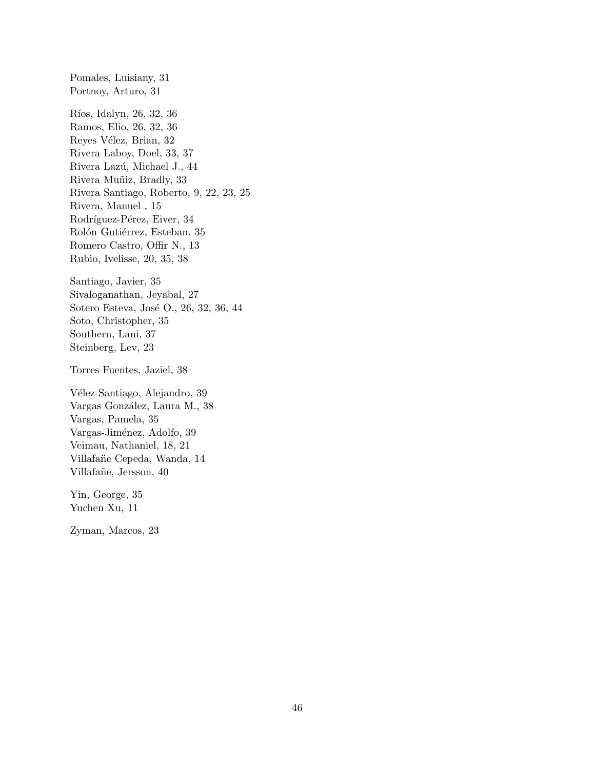Pomales, Luisiany, 31
Portnoy, Arturo, 31

Ríos, Idalyn, 26, 32, 36
Ramos, Elio, 26, 32, 36
Reyes Vélez, Brian, 32
Rivera Laboy, Doel, 33, 37
Rivera Lazú, Michael J., 44
Rivera Muñiz, Bradly, 33
Rivera Santiago, Roberto, 9, 22, 23, 25
Rivera, Manuel , 15
Rodríguez-Pérez, Eiver, 34
Rolón Gutiérrez, Esteban, 35
Romero Castro, Offir N., 13
Rubio, Ivelisse, 20, 35, 38

Santiago, Javier, 35
Sivaloganathan, Jeyabal, 27
Sotero Esteva, José O., 26, 32, 36, 44
Soto, Christopher, 35
Southern, Lani, 37
Steinberg, Lev, 23

Torres Fuentes, Jaziel, 38

Vélez-Santiago, Alejandro, 39
Vargas González, Laura M., 38
Vargas, Pamela, 35
Vargas-Jiménez, Adolfo, 39
Veimau, Nathaniel, 18, 21
Villafañe Cepeda, Wanda, 14
Villafañe, Jersson, 40

Yin, George, 35
Yuchen Xu, 11

Zyman, Marcos, 23